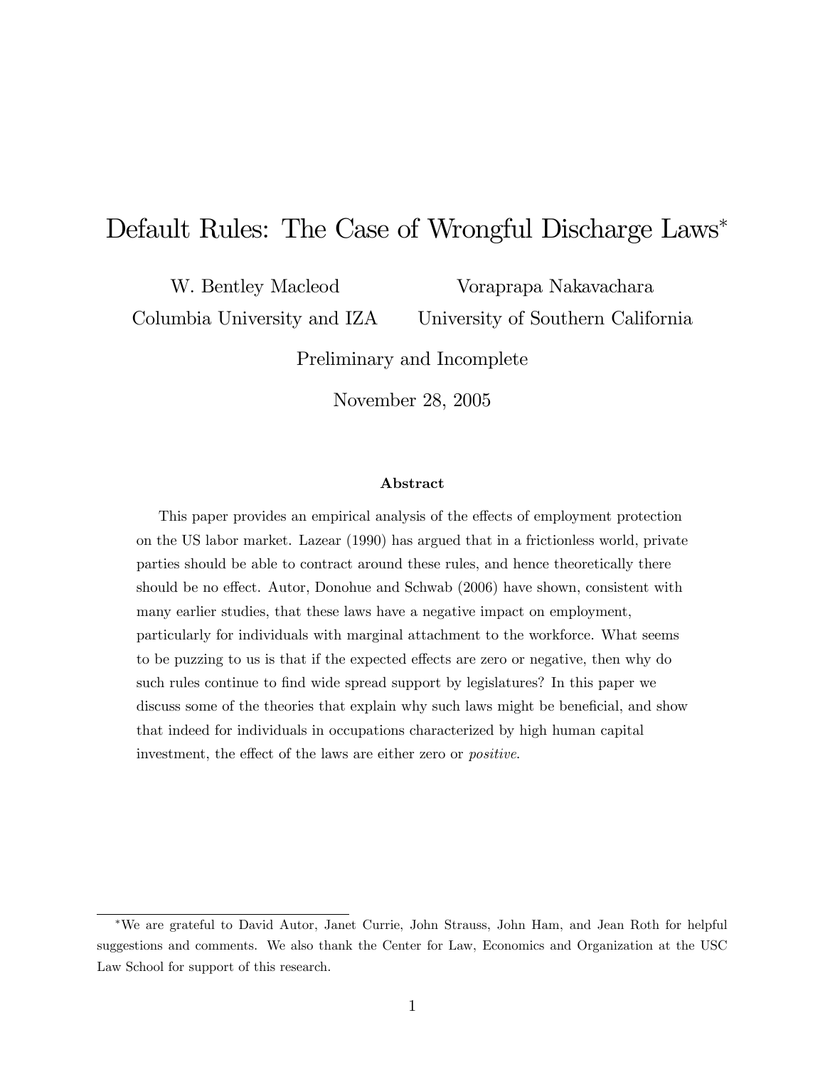# Default Rules: The Case of Wrongful Discharge Laws*

W. Bentley Macleod
Columbia University and IZA

Voraprapa Nakavachara
University of Southern California

Preliminary and Incomplete

November 28, 2005

### Abstract

This paper provides an empirical analysis of the effects of employment protection on the US labor market. Lazear (1990) has argued that in a frictionless world, private parties should be able to contract around these rules, and hence theoretically there should be no effect. Autor, Donohue and Schwab (2006) have shown, consistent with many earlier studies, that these laws have a negative impact on employment, particularly for individuals with marginal attachment to the workforce. What seems to be puzzing to us is that if the expected effects are zero or negative, then why do such rules continue to find wide spread support by legislatures? In this paper we discuss some of the theories that explain why such laws might be beneficial, and show that indeed for individuals in occupations characterized by high human capital investment, the effect of the laws are either zero or *positive*.

---

*We are grateful to David Autor, Janet Currie, John Strauss, John Ham, and Jean Roth for helpful suggestions and comments. We also thank the Center for Law, Economics and Organization at the USC Law School for support of this research.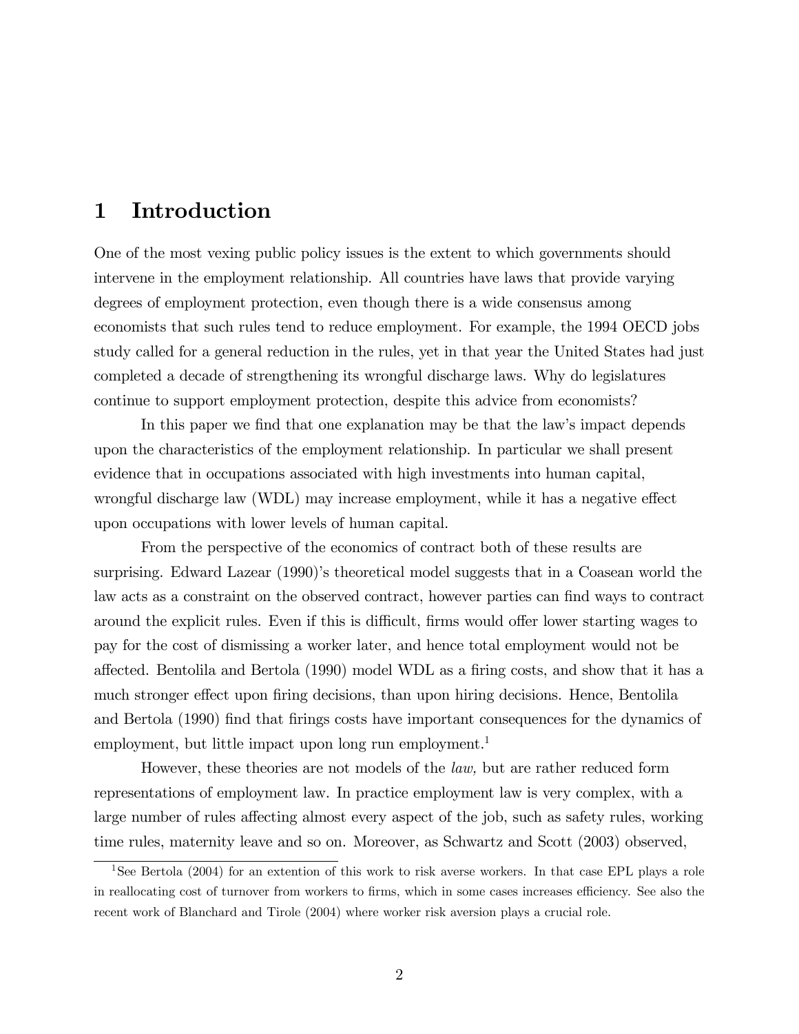# 1 Introduction

One of the most vexing public policy issues is the extent to which governments should intervene in the employment relationship. All countries have laws that provide varying degrees of employment protection, even though there is a wide consensus among economists that such rules tend to reduce employment. For example, the 1994 OECD jobs study called for a general reduction in the rules, yet in that year the United States had just completed a decade of strengthening its wrongful discharge laws. Why do legislatures continue to support employment protection, despite this advice from economists?

In this paper we find that one explanation may be that the law's impact depends upon the characteristics of the employment relationship. In particular we shall present evidence that in occupations associated with high investments into human capital, wrongful discharge law (WDL) may increase employment, while it has a negative effect upon occupations with lower levels of human capital.

From the perspective of the economics of contract both of these results are surprising. Edward Lazear (1990)'s theoretical model suggests that in a Coasean world the law acts as a constraint on the observed contract, however parties can find ways to contract around the explicit rules. Even if this is difficult, firms would offer lower starting wages to pay for the cost of dismissing a worker later, and hence total employment would not be affected. Bentolila and Bertola (1990) model WDL as a firing costs, and show that it has a much stronger effect upon firing decisions, than upon hiring decisions. Hence, Bentolila and Bertola (1990) find that firings costs have important consequences for the dynamics of employment, but little impact upon long run employment.[1]

However, these theories are not models of the *law,* but are rather reduced form representations of employment law. In practice employment law is very complex, with a large number of rules affecting almost every aspect of the job, such as safety rules, working time rules, maternity leave and so on. Moreover, as Schwartz and Scott (2003) observed,

[1] See Bertola (2004) for an extention of this work to risk averse workers. In that case EPL plays a role in reallocating cost of turnover from workers to firms, which in some cases increases efficiency. See also the recent work of Blanchard and Tirole (2004) where worker risk aversion plays a crucial role.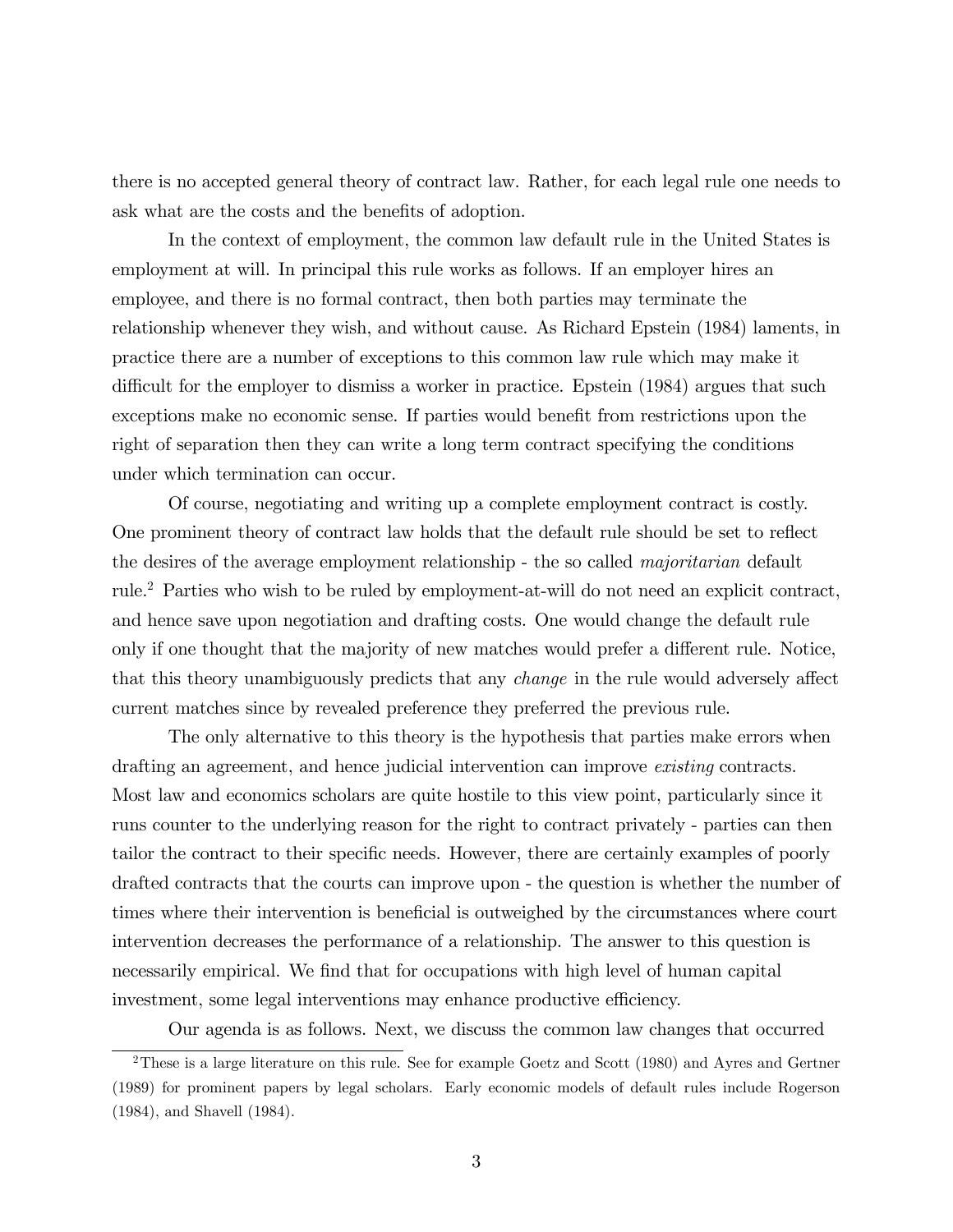there is no accepted general theory of contract law. Rather, for each legal rule one needs to ask what are the costs and the benefits of adoption.

In the context of employment, the common law default rule in the United States is employment at will. In principal this rule works as follows. If an employer hires an employee, and there is no formal contract, then both parties may terminate the relationship whenever they wish, and without cause. As Richard Epstein (1984) laments, in practice there are a number of exceptions to this common law rule which may make it difficult for the employer to dismiss a worker in practice. Epstein (1984) argues that such exceptions make no economic sense. If parties would benefit from restrictions upon the right of separation then they can write a long term contract specifying the conditions under which termination can occur.

Of course, negotiating and writing up a complete employment contract is costly. One prominent theory of contract law holds that the default rule should be set to reflect the desires of the average employment relationship - the so called *majoritarian* default rule.[2] Parties who wish to be ruled by employment-at-will do not need an explicit contract, and hence save upon negotiation and drafting costs. One would change the default rule only if one thought that the majority of new matches would prefer a different rule. Notice, that this theory unambiguously predicts that any *change* in the rule would adversely affect current matches since by revealed preference they preferred the previous rule.

The only alternative to this theory is the hypothesis that parties make errors when drafting an agreement, and hence judicial intervention can improve *existing* contracts. Most law and economics scholars are quite hostile to this view point, particularly since it runs counter to the underlying reason for the right to contract privately - parties can then tailor the contract to their specific needs. However, there are certainly examples of poorly drafted contracts that the courts can improve upon - the question is whether the number of times where their intervention is beneficial is outweighed by the circumstances where court intervention decreases the performance of a relationship. The answer to this question is necessarily empirical. We find that for occupations with high level of human capital investment, some legal interventions may enhance productive efficiency.

Our agenda is as follows. Next, we discuss the common law changes that occurred

[2] These is a large literature on this rule. See for example Goetz and Scott (1980) and Ayres and Gertner (1989) for prominent papers by legal scholars. Early economic models of default rules include Rogerson (1984), and Shavell (1984).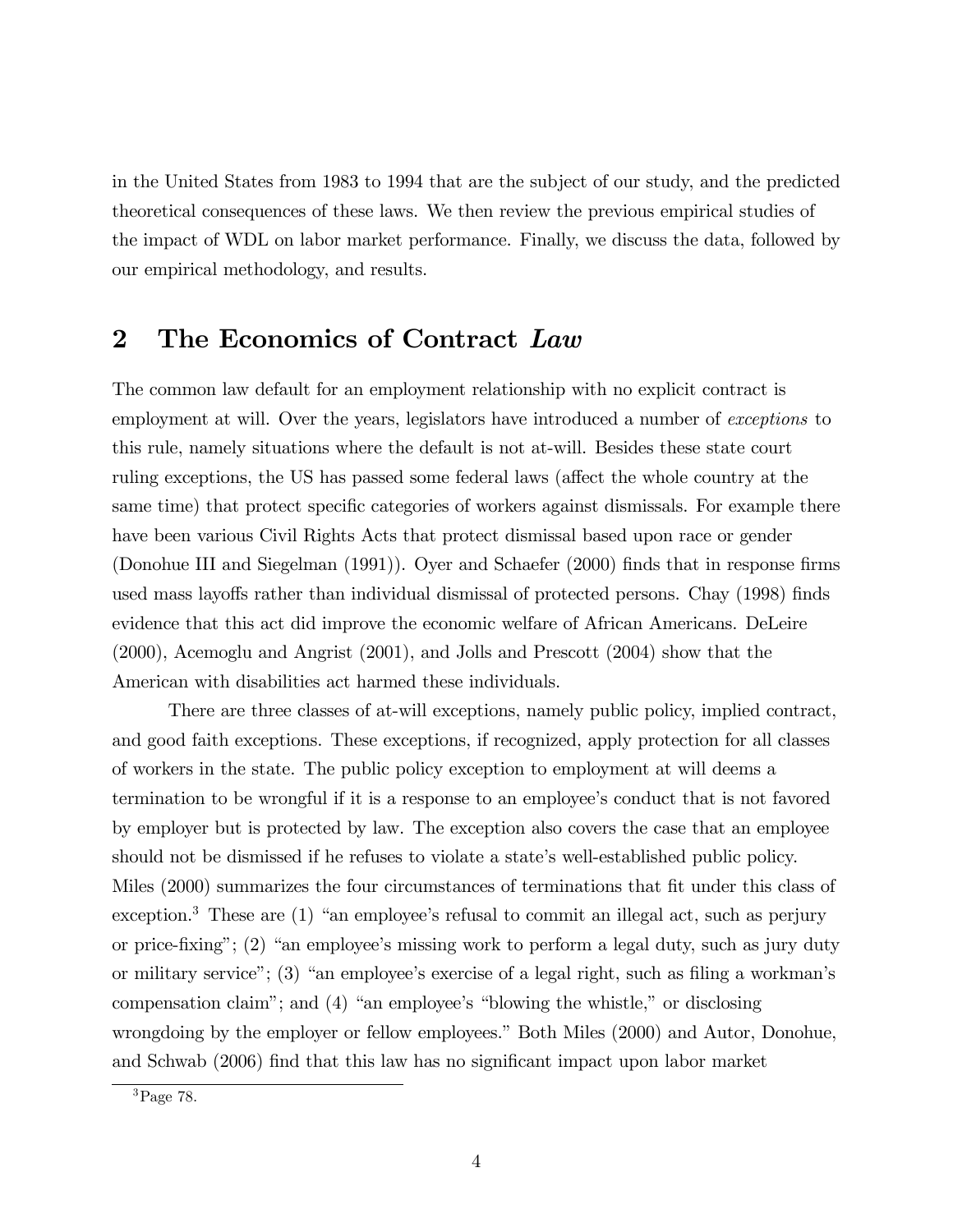in the United States from 1983 to 1994 that are the subject of our study, and the predicted theoretical consequences of these laws. We then review the previous empirical studies of the impact of WDL on labor market performance. Finally, we discuss the data, followed by our empirical methodology, and results.

## 2 The Economics of Contract *Law*

The common law default for an employment relationship with no explicit contract is employment at will. Over the years, legislators have introduced a number of *exceptions* to this rule, namely situations where the default is not at-will. Besides these state court ruling exceptions, the US has passed some federal laws (affect the whole country at the same time) that protect specific categories of workers against dismissals. For example there have been various Civil Rights Acts that protect dismissal based upon race or gender (Donohue III and Siegelman (1991)). Oyer and Schaefer (2000) finds that in response firms used mass layoffs rather than individual dismissal of protected persons. Chay (1998) finds evidence that this act did improve the economic welfare of African Americans. DeLeire (2000), Acemoglu and Angrist (2001), and Jolls and Prescott (2004) show that the American with disabilities act harmed these individuals.

There are three classes of at-will exceptions, namely public policy, implied contract, and good faith exceptions. These exceptions, if recognized, apply protection for all classes of workers in the state. The public policy exception to employment at will deems a termination to be wrongful if it is a response to an employee's conduct that is not favored by employer but is protected by law. The exception also covers the case that an employee should not be dismissed if he refuses to violate a state's well-established public policy. Miles (2000) summarizes the four circumstances of terminations that fit under this class of exception.[3] These are (1) "an employee's refusal to commit an illegal act, such as perjury or price-fixing"; (2) "an employee's missing work to perform a legal duty, such as jury duty or military service"; (3) "an employee's exercise of a legal right, such as filing a workman's compensation claim"; and (4) "an employee's "blowing the whistle," or disclosing wrongdoing by the employer or fellow employees." Both Miles (2000) and Autor, Donohue, and Schwab (2006) find that this law has no significant impact upon labor market

[3] Page 78.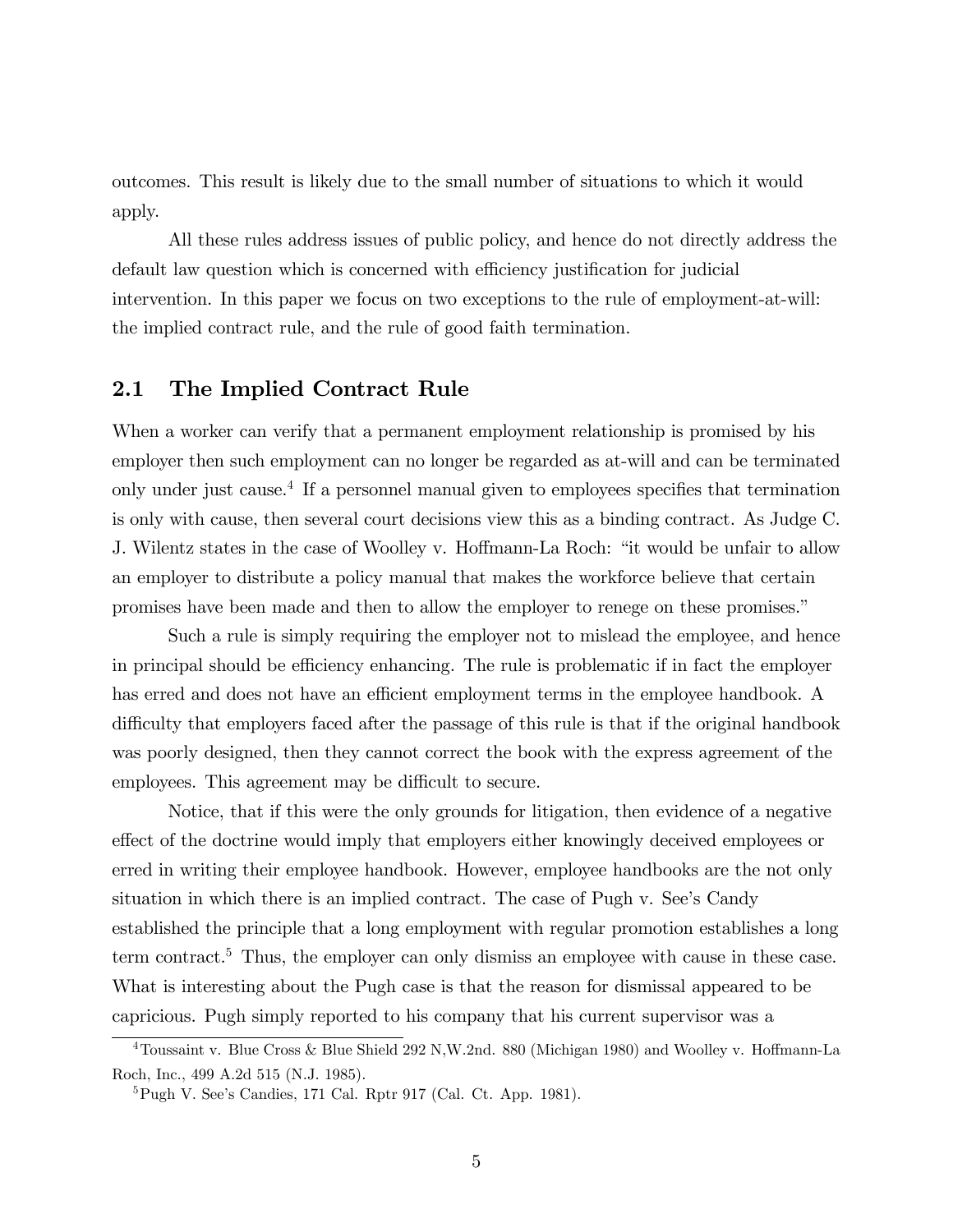outcomes. This result is likely due to the small number of situations to which it would apply.

All these rules address issues of public policy, and hence do not directly address the default law question which is concerned with efficiency justification for judicial intervention. In this paper we focus on two exceptions to the rule of employment-at-will: the implied contract rule, and the rule of good faith termination.

## 2.1 The Implied Contract Rule

When a worker can verify that a permanent employment relationship is promised by his employer then such employment can no longer be regarded as at-will and can be terminated only under just cause.[4] If a personnel manual given to employees specifies that termination is only with cause, then several court decisions view this as a binding contract. As Judge C. J. Wilentz states in the case of Woolley v. Hoffmann-La Roch: "it would be unfair to allow an employer to distribute a policy manual that makes the workforce believe that certain promises have been made and then to allow the employer to renege on these promises."

Such a rule is simply requiring the employer not to mislead the employee, and hence in principal should be efficiency enhancing. The rule is problematic if in fact the employer has erred and does not have an efficient employment terms in the employee handbook. A difficulty that employers faced after the passage of this rule is that if the original handbook was poorly designed, then they cannot correct the book with the express agreement of the employees. This agreement may be difficult to secure.

Notice, that if this were the only grounds for litigation, then evidence of a negative effect of the doctrine would imply that employers either knowingly deceived employees or erred in writing their employee handbook. However, employee handbooks are the not only situation in which there is an implied contract. The case of Pugh v. See's Candy established the principle that a long employment with regular promotion establishes a long term contract.[5] Thus, the employer can only dismiss an employee with cause in these case. What is interesting about the Pugh case is that the reason for dismissal appeared to be capricious. Pugh simply reported to his company that his current supervisor was a

[4] Toussaint v. Blue Cross & Blue Shield 292 N,W.2nd. 880 (Michigan 1980) and Woolley v. Hoffmann-La Roch, Inc., 499 A.2d 515 (N.J. 1985).

[5] Pugh V. See's Candies, 171 Cal. Rptr 917 (Cal. Ct. App. 1981).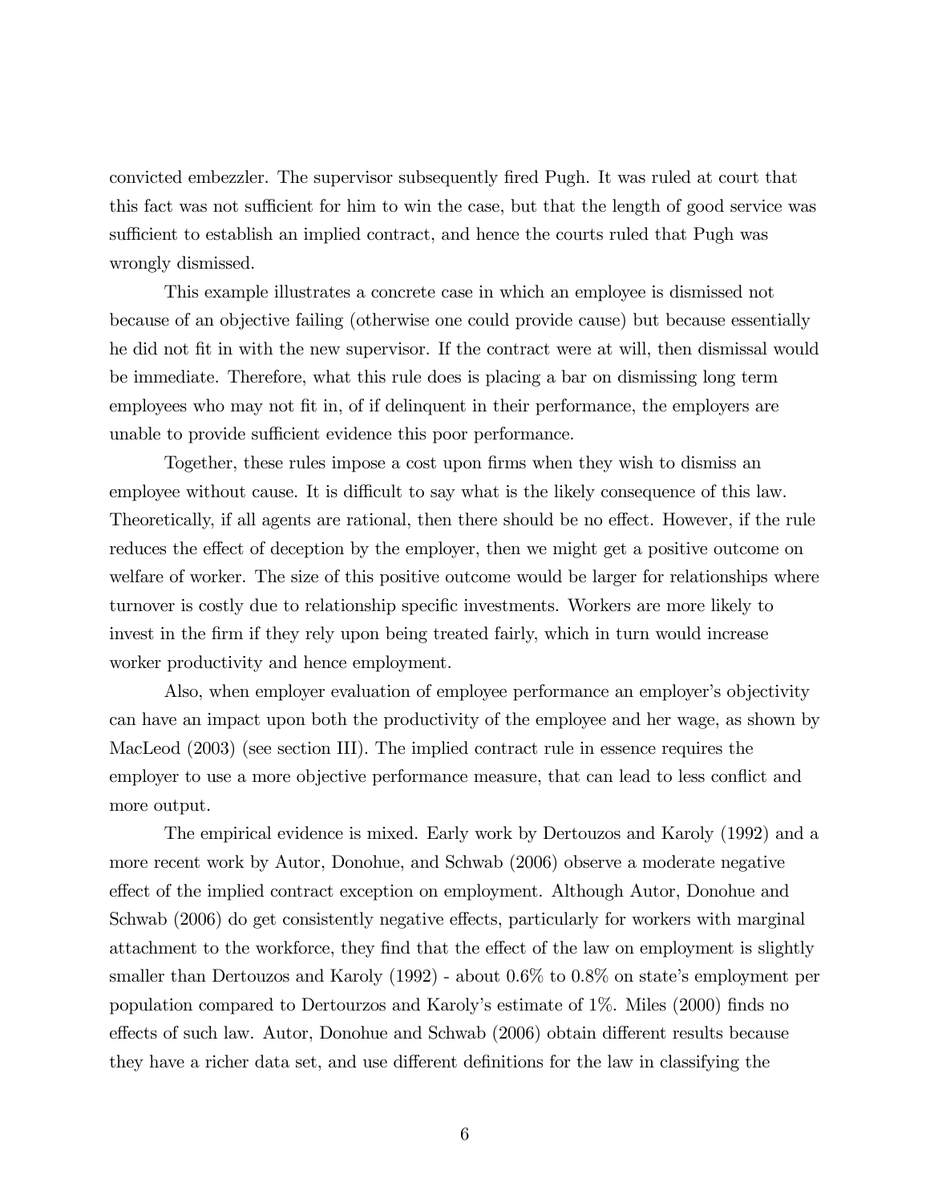convicted embezzler. The supervisor subsequently fired Pugh. It was ruled at court that this fact was not sufficient for him to win the case, but that the length of good service was sufficient to establish an implied contract, and hence the courts ruled that Pugh was wrongly dismissed.

This example illustrates a concrete case in which an employee is dismissed not because of an objective failing (otherwise one could provide cause) but because essentially he did not fit in with the new supervisor. If the contract were at will, then dismissal would be immediate. Therefore, what this rule does is placing a bar on dismissing long term employees who may not fit in, of if delinquent in their performance, the employers are unable to provide sufficient evidence this poor performance.

Together, these rules impose a cost upon firms when they wish to dismiss an employee without cause. It is difficult to say what is the likely consequence of this law. Theoretically, if all agents are rational, then there should be no effect. However, if the rule reduces the effect of deception by the employer, then we might get a positive outcome on welfare of worker. The size of this positive outcome would be larger for relationships where turnover is costly due to relationship specific investments. Workers are more likely to invest in the firm if they rely upon being treated fairly, which in turn would increase worker productivity and hence employment.

Also, when employer evaluation of employee performance an employer's objectivity can have an impact upon both the productivity of the employee and her wage, as shown by MacLeod (2003) (see section III). The implied contract rule in essence requires the employer to use a more objective performance measure, that can lead to less conflict and more output.

The empirical evidence is mixed. Early work by Dertouzos and Karoly (1992) and a more recent work by Autor, Donohue, and Schwab (2006) observe a moderate negative effect of the implied contract exception on employment. Although Autor, Donohue and Schwab (2006) do get consistently negative effects, particularly for workers with marginal attachment to the workforce, they find that the effect of the law on employment is slightly smaller than Dertouzos and Karoly (1992) - about 0.6% to 0.8% on state's employment per population compared to Dertourzos and Karoly's estimate of 1%. Miles (2000) finds no effects of such law. Autor, Donohue and Schwab (2006) obtain different results because they have a richer data set, and use different definitions for the law in classifying the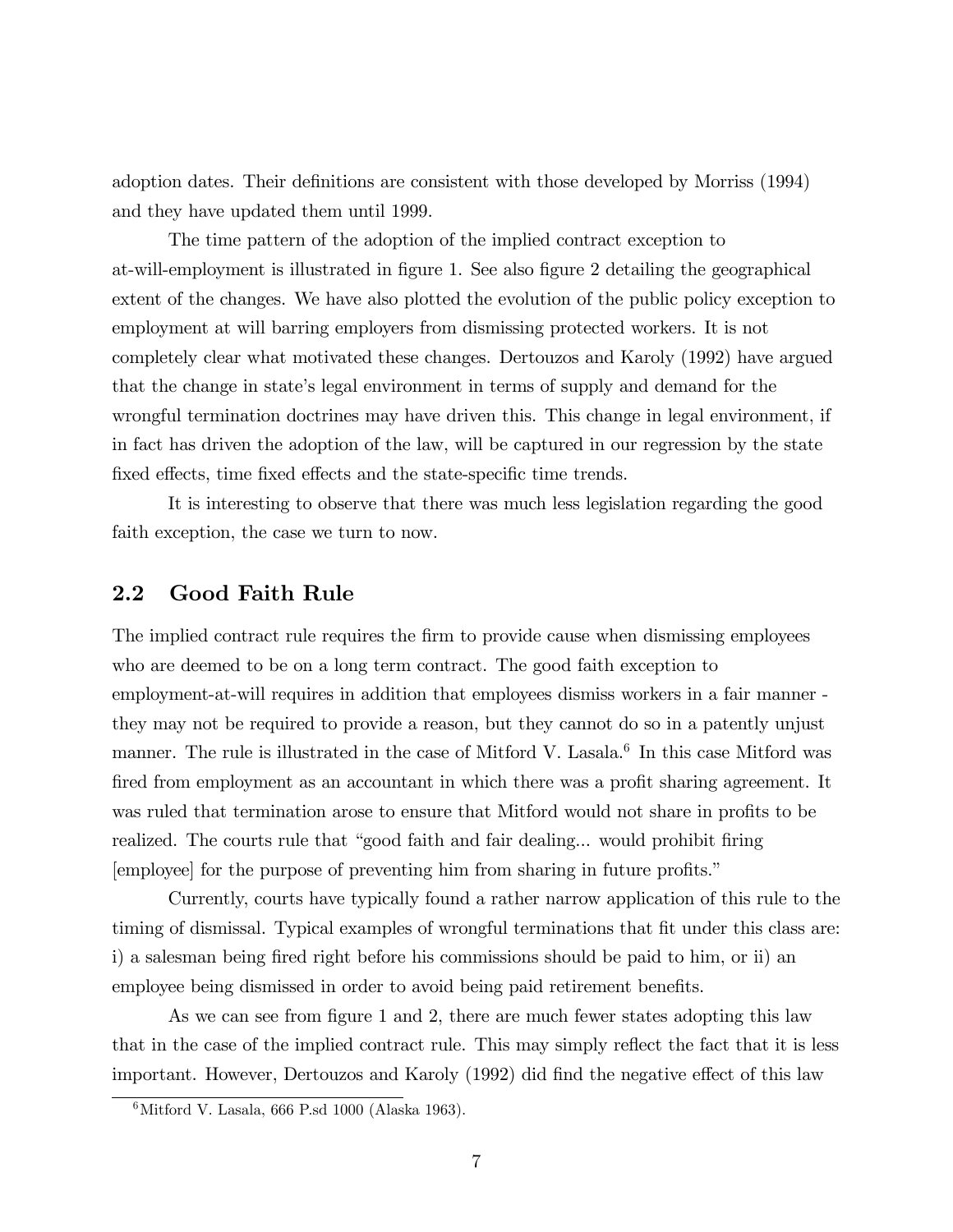adoption dates. Their definitions are consistent with those developed by Morriss (1994) and they have updated them until 1999.

The time pattern of the adoption of the implied contract exception to at-will-employment is illustrated in figure 1. See also figure 2 detailing the geographical extent of the changes. We have also plotted the evolution of the public policy exception to employment at will barring employers from dismissing protected workers. It is not completely clear what motivated these changes. Dertouzos and Karoly (1992) have argued that the change in state's legal environment in terms of supply and demand for the wrongful termination doctrines may have driven this. This change in legal environment, if in fact has driven the adoption of the law, will be captured in our regression by the state fixed effects, time fixed effects and the state-specific time trends.

It is interesting to observe that there was much less legislation regarding the good faith exception, the case we turn to now.

## 2.2 Good Faith Rule

The implied contract rule requires the firm to provide cause when dismissing employees who are deemed to be on a long term contract. The good faith exception to employment-at-will requires in addition that employees dismiss workers in a fair manner - they may not be required to provide a reason, but they cannot do so in a patently unjust manner. The rule is illustrated in the case of Mitford V. Lasala.[6] In this case Mitford was fired from employment as an accountant in which there was a profit sharing agreement. It was ruled that termination arose to ensure that Mitford would not share in profits to be realized. The courts rule that "good faith and fair dealing... would prohibit firing [employee] for the purpose of preventing him from sharing in future profits."

Currently, courts have typically found a rather narrow application of this rule to the timing of dismissal. Typical examples of wrongful terminations that fit under this class are: i) a salesman being fired right before his commissions should be paid to him, or ii) an employee being dismissed in order to avoid being paid retirement benefits.

As we can see from figure 1 and 2, there are much fewer states adopting this law that in the case of the implied contract rule. This may simply reflect the fact that it is less important. However, Dertouzos and Karoly (1992) did find the negative effect of this law

[6] Mitford V. Lasala, 666 P.sd 1000 (Alaska 1963).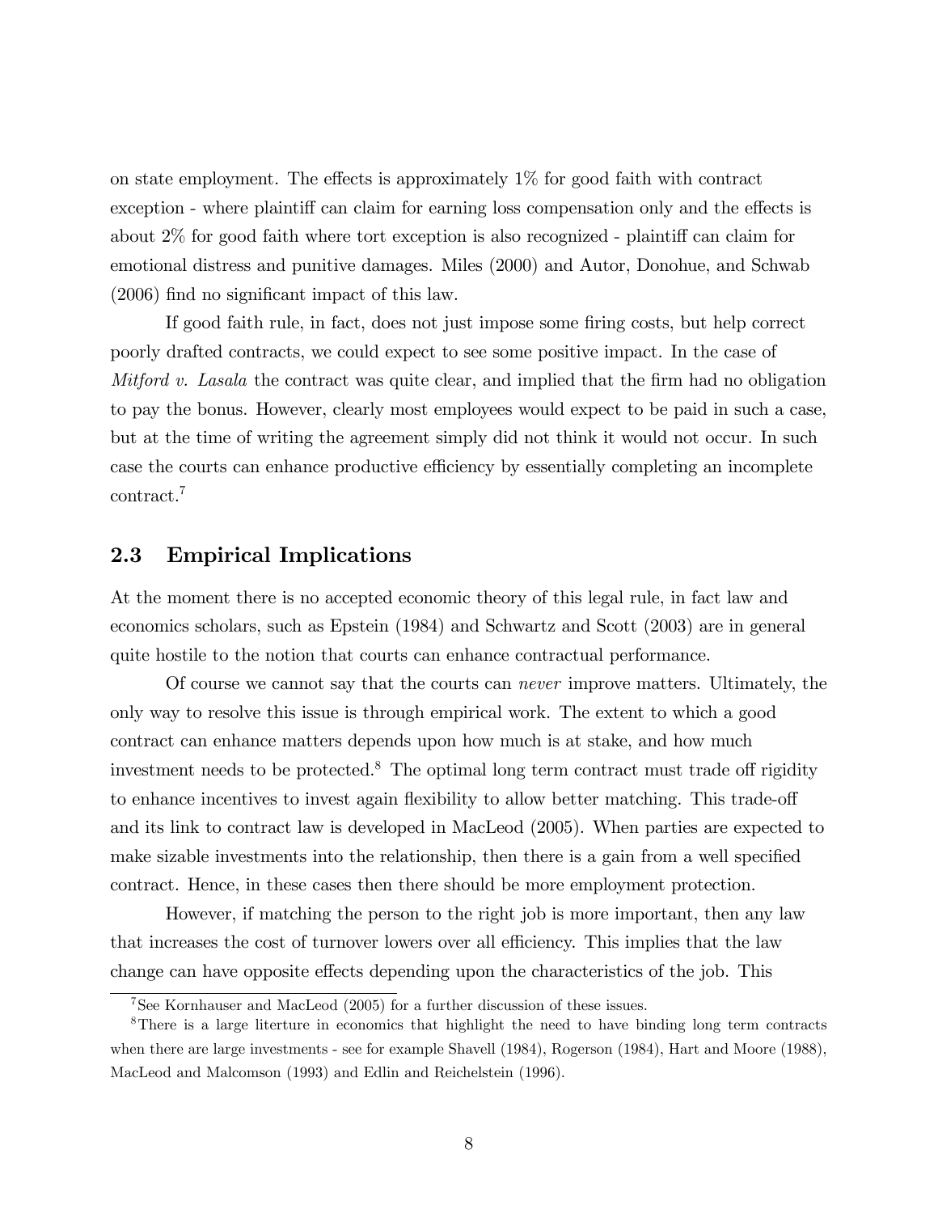on state employment. The effects is approximately 1% for good faith with contract exception - where plaintiff can claim for earning loss compensation only and the effects is about 2% for good faith where tort exception is also recognized - plaintiff can claim for emotional distress and punitive damages. Miles (2000) and Autor, Donohue, and Schwab (2006) find no significant impact of this law.

If good faith rule, in fact, does not just impose some firing costs, but help correct poorly drafted contracts, we could expect to see some positive impact. In the case of *Mitford v. Lasala* the contract was quite clear, and implied that the firm had no obligation to pay the bonus. However, clearly most employees would expect to be paid in such a case, but at the time of writing the agreement simply did not think it would not occur. In such case the courts can enhance productive efficiency by essentially completing an incomplete contract.[7]

## 2.3 Empirical Implications

At the moment there is no accepted economic theory of this legal rule, in fact law and economics scholars, such as Epstein (1984) and Schwartz and Scott (2003) are in general quite hostile to the notion that courts can enhance contractual performance.

Of course we cannot say that the courts can *never* improve matters. Ultimately, the only way to resolve this issue is through empirical work. The extent to which a good contract can enhance matters depends upon how much is at stake, and how much investment needs to be protected.[8] The optimal long term contract must trade off rigidity to enhance incentives to invest again flexibility to allow better matching. This trade-off and its link to contract law is developed in MacLeod (2005). When parties are expected to make sizable investments into the relationship, then there is a gain from a well specified contract. Hence, in these cases then there should be more employment protection.

However, if matching the person to the right job is more important, then any law that increases the cost of turnover lowers over all efficiency. This implies that the law change can have opposite effects depending upon the characteristics of the job. This

[7] See Kornhauser and MacLeod (2005) for a further discussion of these issues.

[8] There is a large literture in economics that highlight the need to have binding long term contracts when there are large investments - see for example Shavell (1984), Rogerson (1984), Hart and Moore (1988), MacLeod and Malcomson (1993) and Edlin and Reichelstein (1996).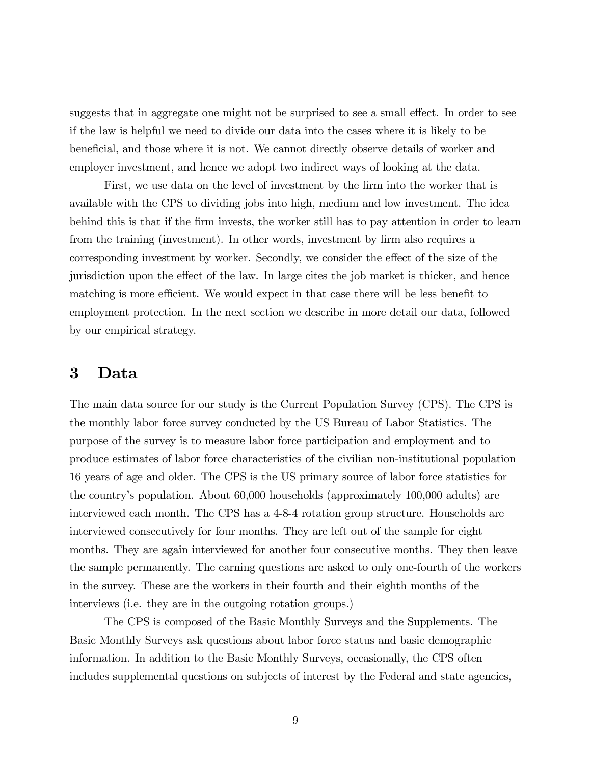suggests that in aggregate one might not be surprised to see a small effect. In order to see if the law is helpful we need to divide our data into the cases where it is likely to be beneficial, and those where it is not. We cannot directly observe details of worker and employer investment, and hence we adopt two indirect ways of looking at the data.

First, we use data on the level of investment by the firm into the worker that is available with the CPS to dividing jobs into high, medium and low investment. The idea behind this is that if the firm invests, the worker still has to pay attention in order to learn from the training (investment). In other words, investment by firm also requires a corresponding investment by worker. Secondly, we consider the effect of the size of the jurisdiction upon the effect of the law. In large cites the job market is thicker, and hence matching is more efficient. We would expect in that case there will be less benefit to employment protection. In the next section we describe in more detail our data, followed by our empirical strategy.

# 3 Data

The main data source for our study is the Current Population Survey (CPS). The CPS is the monthly labor force survey conducted by the US Bureau of Labor Statistics. The purpose of the survey is to measure labor force participation and employment and to produce estimates of labor force characteristics of the civilian non-institutional population 16 years of age and older. The CPS is the US primary source of labor force statistics for the country's population. About 60,000 households (approximately 100,000 adults) are interviewed each month. The CPS has a 4-8-4 rotation group structure. Households are interviewed consecutively for four months. They are left out of the sample for eight months. They are again interviewed for another four consecutive months. They then leave the sample permanently. The earning questions are asked to only one-fourth of the workers in the survey. These are the workers in their fourth and their eighth months of the interviews (i.e. they are in the outgoing rotation groups.)

The CPS is composed of the Basic Monthly Surveys and the Supplements. The Basic Monthly Surveys ask questions about labor force status and basic demographic information. In addition to the Basic Monthly Surveys, occasionally, the CPS often includes supplemental questions on subjects of interest by the Federal and state agencies,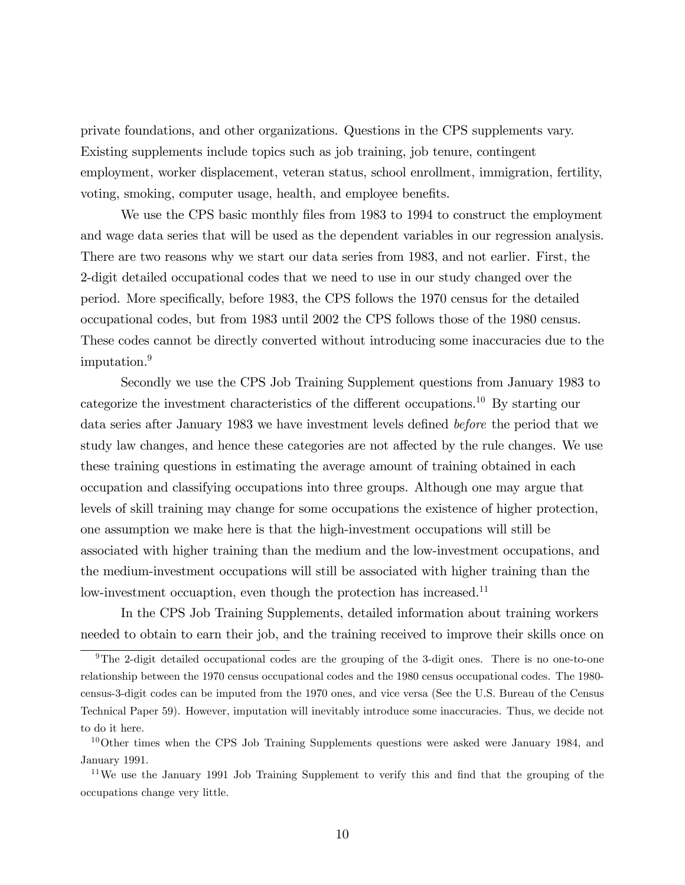private foundations, and other organizations. Questions in the CPS supplements vary. Existing supplements include topics such as job training, job tenure, contingent employment, worker displacement, veteran status, school enrollment, immigration, fertility, voting, smoking, computer usage, health, and employee benefits.

We use the CPS basic monthly files from 1983 to 1994 to construct the employment and wage data series that will be used as the dependent variables in our regression analysis. There are two reasons why we start our data series from 1983, and not earlier. First, the 2-digit detailed occupational codes that we need to use in our study changed over the period. More specifically, before 1983, the CPS follows the 1970 census for the detailed occupational codes, but from 1983 until 2002 the CPS follows those of the 1980 census. These codes cannot be directly converted without introducing some inaccuracies due to the imputation.[9]

Secondly we use the CPS Job Training Supplement questions from January 1983 to categorize the investment characteristics of the different occupations.[10] By starting our data series after January 1983 we have investment levels defined *before* the period that we study law changes, and hence these categories are not affected by the rule changes. We use these training questions in estimating the average amount of training obtained in each occupation and classifying occupations into three groups. Although one may argue that levels of skill training may change for some occupations the existence of higher protection, one assumption we make here is that the high-investment occupations will still be associated with higher training than the medium and the low-investment occupations, and the medium-investment occupations will still be associated with higher training than the low-investment occuaption, even though the protection has increased.[11]

In the CPS Job Training Supplements, detailed information about training workers needed to obtain to earn their job, and the training received to improve their skills once on

---

[9] The 2-digit detailed occupational codes are the grouping of the 3-digit ones. There is no one-to-one relationship between the 1970 census occupational codes and the 1980 census occupational codes. The 1980-census-3-digit codes can be imputed from the 1970 ones, and vice versa (See the U.S. Bureau of the Census Technical Paper 59). However, imputation will inevitably introduce some inaccuracies. Thus, we decide not to do it here.

[10] Other times when the CPS Job Training Supplements questions were asked were January 1984, and January 1991.

[11] We use the January 1991 Job Training Supplement to verify this and find that the grouping of the occupations change very little.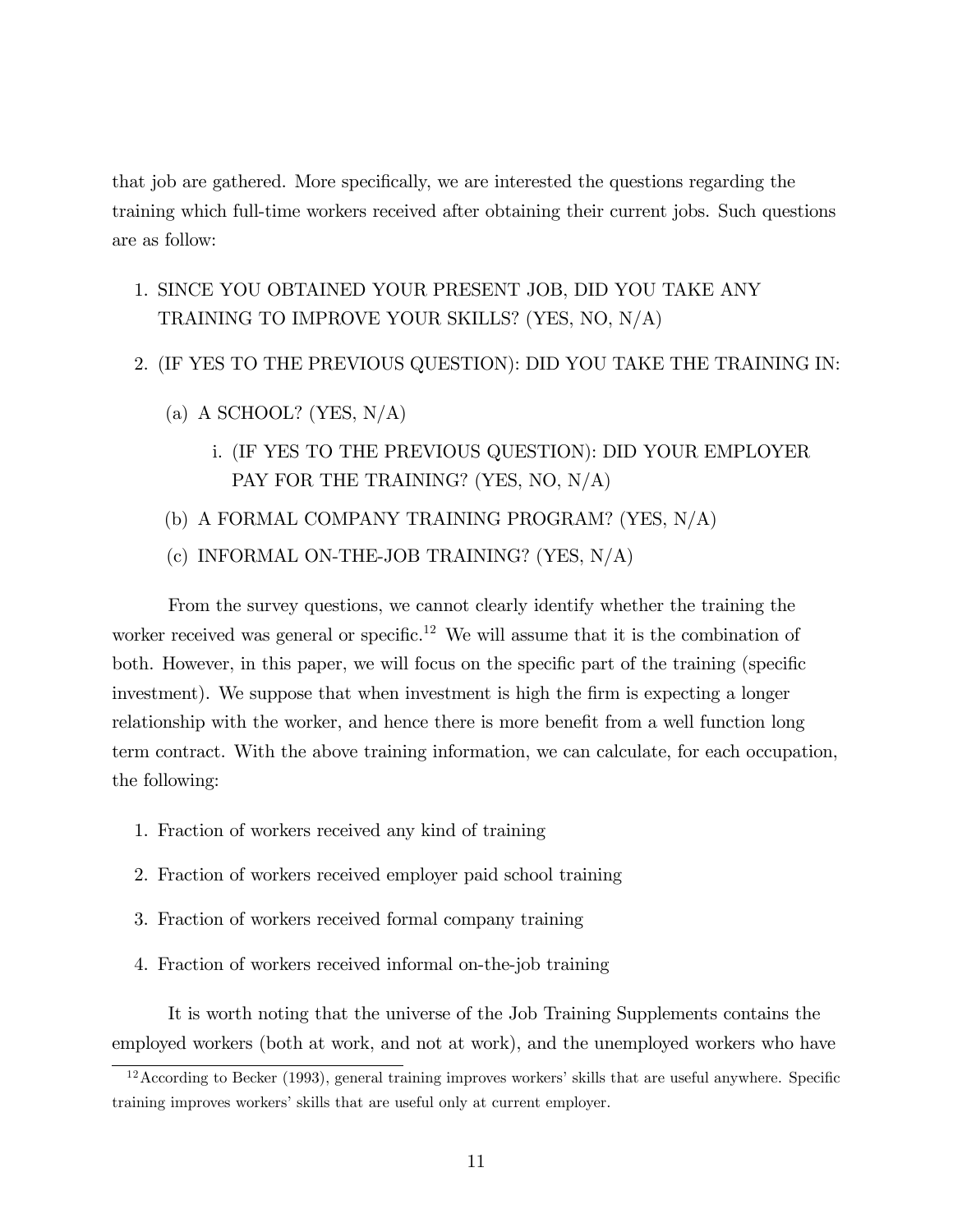that job are gathered. More specifically, we are interested the questions regarding the training which full-time workers received after obtaining their current jobs. Such questions are as follow:

1. SINCE YOU OBTAINED YOUR PRESENT JOB, DID YOU TAKE ANY TRAINING TO IMPROVE YOUR SKILLS? (YES, NO, N/A)
2. (IF YES TO THE PREVIOUS QUESTION): DID YOU TAKE THE TRAINING IN:
   (a) A SCHOOL? (YES, N/A)
      i. (IF YES TO THE PREVIOUS QUESTION): DID YOUR EMPLOYER PAY FOR THE TRAINING? (YES, NO, N/A)
   (b) A FORMAL COMPANY TRAINING PROGRAM? (YES, N/A)
   (c) INFORMAL ON-THE-JOB TRAINING? (YES, N/A)

From the survey questions, we cannot clearly identify whether the training the worker received was general or specific.[12] We will assume that it is the combination of both. However, in this paper, we will focus on the specific part of the training (specific investment). We suppose that when investment is high the firm is expecting a longer relationship with the worker, and hence there is more benefit from a well function long term contract. With the above training information, we can calculate, for each occupation, the following:

1. Fraction of workers received any kind of training
2. Fraction of workers received employer paid school training
3. Fraction of workers received formal company training
4. Fraction of workers received informal on-the-job training

It is worth noting that the universe of the Job Training Supplements contains the employed workers (both at work, and not at work), and the unemployed workers who have

[12] According to Becker (1993), general training improves workers' skills that are useful anywhere. Specific training improves workers' skills that are useful only at current employer.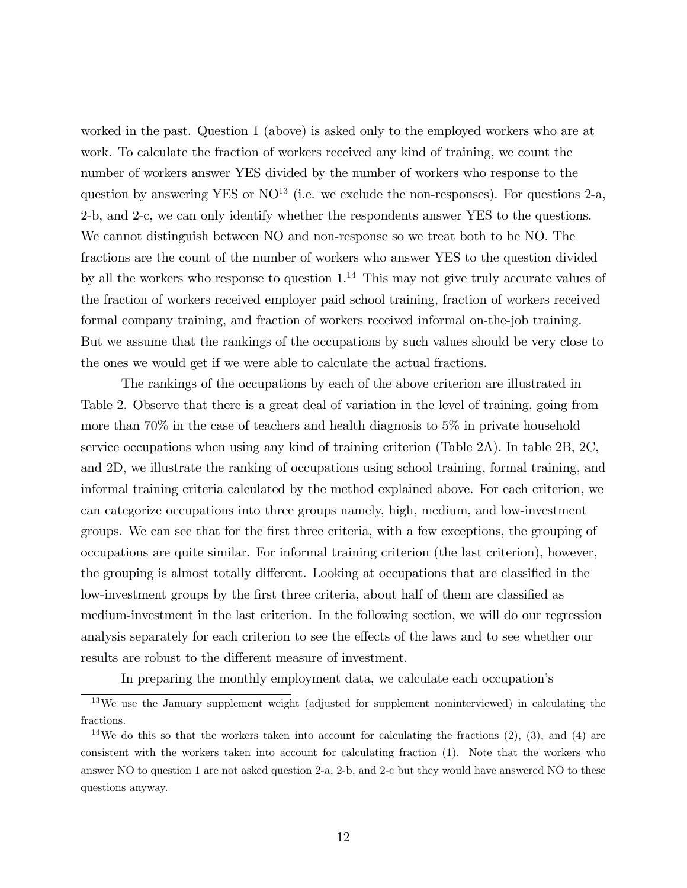worked in the past. Question 1 (above) is asked only to the employed workers who are at work. To calculate the fraction of workers received any kind of training, we count the number of workers answer YES divided by the number of workers who response to the question by answering YES or NO[13] (i.e. we exclude the non-responses). For questions 2-a, 2-b, and 2-c, we can only identify whether the respondents answer YES to the questions. We cannot distinguish between NO and non-response so we treat both to be NO. The fractions are the count of the number of workers who answer YES to the question divided by all the workers who response to question 1.[14] This may not give truly accurate values of the fraction of workers received employer paid school training, fraction of workers received formal company training, and fraction of workers received informal on-the-job training. But we assume that the rankings of the occupations by such values should be very close to the ones we would get if we were able to calculate the actual fractions.

The rankings of the occupations by each of the above criterion are illustrated in Table 2. Observe that there is a great deal of variation in the level of training, going from more than 70% in the case of teachers and health diagnosis to 5% in private household service occupations when using any kind of training criterion (Table 2A). In table 2B, 2C, and 2D, we illustrate the ranking of occupations using school training, formal training, and informal training criteria calculated by the method explained above. For each criterion, we can categorize occupations into three groups namely, high, medium, and low-investment groups. We can see that for the first three criteria, with a few exceptions, the grouping of occupations are quite similar. For informal training criterion (the last criterion), however, the grouping is almost totally different. Looking at occupations that are classified in the low-investment groups by the first three criteria, about half of them are classified as medium-investment in the last criterion. In the following section, we will do our regression analysis separately for each criterion to see the effects of the laws and to see whether our results are robust to the different measure of investment.

In preparing the monthly employment data, we calculate each occupation's

[13] We use the January supplement weight (adjusted for supplement noninterviewed) in calculating the fractions.

[14] We do this so that the workers taken into account for calculating the fractions (2), (3), and (4) are consistent with the workers taken into account for calculating fraction (1). Note that the workers who answer NO to question 1 are not asked question 2-a, 2-b, and 2-c but they would have answered NO to these questions anyway.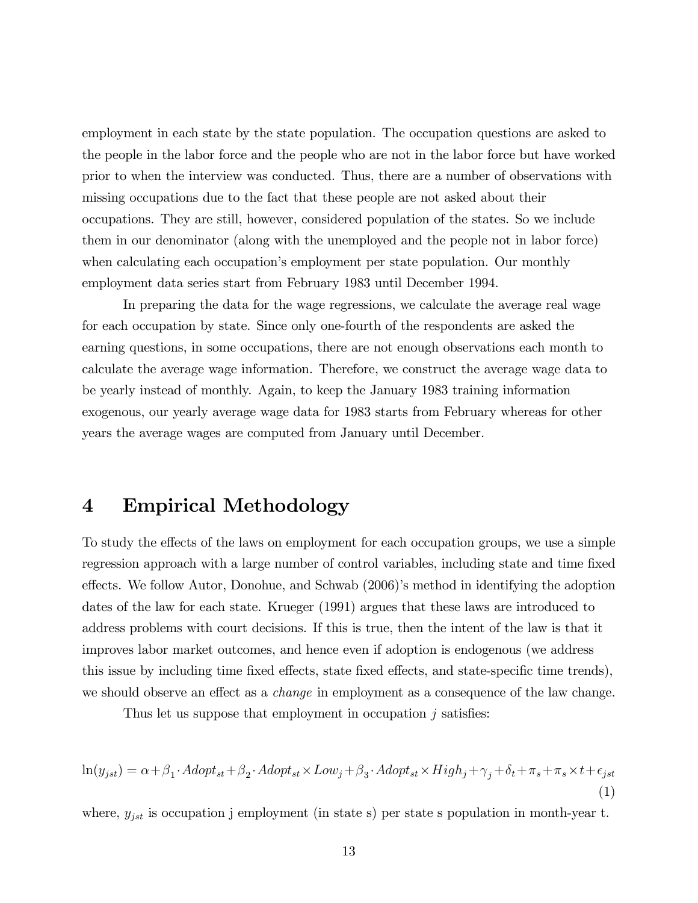employment in each state by the state population. The occupation questions are asked to the people in the labor force and the people who are not in the labor force but have worked prior to when the interview was conducted. Thus, there are a number of observations with missing occupations due to the fact that these people are not asked about their occupations. They are still, however, considered population of the states. So we include them in our denominator (along with the unemployed and the people not in labor force) when calculating each occupation's employment per state population. Our monthly employment data series start from February 1983 until December 1994.

In preparing the data for the wage regressions, we calculate the average real wage for each occupation by state. Since only one-fourth of the respondents are asked the earning questions, in some occupations, there are not enough observations each month to calculate the average wage information. Therefore, we construct the average wage data to be yearly instead of monthly. Again, to keep the January 1983 training information exogenous, our yearly average wage data for 1983 starts from February whereas for other years the average wages are computed from January until December.

# 4 Empirical Methodology

To study the effects of the laws on employment for each occupation groups, we use a simple regression approach with a large number of control variables, including state and time fixed effects. We follow Autor, Donohue, and Schwab (2006)'s method in identifying the adoption dates of the law for each state. Krueger (1991) argues that these laws are introduced to address problems with court decisions. If this is true, then the intent of the law is that it improves labor market outcomes, and hence even if adoption is endogenous (we address this issue by including time fixed effects, state fixed effects, and state-specific time trends), we should observe an effect as a *change* in employment as a consequence of the law change.

Thus let us suppose that employment in occupation $j$ satisfies:

$$\ln(y_{jst}) = \alpha + \beta_1 \cdot Adopt_{st} + \beta_2 \cdot Adopt_{st} \times Low_j + \beta_3 \cdot Adopt_{st} \times High_j + \gamma_j + \delta_t + \pi_s + \pi_s \times t + \epsilon_{jst} \tag{1}$$

where, $y_{jst}$ is occupation j employment (in state s) per state s population in month-year t.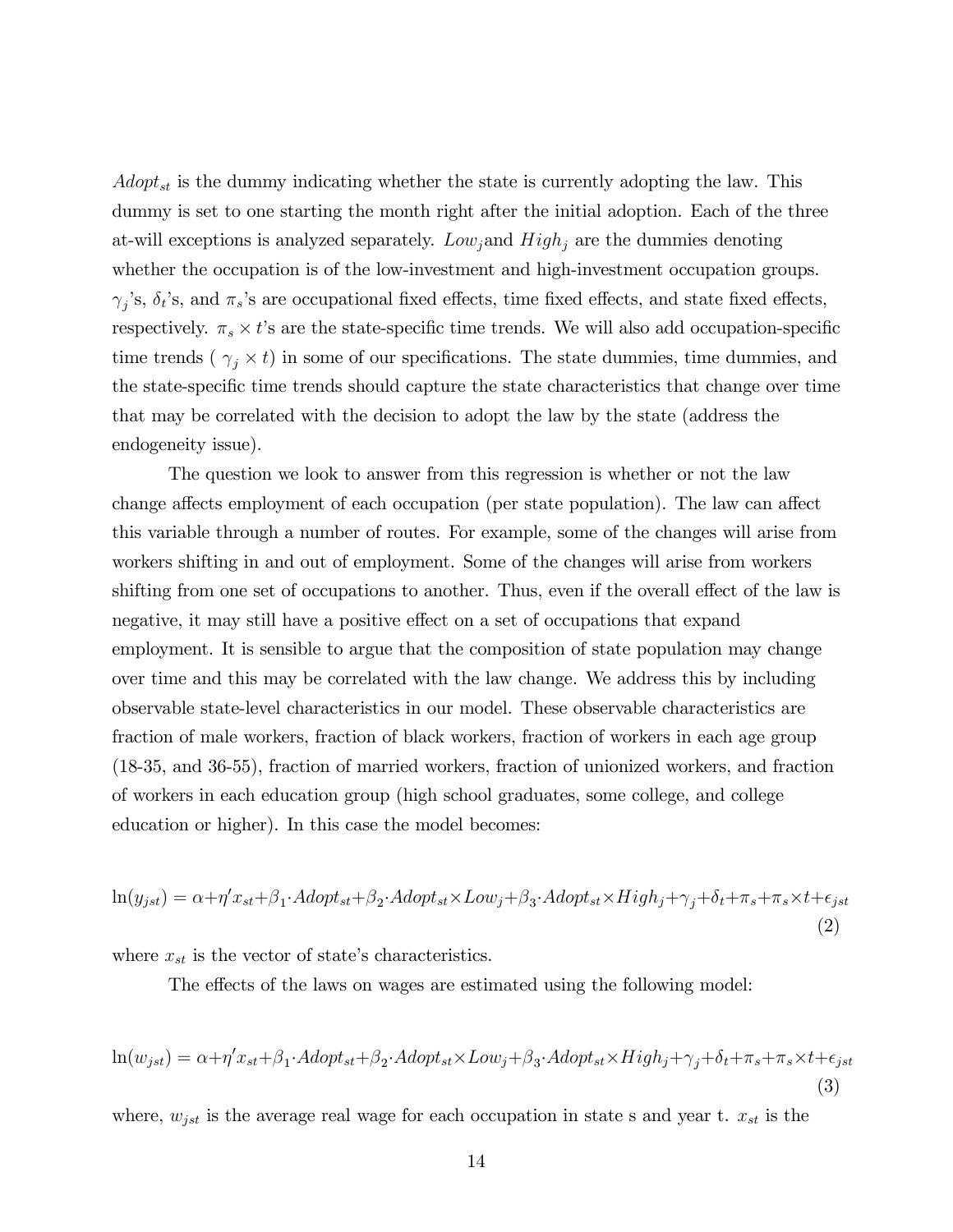$Adopt_{st}$ is the dummy indicating whether the state is currently adopting the law. This dummy is set to one starting the month right after the initial adoption. Each of the three at-will exceptions is analyzed separately. $Low_j$ and $High_j$ are the dummies denoting whether the occupation is of the low-investment and high-investment occupation groups. $\gamma_j$'s, $\delta_t$'s, and $\pi_s$'s are occupational fixed effects, time fixed effects, and state fixed effects, respectively. $\pi_s \times t$'s are the state-specific time trends. We will also add occupation-specific time trends ( $\gamma_j \times t$) in some of our specifications. The state dummies, time dummies, and the state-specific time trends should capture the state characteristics that change over time that may be correlated with the decision to adopt the law by the state (address the endogeneity issue).

The question we look to answer from this regression is whether or not the law change affects employment of each occupation (per state population). The law can affect this variable through a number of routes. For example, some of the changes will arise from workers shifting in and out of employment. Some of the changes will arise from workers shifting from one set of occupations to another. Thus, even if the overall effect of the law is negative, it may still have a positive effect on a set of occupations that expand employment. It is sensible to argue that the composition of state population may change over time and this may be correlated with the law change. We address this by including observable state-level characteristics in our model. These observable characteristics are fraction of male workers, fraction of black workers, fraction of workers in each age group (18-35, and 36-55), fraction of married workers, fraction of unionized workers, and fraction of workers in each education group (high school graduates, some college, and college education or higher). In this case the model becomes:

$$\ln(y_{jst}) = \alpha + \eta' x_{st} + \beta_1 \cdot Adopt_{st} + \beta_2 \cdot Adopt_{st} \times Low_j + \beta_3 \cdot Adopt_{st} \times High_j + \gamma_j + \delta_t + \pi_s + \pi_s \times t + \epsilon_{jst} \quad (2)$$

where $x_{st}$ is the vector of state's characteristics.

The effects of the laws on wages are estimated using the following model:

$$\ln(w_{jst}) = \alpha + \eta' x_{st} + \beta_1 \cdot Adopt_{st} + \beta_2 \cdot Adopt_{st} \times Low_j + \beta_3 \cdot Adopt_{st} \times High_j + \gamma_j + \delta_t + \pi_s + \pi_s \times t + \epsilon_{jst} \quad (3)$$

where, $w_{jst}$ is the average real wage for each occupation in state s and year t. $x_{st}$ is the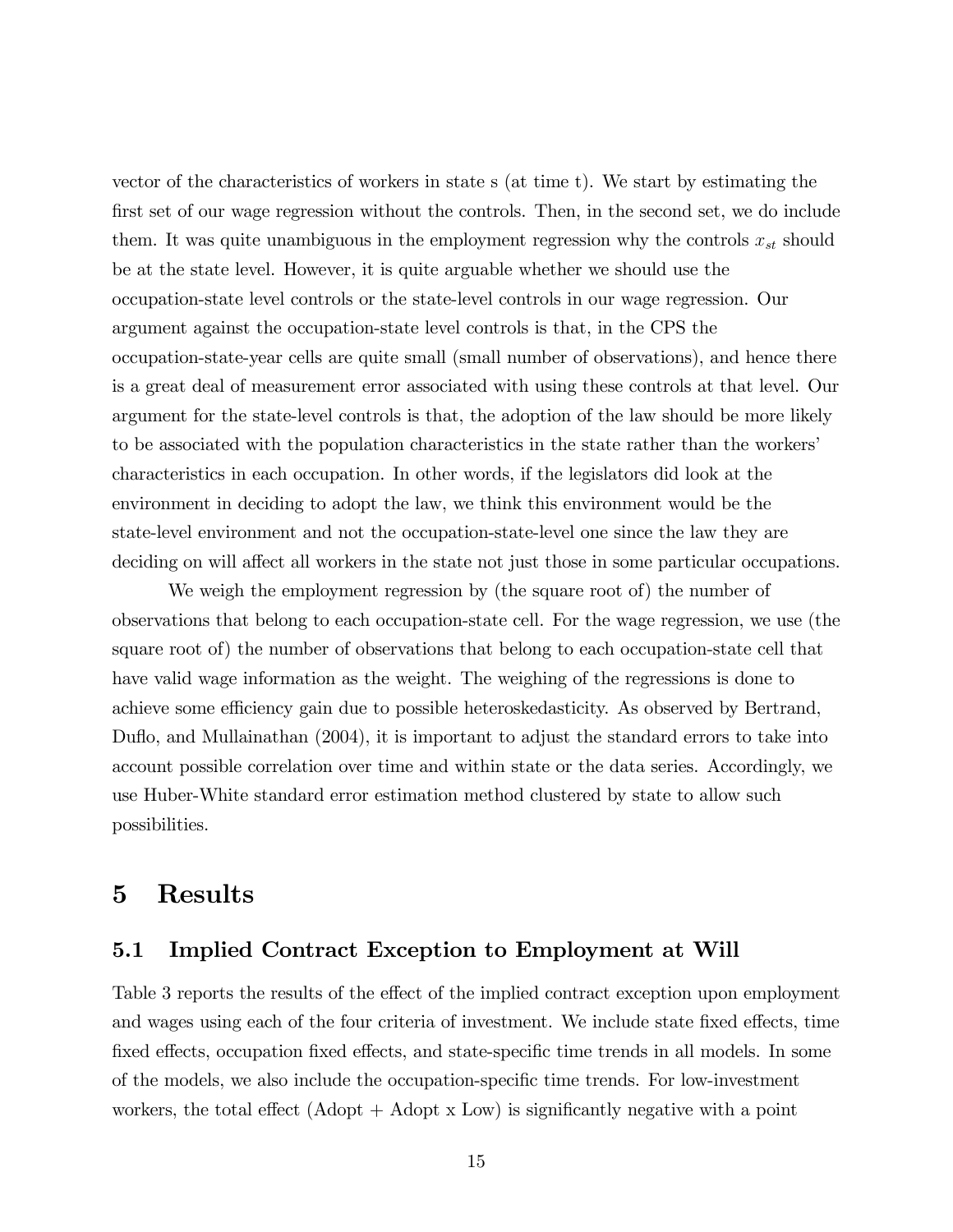vector of the characteristics of workers in state s (at time t). We start by estimating the first set of our wage regression without the controls. Then, in the second set, we do include them. It was quite unambiguous in the employment regression why the controls $x_{st}$ should be at the state level. However, it is quite arguable whether we should use the occupation-state level controls or the state-level controls in our wage regression. Our argument against the occupation-state level controls is that, in the CPS the occupation-state-year cells are quite small (small number of observations), and hence there is a great deal of measurement error associated with using these controls at that level. Our argument for the state-level controls is that, the adoption of the law should be more likely to be associated with the population characteristics in the state rather than the workers' characteristics in each occupation. In other words, if the legislators did look at the environment in deciding to adopt the law, we think this environment would be the state-level environment and not the occupation-state-level one since the law they are deciding on will affect all workers in the state not just those in some particular occupations.

We weigh the employment regression by (the square root of) the number of observations that belong to each occupation-state cell. For the wage regression, we use (the square root of) the number of observations that belong to each occupation-state cell that have valid wage information as the weight. The weighing of the regressions is done to achieve some efficiency gain due to possible heteroskedasticity. As observed by Bertrand, Duflo, and Mullainathan (2004), it is important to adjust the standard errors to take into account possible correlation over time and within state or the data series. Accordingly, we use Huber-White standard error estimation method clustered by state to allow such possibilities.

# 5 Results

## 5.1 Implied Contract Exception to Employment at Will

Table 3 reports the results of the effect of the implied contract exception upon employment and wages using each of the four criteria of investment. We include state fixed effects, time fixed effects, occupation fixed effects, and state-specific time trends in all models. In some of the models, we also include the occupation-specific time trends. For low-investment workers, the total effect (Adopt + Adopt x Low) is significantly negative with a point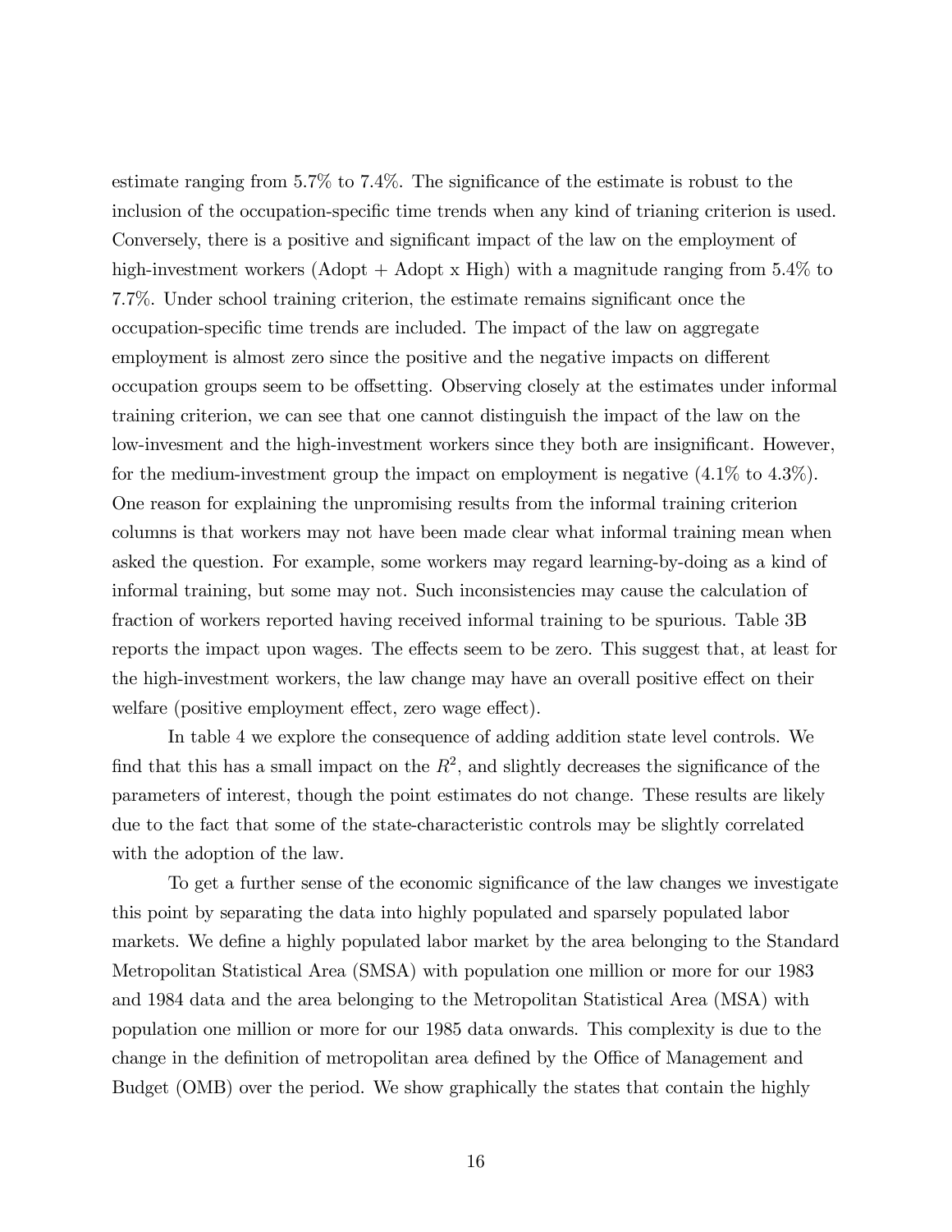estimate ranging from 5.7% to 7.4%. The significance of the estimate is robust to the inclusion of the occupation-specific time trends when any kind of trianing criterion is used. Conversely, there is a positive and significant impact of the law on the employment of high-investment workers (Adopt + Adopt x High) with a magnitude ranging from 5.4% to 7.7%. Under school training criterion, the estimate remains significant once the occupation-specific time trends are included. The impact of the law on aggregate employment is almost zero since the positive and the negative impacts on different occupation groups seem to be offsetting. Observing closely at the estimates under informal training criterion, we can see that one cannot distinguish the impact of the law on the low-invesment and the high-investment workers since they both are insignificant. However, for the medium-investment group the impact on employment is negative (4.1% to 4.3%). One reason for explaining the unpromising results from the informal training criterion columns is that workers may not have been made clear what informal training mean when asked the question. For example, some workers may regard learning-by-doing as a kind of informal training, but some may not. Such inconsistencies may cause the calculation of fraction of workers reported having received informal training to be spurious. Table 3B reports the impact upon wages. The effects seem to be zero. This suggest that, at least for the high-investment workers, the law change may have an overall positive effect on their welfare (positive employment effect, zero wage effect).

In table 4 we explore the consequence of adding addition state level controls. We find that this has a small impact on the $R^2$, and slightly decreases the significance of the parameters of interest, though the point estimates do not change. These results are likely due to the fact that some of the state-characteristic controls may be slightly correlated with the adoption of the law.

To get a further sense of the economic significance of the law changes we investigate this point by separating the data into highly populated and sparsely populated labor markets. We define a highly populated labor market by the area belonging to the Standard Metropolitan Statistical Area (SMSA) with population one million or more for our 1983 and 1984 data and the area belonging to the Metropolitan Statistical Area (MSA) with population one million or more for our 1985 data onwards. This complexity is due to the change in the definition of metropolitan area defined by the Office of Management and Budget (OMB) over the period. We show graphically the states that contain the highly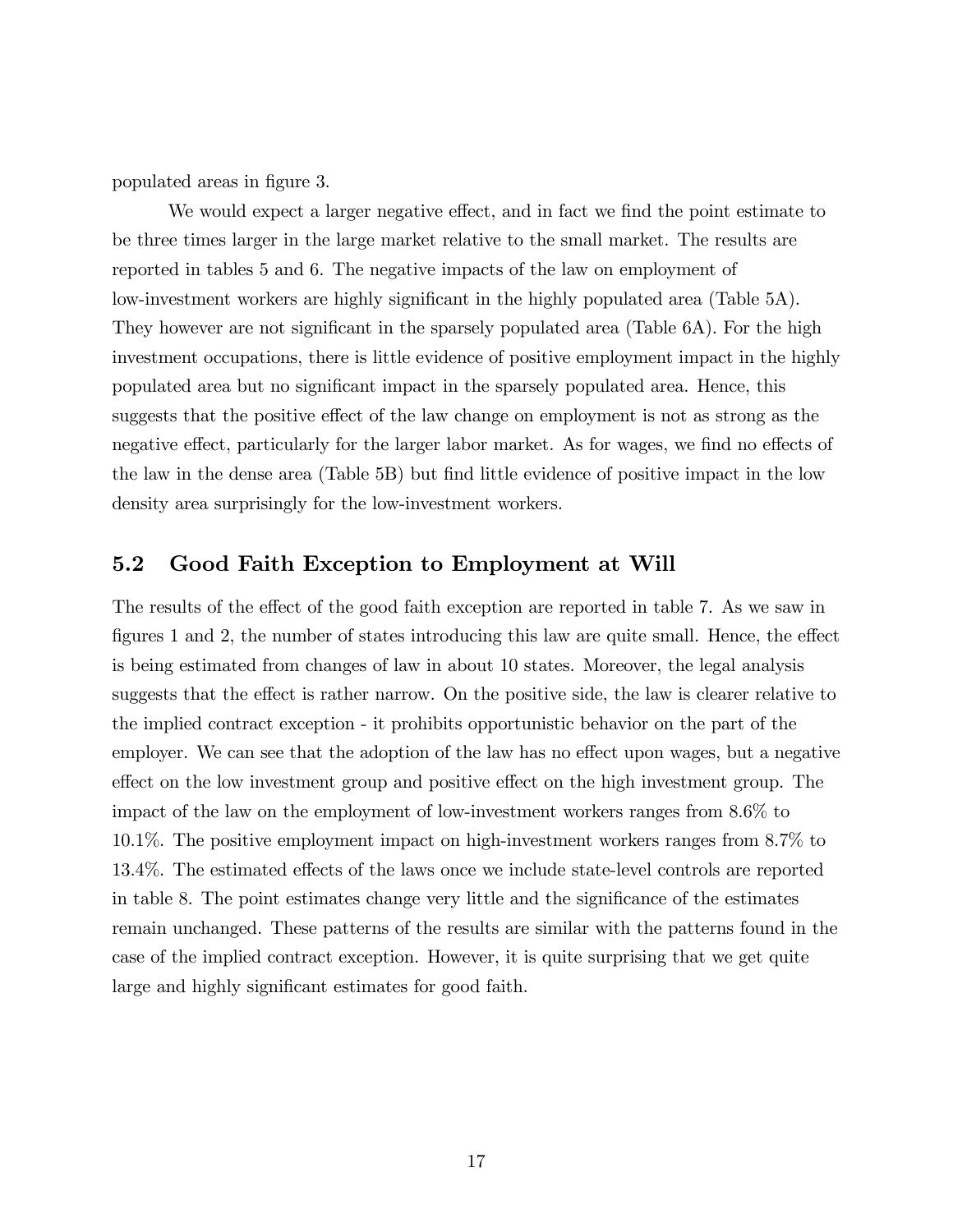populated areas in figure 3.

We would expect a larger negative effect, and in fact we find the point estimate to be three times larger in the large market relative to the small market. The results are reported in tables 5 and 6. The negative impacts of the law on employment of low-investment workers are highly significant in the highly populated area (Table 5A). They however are not significant in the sparsely populated area (Table 6A). For the high investment occupations, there is little evidence of positive employment impact in the highly populated area but no significant impact in the sparsely populated area. Hence, this suggests that the positive effect of the law change on employment is not as strong as the negative effect, particularly for the larger labor market. As for wages, we find no effects of the law in the dense area (Table 5B) but find little evidence of positive impact in the low density area surprisingly for the low-investment workers.

## 5.2 Good Faith Exception to Employment at Will

The results of the effect of the good faith exception are reported in table 7. As we saw in figures 1 and 2, the number of states introducing this law are quite small. Hence, the effect is being estimated from changes of law in about 10 states. Moreover, the legal analysis suggests that the effect is rather narrow. On the positive side, the law is clearer relative to the implied contract exception - it prohibits opportunistic behavior on the part of the employer. We can see that the adoption of the law has no effect upon wages, but a negative effect on the low investment group and positive effect on the high investment group. The impact of the law on the employment of low-investment workers ranges from 8.6% to 10.1%. The positive employment impact on high-investment workers ranges from 8.7% to 13.4%. The estimated effects of the laws once we include state-level controls are reported in table 8. The point estimates change very little and the significance of the estimates remain unchanged. These patterns of the results are similar with the patterns found in the case of the implied contract exception. However, it is quite surprising that we get quite large and highly significant estimates for good faith.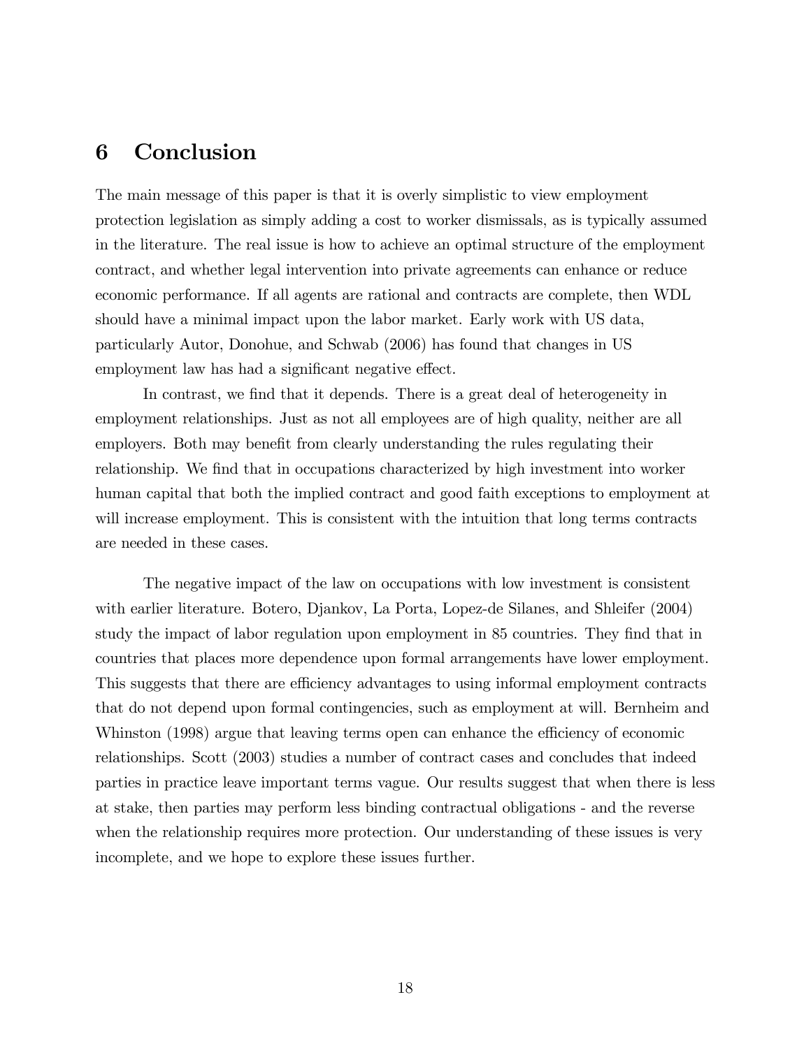# 6 Conclusion

The main message of this paper is that it is overly simplistic to view employment protection legislation as simply adding a cost to worker dismissals, as is typically assumed in the literature. The real issue is how to achieve an optimal structure of the employment contract, and whether legal intervention into private agreements can enhance or reduce economic performance. If all agents are rational and contracts are complete, then WDL should have a minimal impact upon the labor market. Early work with US data, particularly Autor, Donohue, and Schwab (2006) has found that changes in US employment law has had a significant negative effect.

In contrast, we find that it depends. There is a great deal of heterogeneity in employment relationships. Just as not all employees are of high quality, neither are all employers. Both may benefit from clearly understanding the rules regulating their relationship. We find that in occupations characterized by high investment into worker human capital that both the implied contract and good faith exceptions to employment at will increase employment. This is consistent with the intuition that long terms contracts are needed in these cases.

The negative impact of the law on occupations with low investment is consistent with earlier literature. Botero, Djankov, La Porta, Lopez-de Silanes, and Shleifer (2004) study the impact of labor regulation upon employment in 85 countries. They find that in countries that places more dependence upon formal arrangements have lower employment. This suggests that there are efficiency advantages to using informal employment contracts that do not depend upon formal contingencies, such as employment at will. Bernheim and Whinston (1998) argue that leaving terms open can enhance the efficiency of economic relationships. Scott (2003) studies a number of contract cases and concludes that indeed parties in practice leave important terms vague. Our results suggest that when there is less at stake, then parties may perform less binding contractual obligations - and the reverse when the relationship requires more protection. Our understanding of these issues is very incomplete, and we hope to explore these issues further.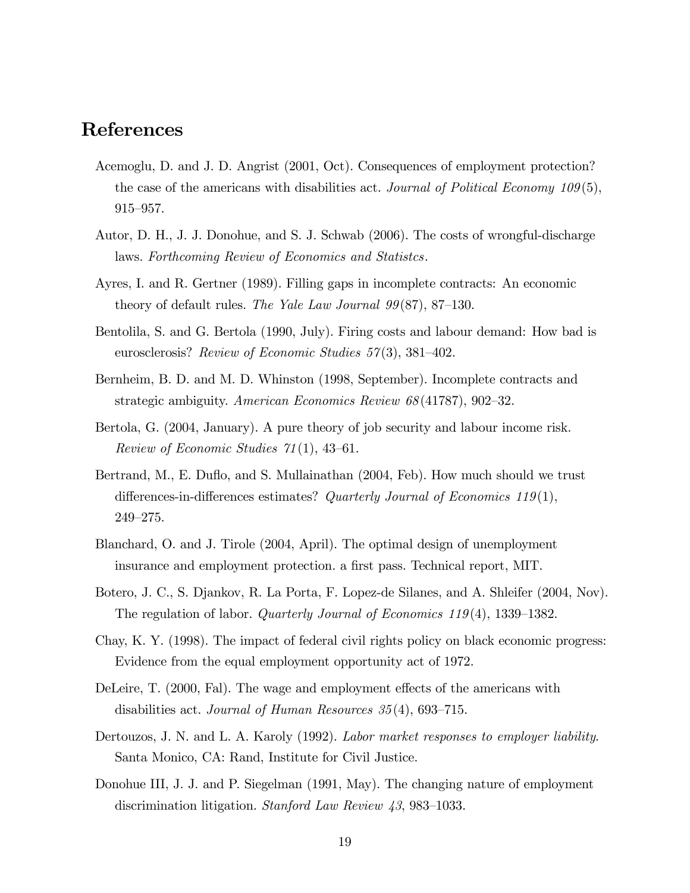# References

Acemoglu, D. and J. D. Angrist (2001, Oct). Consequences of employment protection? the case of the americans with disabilities act. *Journal of Political Economy 109*(5), 915–957.

Autor, D. H., J. J. Donohue, and S. J. Schwab (2006). The costs of wrongful-discharge laws. *Forthcoming Review of Economics and Statistcs*.

Ayres, I. and R. Gertner (1989). Filling gaps in incomplete contracts: An economic theory of default rules. *The Yale Law Journal 99*(87), 87–130.

Bentolila, S. and G. Bertola (1990, July). Firing costs and labour demand: How bad is eurosclerosis? *Review of Economic Studies 57*(3), 381–402.

Bernheim, B. D. and M. D. Whinston (1998, September). Incomplete contracts and strategic ambiguity. *American Economics Review 68*(41787), 902–32.

Bertola, G. (2004, January). A pure theory of job security and labour income risk. *Review of Economic Studies 71*(1), 43–61.

Bertrand, M., E. Duflo, and S. Mullainathan (2004, Feb). How much should we trust differences-in-differences estimates? *Quarterly Journal of Economics 119*(1), 249–275.

Blanchard, O. and J. Tirole (2004, April). The optimal design of unemployment insurance and employment protection. a first pass. Technical report, MIT.

Botero, J. C., S. Djankov, R. La Porta, F. Lopez-de Silanes, and A. Shleifer (2004, Nov). The regulation of labor. *Quarterly Journal of Economics 119*(4), 1339–1382.

Chay, K. Y. (1998). The impact of federal civil rights policy on black economic progress: Evidence from the equal employment opportunity act of 1972.

DeLeire, T. (2000, Fal). The wage and employment effects of the americans with disabilities act. *Journal of Human Resources 35*(4), 693–715.

Dertouzos, J. N. and L. A. Karoly (1992). *Labor market responses to employer liability*. Santa Monico, CA: Rand, Institute for Civil Justice.

Donohue III, J. J. and P. Siegelman (1991, May). The changing nature of employment discrimination litigation. *Stanford Law Review 43*, 983–1033.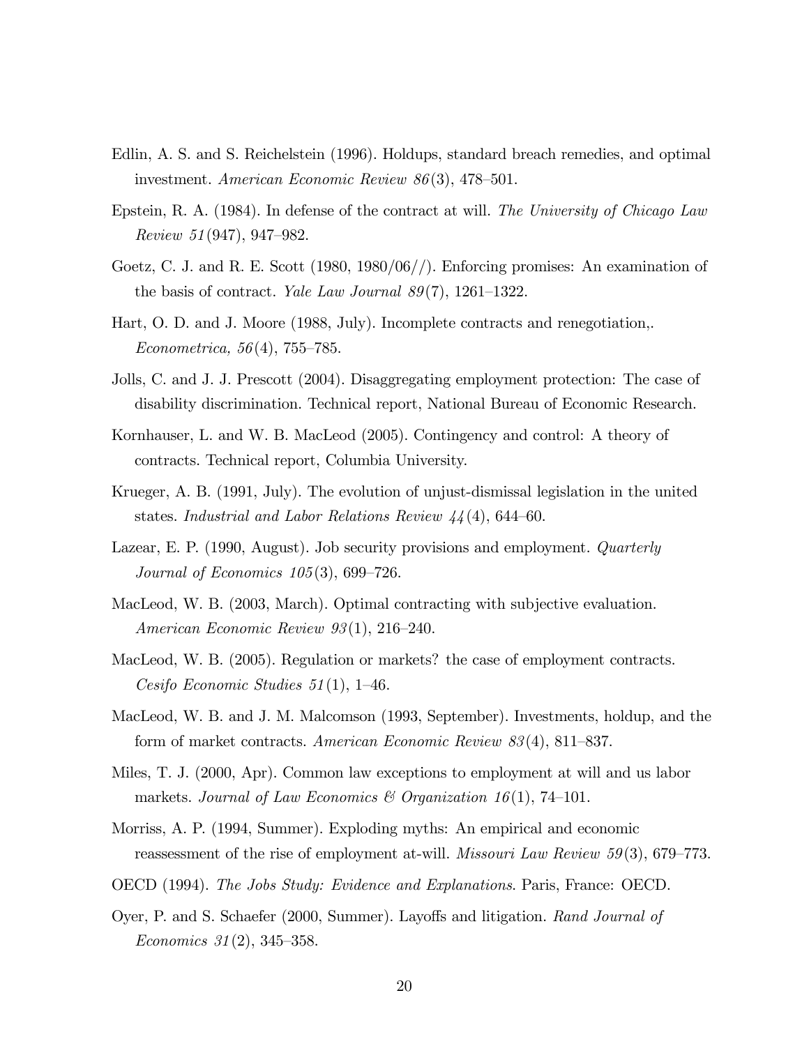Edlin, A. S. and S. Reichelstein (1996). Holdups, standard breach remedies, and optimal investment. *American Economic Review 86*(3), 478–501.

Epstein, R. A. (1984). In defense of the contract at will. *The University of Chicago Law Review 51*(947), 947–982.

Goetz, C. J. and R. E. Scott (1980, 1980/06//). Enforcing promises: An examination of the basis of contract. *Yale Law Journal 89*(7), 1261–1322.

Hart, O. D. and J. Moore (1988, July). Incomplete contracts and renegotiation,. *Econometrica, 56*(4), 755–785.

Jolls, C. and J. J. Prescott (2004). Disaggregating employment protection: The case of disability discrimination. Technical report, National Bureau of Economic Research.

Kornhauser, L. and W. B. MacLeod (2005). Contingency and control: A theory of contracts. Technical report, Columbia University.

Krueger, A. B. (1991, July). The evolution of unjust-dismissal legislation in the united states. *Industrial and Labor Relations Review 44*(4), 644–60.

Lazear, E. P. (1990, August). Job security provisions and employment. *Quarterly Journal of Economics 105*(3), 699–726.

MacLeod, W. B. (2003, March). Optimal contracting with subjective evaluation. *American Economic Review 93*(1), 216–240.

MacLeod, W. B. (2005). Regulation or markets? the case of employment contracts. *Cesifo Economic Studies 51*(1), 1–46.

MacLeod, W. B. and J. M. Malcomson (1993, September). Investments, holdup, and the form of market contracts. *American Economic Review 83*(4), 811–837.

Miles, T. J. (2000, Apr). Common law exceptions to employment at will and us labor markets. *Journal of Law Economics & Organization 16*(1), 74–101.

Morriss, A. P. (1994, Summer). Exploding myths: An empirical and economic reassessment of the rise of employment at-will. *Missouri Law Review 59*(3), 679–773.

OECD (1994). *The Jobs Study: Evidence and Explanations*. Paris, France: OECD.

Oyer, P. and S. Schaefer (2000, Summer). Layoffs and litigation. *Rand Journal of Economics 31*(2), 345–358.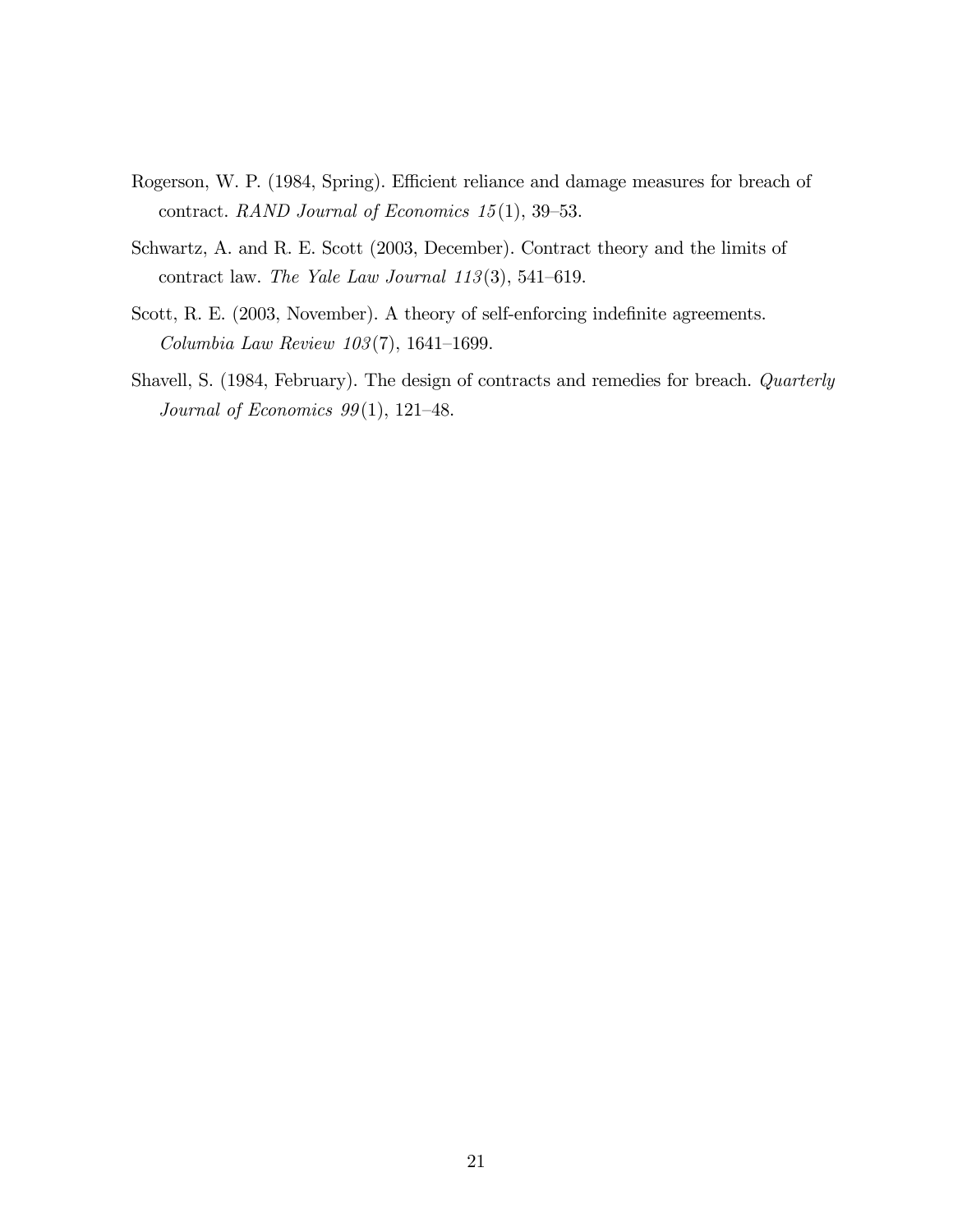Rogerson, W. P. (1984, Spring). Efficient reliance and damage measures for breach of contract. *RAND Journal of Economics 15*(1), 39–53.

Schwartz, A. and R. E. Scott (2003, December). Contract theory and the limits of contract law. *The Yale Law Journal 113*(3), 541–619.

Scott, R. E. (2003, November). A theory of self-enforcing indefinite agreements. *Columbia Law Review 103*(7), 1641–1699.

Shavell, S. (1984, February). The design of contracts and remedies for breach. *Quarterly Journal of Economics 99*(1), 121–48.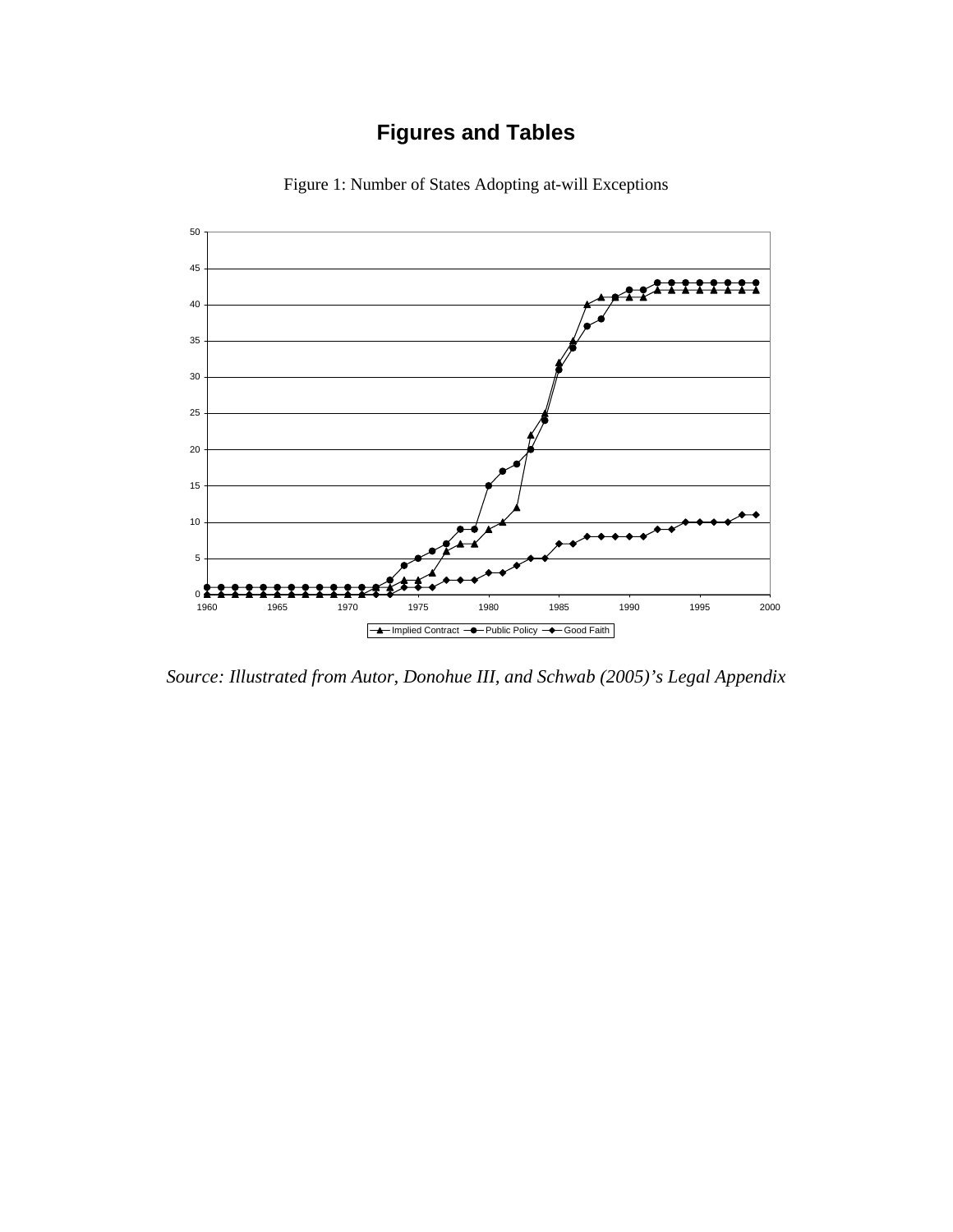# Figures and Tables

Figure 1: Number of States Adopting at-will Exceptions

*Source: Illustrated from Autor, Donohue III, and Schwab (2005)'s Legal Appendix*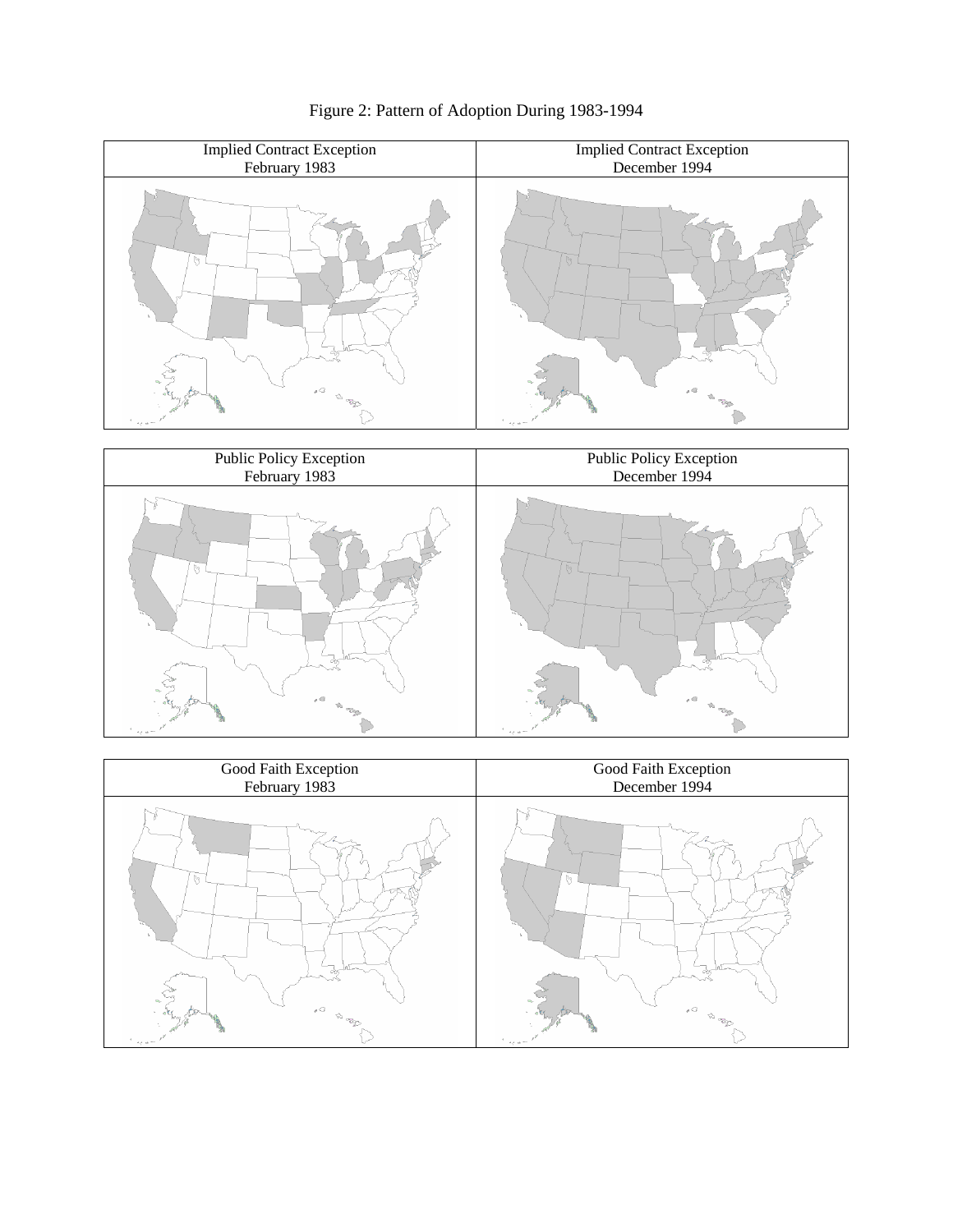Figure 2: Pattern of Adoption During 1983-1994

| Implied Contract Exception February 1983 | Implied Contract Exception December 1994 |
| --- | --- |

| Public Policy Exception February 1983 | Public Policy Exception December 1994 |
| --- | --- |

| Good Faith Exception February 1983 | Good Faith Exception December 1994 |
| --- | --- |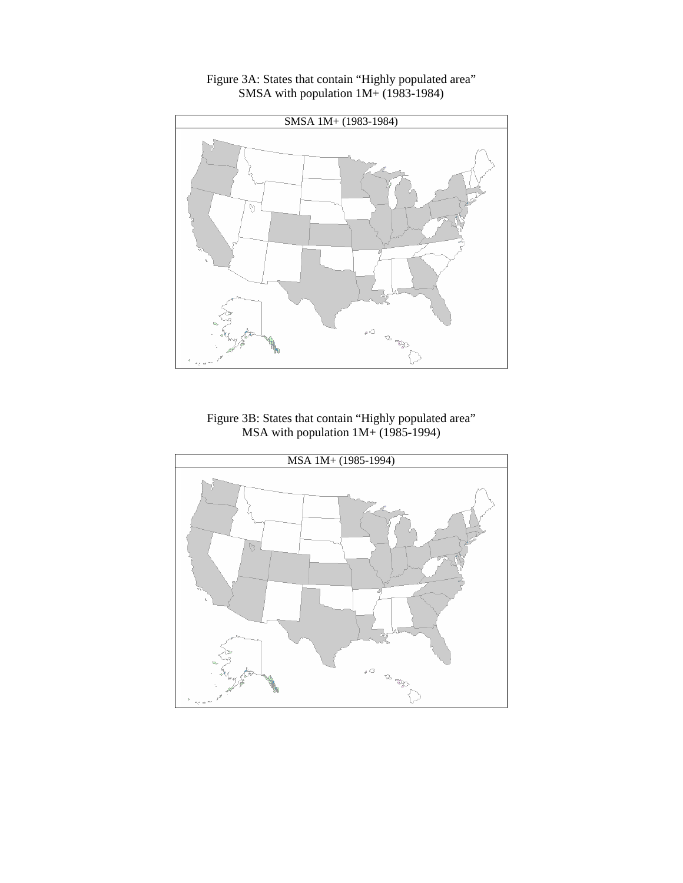Figure 3A: States that contain "Highly populated area"
SMSA with population 1M+ (1983-1984)

SMSA 1M+ (1983-1984)

Figure 3B: States that contain "Highly populated area"
MSA with population 1M+ (1985-1994)

MSA 1M+ (1985-1994)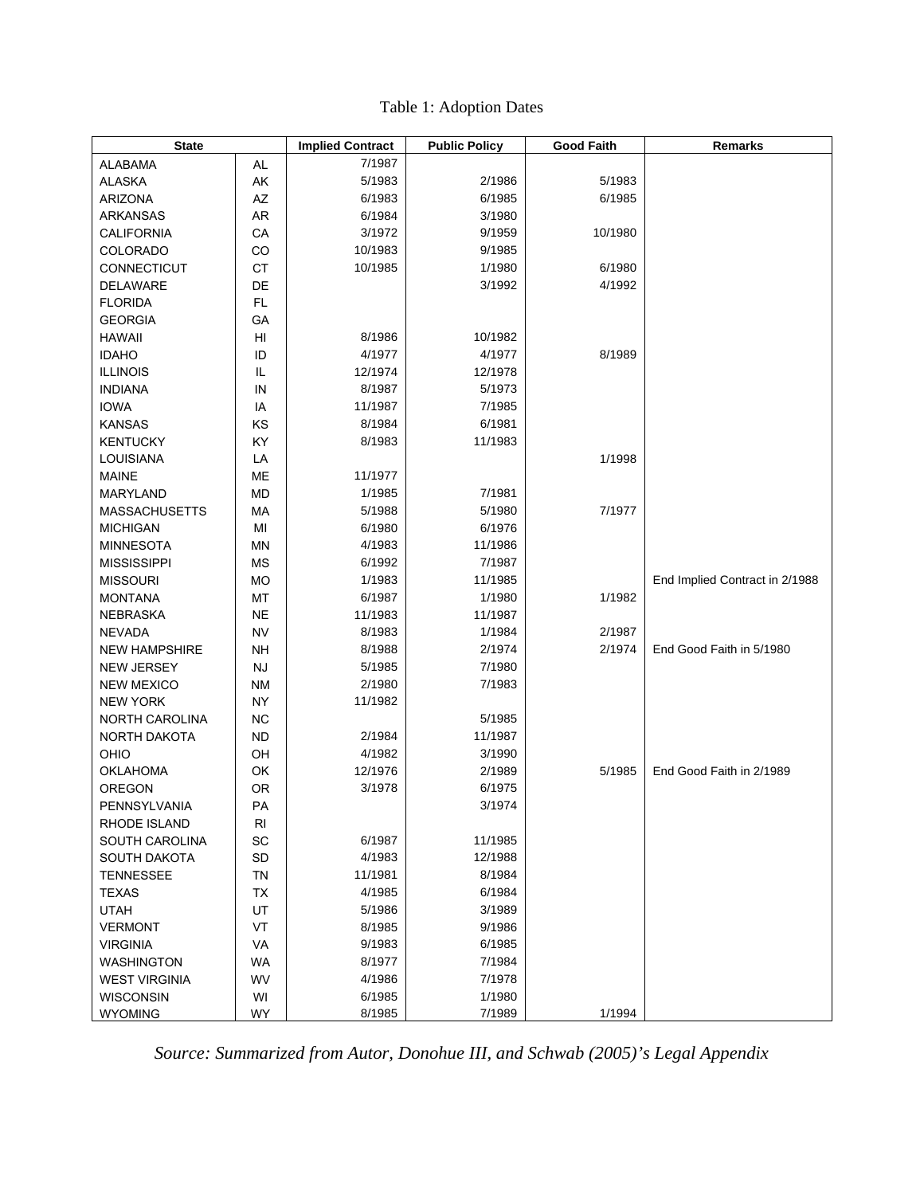Table 1: Adoption Dates

| State | | Implied Contract | Public Policy | Good Faith | Remarks |
|---|---|---|---|---|---|
| ALABAMA | AL | 7/1987 | | | |
| ALASKA | AK | 5/1983 | 2/1986 | 5/1983 | |
| ARIZONA | AZ | 6/1983 | 6/1985 | 6/1985 | |
| ARKANSAS | AR | 6/1984 | 3/1980 | | |
| CALIFORNIA | CA | 3/1972 | 9/1959 | 10/1980 | |
| COLORADO | CO | 10/1983 | 9/1985 | | |
| CONNECTICUT | CT | 10/1985 | 1/1980 | 6/1980 | |
| DELAWARE | DE | | 3/1992 | 4/1992 | |
| FLORIDA | FL | | | | |
| GEORGIA | GA | | | | |
| HAWAII | HI | 8/1986 | 10/1982 | | |
| IDAHO | ID | 4/1977 | 4/1977 | 8/1989 | |
| ILLINOIS | IL | 12/1974 | 12/1978 | | |
| INDIANA | IN | 8/1987 | 5/1973 | | |
| IOWA | IA | 11/1987 | 7/1985 | | |
| KANSAS | KS | 8/1984 | 6/1981 | | |
| KENTUCKY | KY | 8/1983 | 11/1983 | | |
| LOUISIANA | LA | | | 1/1998 | |
| MAINE | ME | 11/1977 | | | |
| MARYLAND | MD | 1/1985 | 7/1981 | | |
| MASSACHUSETTS | MA | 5/1988 | 5/1980 | 7/1977 | |
| MICHIGAN | MI | 6/1980 | 6/1976 | | |
| MINNESOTA | MN | 4/1983 | 11/1986 | | |
| MISSISSIPPI | MS | 6/1992 | 7/1987 | | |
| MISSOURI | MO | 1/1983 | 11/1985 | | End Implied Contract in 2/1988 |
| MONTANA | MT | 6/1987 | 1/1980 | 1/1982 | |
| NEBRASKA | NE | 11/1983 | 11/1987 | | |
| NEVADA | NV | 8/1983 | 1/1984 | 2/1987 | |
| NEW HAMPSHIRE | NH | 8/1988 | 2/1974 | 2/1974 | End Good Faith in 5/1980 |
| NEW JERSEY | NJ | 5/1985 | 7/1980 | | |
| NEW MEXICO | NM | 2/1980 | 7/1983 | | |
| NEW YORK | NY | 11/1982 | | | |
| NORTH CAROLINA | NC | | 5/1985 | | |
| NORTH DAKOTA | ND | 2/1984 | 11/1987 | | |
| OHIO | OH | 4/1982 | 3/1990 | | |
| OKLAHOMA | OK | 12/1976 | 2/1989 | 5/1985 | End Good Faith in 2/1989 |
| OREGON | OR | 3/1978 | 6/1975 | | |
| PENNSYLVANIA | PA | | 3/1974 | | |
| RHODE ISLAND | RI | | | | |
| SOUTH CAROLINA | SC | 6/1987 | 11/1985 | | |
| SOUTH DAKOTA | SD | 4/1983 | 12/1988 | | |
| TENNESSEE | TN | 11/1981 | 8/1984 | | |
| TEXAS | TX | 4/1985 | 6/1984 | | |
| UTAH | UT | 5/1986 | 3/1989 | | |
| VERMONT | VT | 8/1985 | 9/1986 | | |
| VIRGINIA | VA | 9/1983 | 6/1985 | | |
| WASHINGTON | WA | 8/1977 | 7/1984 | | |
| WEST VIRGINIA | WV | 4/1986 | 7/1978 | | |
| WISCONSIN | WI | 6/1985 | 1/1980 | | |
| WYOMING | WY | 8/1985 | 7/1989 | 1/1994 | |

*Source: Summarized from Autor, Donohue III, and Schwab (2005)'s Legal Appendix*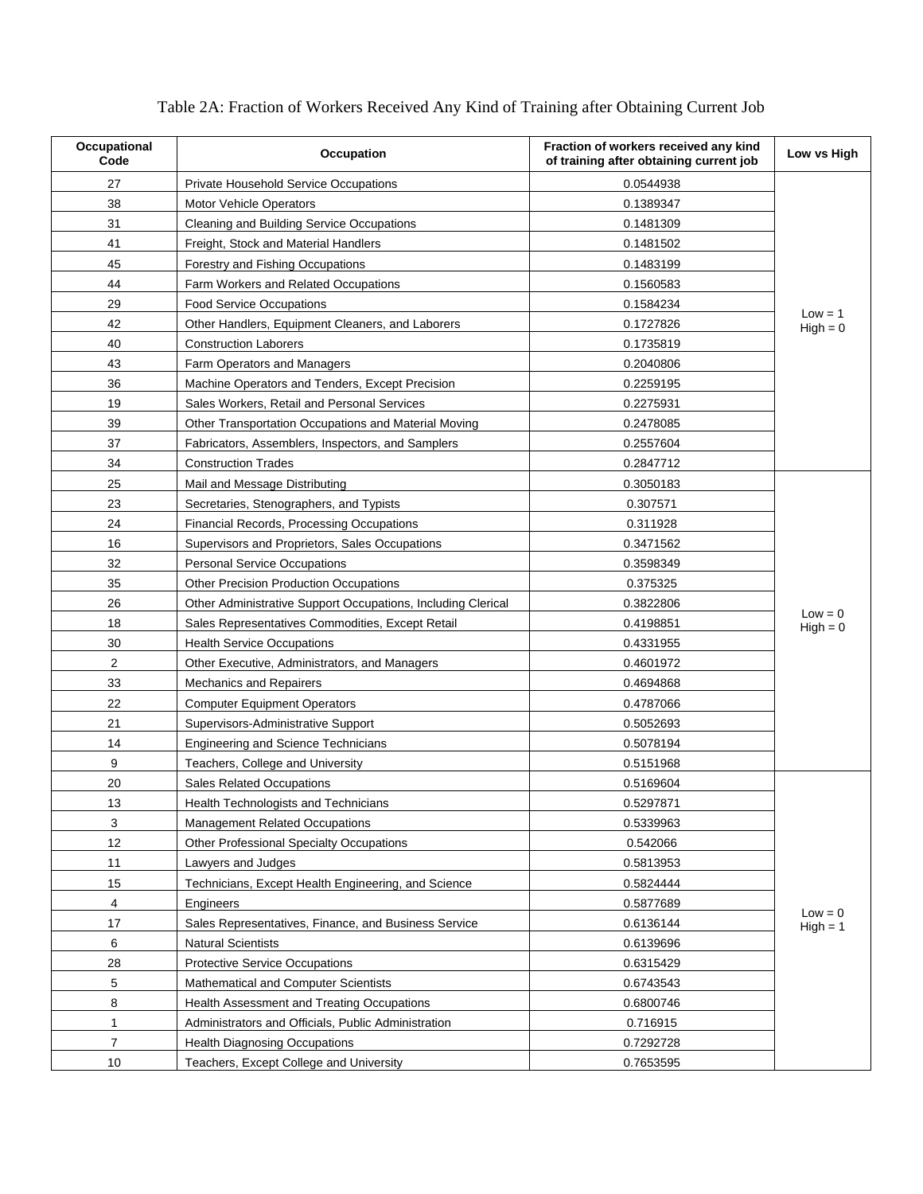# Table 2A: Fraction of Workers Received Any Kind of Training after Obtaining Current Job

| Occupational Code | Occupation | Fraction of workers received any kind of training after obtaining current job | Low vs High |
|---|---|---|---|
| 27 | Private Household Service Occupations | 0.0544938 | Low = 1 High = 0 |
| 38 | Motor Vehicle Operators | 0.1389347 | |
| 31 | Cleaning and Building Service Occupations | 0.1481309 | |
| 41 | Freight, Stock and Material Handlers | 0.1481502 | |
| 45 | Forestry and Fishing Occupations | 0.1483199 | |
| 44 | Farm Workers and Related Occupations | 0.1560583 | |
| 29 | Food Service Occupations | 0.1584234 | |
| 42 | Other Handlers, Equipment Cleaners, and Laborers | 0.1727826 | |
| 40 | Construction Laborers | 0.1735819 | |
| 43 | Farm Operators and Managers | 0.2040806 | |
| 36 | Machine Operators and Tenders, Except Precision | 0.2259195 | |
| 19 | Sales Workers, Retail and Personal Services | 0.2275931 | |
| 39 | Other Transportation Occupations and Material Moving | 0.2478085 | |
| 37 | Fabricators, Assemblers, Inspectors, and Samplers | 0.2557604 | |
| 34 | Construction Trades | 0.2847712 | |
| 25 | Mail and Message Distributing | 0.3050183 | Low = 0 High = 0 |
| 23 | Secretaries, Stenographers, and Typists | 0.307571 | |
| 24 | Financial Records, Processing Occupations | 0.311928 | |
| 16 | Supervisors and Proprietors, Sales Occupations | 0.3471562 | |
| 32 | Personal Service Occupations | 0.3598349 | |
| 35 | Other Precision Production Occupations | 0.375325 | |
| 26 | Other Administrative Support Occupations, Including Clerical | 0.3822806 | |
| 18 | Sales Representatives Commodities, Except Retail | 0.4198851 | |
| 30 | Health Service Occupations | 0.4331955 | |
| 2 | Other Executive, Administrators, and Managers | 0.4601972 | |
| 33 | Mechanics and Repairers | 0.4694868 | |
| 22 | Computer Equipment Operators | 0.4787066 | |
| 21 | Supervisors-Administrative Support | 0.5052693 | |
| 14 | Engineering and Science Technicians | 0.5078194 | |
| 9 | Teachers, College and University | 0.5151968 | |
| 20 | Sales Related Occupations | 0.5169604 | Low = 0 High = 1 |
| 13 | Health Technologists and Technicians | 0.5297871 | |
| 3 | Management Related Occupations | 0.5339963 | |
| 12 | Other Professional Specialty Occupations | 0.542066 | |
| 11 | Lawyers and Judges | 0.5813953 | |
| 15 | Technicians, Except Health Engineering, and Science | 0.5824444 | |
| 4 | Engineers | 0.5877689 | |
| 17 | Sales Representatives, Finance, and Business Service | 0.6136144 | |
| 6 | Natural Scientists | 0.6139696 | |
| 28 | Protective Service Occupations | 0.6315429 | |
| 5 | Mathematical and Computer Scientists | 0.6743543 | |
| 8 | Health Assessment and Treating Occupations | 0.6800746 | |
| 1 | Administrators and Officials, Public Administration | 0.716915 | |
| 7 | Health Diagnosing Occupations | 0.7292728 | |
| 10 | Teachers, Except College and University | 0.7653595 | |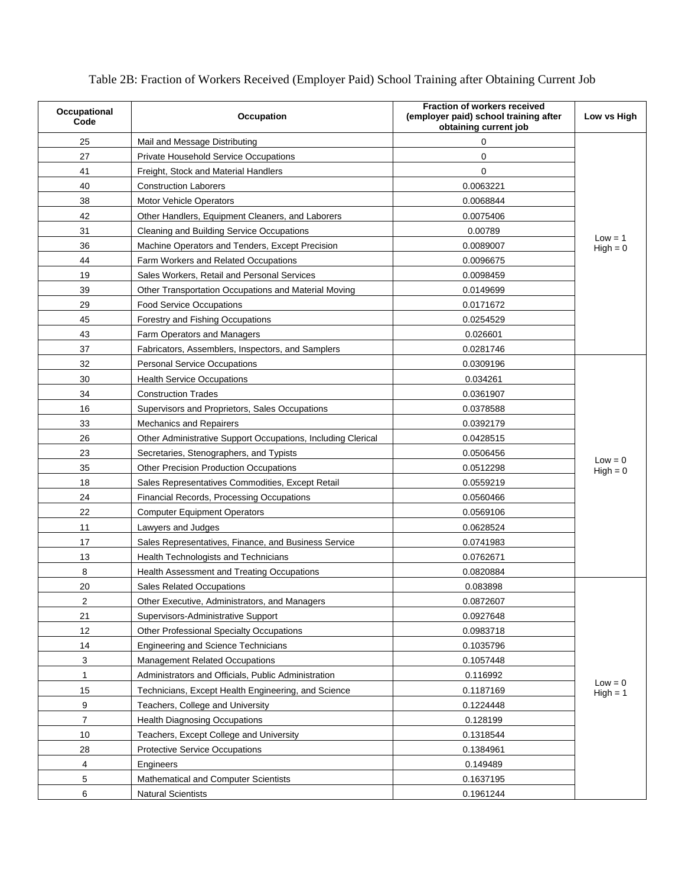Table 2B: Fraction of Workers Received (Employer Paid) School Training after Obtaining Current Job

| Occupational Code | Occupation | Fraction of workers received (employer paid) school training after obtaining current job | Low vs High |
|---|---|---|---|
| 25 | Mail and Message Distributing | 0 | Low = 1 High = 0 |
| 27 | Private Household Service Occupations | 0 | |
| 41 | Freight, Stock and Material Handlers | 0 | |
| 40 | Construction Laborers | 0.0063221 | |
| 38 | Motor Vehicle Operators | 0.0068844 | |
| 42 | Other Handlers, Equipment Cleaners, and Laborers | 0.0075406 | |
| 31 | Cleaning and Building Service Occupations | 0.00789 | |
| 36 | Machine Operators and Tenders, Except Precision | 0.0089007 | |
| 44 | Farm Workers and Related Occupations | 0.0096675 | |
| 19 | Sales Workers, Retail and Personal Services | 0.0098459 | |
| 39 | Other Transportation Occupations and Material Moving | 0.0149699 | |
| 29 | Food Service Occupations | 0.0171672 | |
| 45 | Forestry and Fishing Occupations | 0.0254529 | |
| 43 | Farm Operators and Managers | 0.026601 | |
| 37 | Fabricators, Assemblers, Inspectors, and Samplers | 0.0281746 | |
| 32 | Personal Service Occupations | 0.0309196 | Low = 0 High = 0 |
| 30 | Health Service Occupations | 0.034261 | |
| 34 | Construction Trades | 0.0361907 | |
| 16 | Supervisors and Proprietors, Sales Occupations | 0.0378588 | |
| 33 | Mechanics and Repairers | 0.0392179 | |
| 26 | Other Administrative Support Occupations, Including Clerical | 0.0428515 | |
| 23 | Secretaries, Stenographers, and Typists | 0.0506456 | |
| 35 | Other Precision Production Occupations | 0.0512298 | |
| 18 | Sales Representatives Commodities, Except Retail | 0.0559219 | |
| 24 | Financial Records, Processing Occupations | 0.0560466 | |
| 22 | Computer Equipment Operators | 0.0569106 | |
| 11 | Lawyers and Judges | 0.0628524 | |
| 17 | Sales Representatives, Finance, and Business Service | 0.0741983 | |
| 13 | Health Technologists and Technicians | 0.0762671 | |
| 8 | Health Assessment and Treating Occupations | 0.0820884 | |
| 20 | Sales Related Occupations | 0.083898 | Low = 0 High = 1 |
| 2 | Other Executive, Administrators, and Managers | 0.0872607 | |
| 21 | Supervisors-Administrative Support | 0.0927648 | |
| 12 | Other Professional Specialty Occupations | 0.0983718 | |
| 14 | Engineering and Science Technicians | 0.1035796 | |
| 3 | Management Related Occupations | 0.1057448 | |
| 1 | Administrators and Officials, Public Administration | 0.116992 | |
| 15 | Technicians, Except Health Engineering, and Science | 0.1187169 | |
| 9 | Teachers, College and University | 0.1224448 | |
| 7 | Health Diagnosing Occupations | 0.128199 | |
| 10 | Teachers, Except College and University | 0.1318544 | |
| 28 | Protective Service Occupations | 0.1384961 | |
| 4 | Engineers | 0.149489 | |
| 5 | Mathematical and Computer Scientists | 0.1637195 | |
| 6 | Natural Scientists | 0.1961244 | |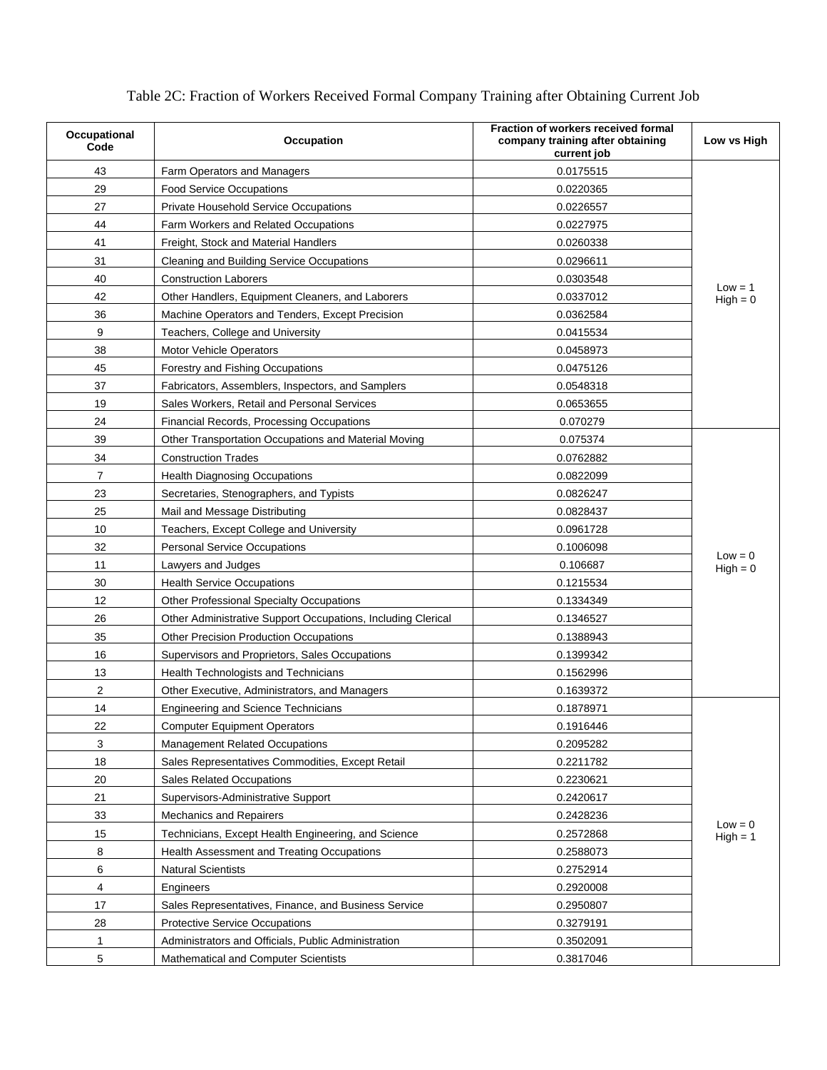Table 2C: Fraction of Workers Received Formal Company Training after Obtaining Current Job

| Occupational Code | Occupation | Fraction of workers received formal company training after obtaining current job | Low vs High |
|---|---|---|---|
| 43 | Farm Operators and Managers | 0.0175515 | Low = 1 High = 0 |
| 29 | Food Service Occupations | 0.0220365 | |
| 27 | Private Household Service Occupations | 0.0226557 | |
| 44 | Farm Workers and Related Occupations | 0.0227975 | |
| 41 | Freight, Stock and Material Handlers | 0.0260338 | |
| 31 | Cleaning and Building Service Occupations | 0.0296611 | |
| 40 | Construction Laborers | 0.0303548 | |
| 42 | Other Handlers, Equipment Cleaners, and Laborers | 0.0337012 | |
| 36 | Machine Operators and Tenders, Except Precision | 0.0362584 | |
| 9 | Teachers, College and University | 0.0415534 | |
| 38 | Motor Vehicle Operators | 0.0458973 | |
| 45 | Forestry and Fishing Occupations | 0.0475126 | |
| 37 | Fabricators, Assemblers, Inspectors, and Samplers | 0.0548318 | |
| 19 | Sales Workers, Retail and Personal Services | 0.0653655 | |
| 24 | Financial Records, Processing Occupations | 0.070279 | |
| 39 | Other Transportation Occupations and Material Moving | 0.075374 | Low = 0 High = 0 |
| 34 | Construction Trades | 0.0762882 | |
| 7 | Health Diagnosing Occupations | 0.0822099 | |
| 23 | Secretaries, Stenographers, and Typists | 0.0826247 | |
| 25 | Mail and Message Distributing | 0.0828437 | |
| 10 | Teachers, Except College and University | 0.0961728 | |
| 32 | Personal Service Occupations | 0.1006098 | |
| 11 | Lawyers and Judges | 0.106687 | |
| 30 | Health Service Occupations | 0.1215534 | |
| 12 | Other Professional Specialty Occupations | 0.1334349 | |
| 26 | Other Administrative Support Occupations, Including Clerical | 0.1346527 | |
| 35 | Other Precision Production Occupations | 0.1388943 | |
| 16 | Supervisors and Proprietors, Sales Occupations | 0.1399342 | |
| 13 | Health Technologists and Technicians | 0.1562996 | |
| 2 | Other Executive, Administrators, and Managers | 0.1639372 | |
| 14 | Engineering and Science Technicians | 0.1878971 | Low = 0 High = 1 |
| 22 | Computer Equipment Operators | 0.1916446 | |
| 3 | Management Related Occupations | 0.2095282 | |
| 18 | Sales Representatives Commodities, Except Retail | 0.2211782 | |
| 20 | Sales Related Occupations | 0.2230621 | |
| 21 | Supervisors-Administrative Support | 0.2420617 | |
| 33 | Mechanics and Repairers | 0.2428236 | |
| 15 | Technicians, Except Health Engineering, and Science | 0.2572868 | |
| 8 | Health Assessment and Treating Occupations | 0.2588073 | |
| 6 | Natural Scientists | 0.2752914 | |
| 4 | Engineers | 0.2920008 | |
| 17 | Sales Representatives, Finance, and Business Service | 0.2950807 | |
| 28 | Protective Service Occupations | 0.3279191 | |
| 1 | Administrators and Officials, Public Administration | 0.3502091 | |
| 5 | Mathematical and Computer Scientists | 0.3817046 | |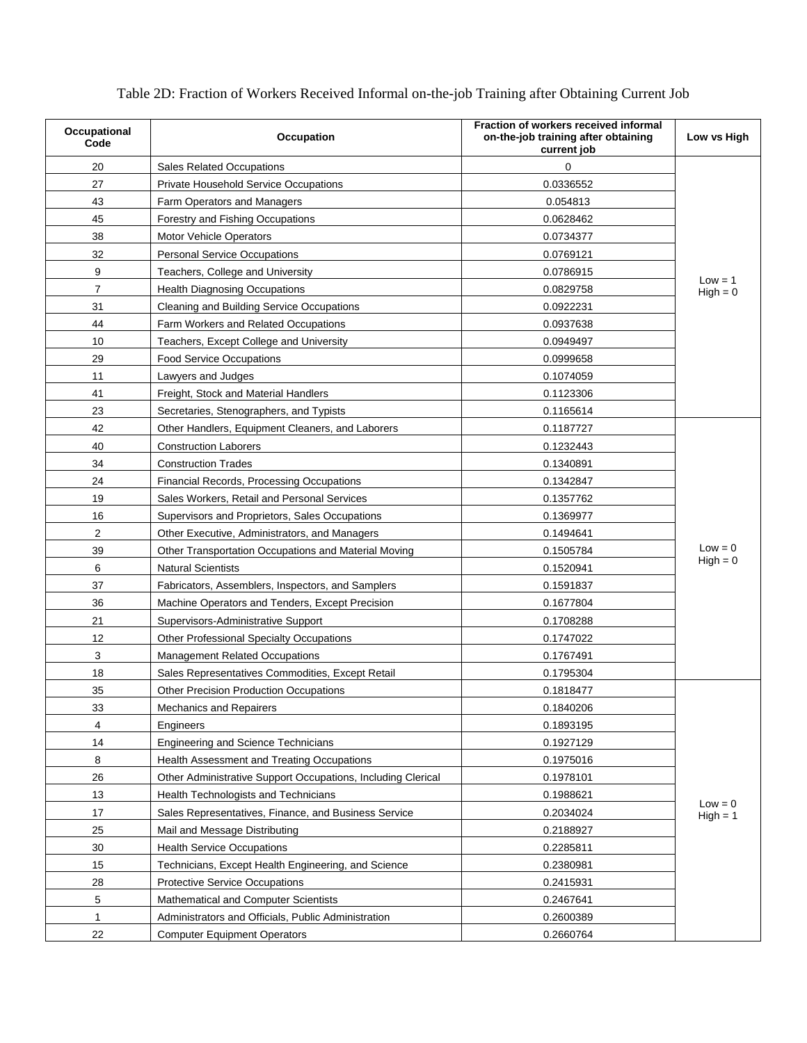Table 2D: Fraction of Workers Received Informal on-the-job Training after Obtaining Current Job

| Occupational Code | Occupation | Fraction of workers received informal on-the-job training after obtaining current job | Low vs High |
|---|---|---|---|
| 20 | Sales Related Occupations | 0 | Low = 1 High = 0 |
| 27 | Private Household Service Occupations | 0.0336552 | |
| 43 | Farm Operators and Managers | 0.054813 | |
| 45 | Forestry and Fishing Occupations | 0.0628462 | |
| 38 | Motor Vehicle Operators | 0.0734377 | |
| 32 | Personal Service Occupations | 0.0769121 | |
| 9 | Teachers, College and University | 0.0786915 | |
| 7 | Health Diagnosing Occupations | 0.0829758 | |
| 31 | Cleaning and Building Service Occupations | 0.0922231 | |
| 44 | Farm Workers and Related Occupations | 0.0937638 | |
| 10 | Teachers, Except College and University | 0.0949497 | |
| 29 | Food Service Occupations | 0.0999658 | |
| 11 | Lawyers and Judges | 0.1074059 | |
| 41 | Freight, Stock and Material Handlers | 0.1123306 | |
| 23 | Secretaries, Stenographers, and Typists | 0.1165614 | |
| 42 | Other Handlers, Equipment Cleaners, and Laborers | 0.1187727 | Low = 0 High = 0 |
| 40 | Construction Laborers | 0.1232443 | |
| 34 | Construction Trades | 0.1340891 | |
| 24 | Financial Records, Processing Occupations | 0.1342847 | |
| 19 | Sales Workers, Retail and Personal Services | 0.1357762 | |
| 16 | Supervisors and Proprietors, Sales Occupations | 0.1369977 | |
| 2 | Other Executive, Administrators, and Managers | 0.1494641 | |
| 39 | Other Transportation Occupations and Material Moving | 0.1505784 | |
| 6 | Natural Scientists | 0.1520941 | |
| 37 | Fabricators, Assemblers, Inspectors, and Samplers | 0.1591837 | |
| 36 | Machine Operators and Tenders, Except Precision | 0.1677804 | |
| 21 | Supervisors-Administrative Support | 0.1708288 | |
| 12 | Other Professional Specialty Occupations | 0.1747022 | |
| 3 | Management Related Occupations | 0.1767491 | |
| 18 | Sales Representatives Commodities, Except Retail | 0.1795304 | |
| 35 | Other Precision Production Occupations | 0.1818477 | Low = 0 High = 1 |
| 33 | Mechanics and Repairers | 0.1840206 | |
| 4 | Engineers | 0.1893195 | |
| 14 | Engineering and Science Technicians | 0.1927129 | |
| 8 | Health Assessment and Treating Occupations | 0.1975016 | |
| 26 | Other Administrative Support Occupations, Including Clerical | 0.1978101 | |
| 13 | Health Technologists and Technicians | 0.1988621 | |
| 17 | Sales Representatives, Finance, and Business Service | 0.2034024 | |
| 25 | Mail and Message Distributing | 0.2188927 | |
| 30 | Health Service Occupations | 0.2285811 | |
| 15 | Technicians, Except Health Engineering, and Science | 0.2380981 | |
| 28 | Protective Service Occupations | 0.2415931 | |
| 5 | Mathematical and Computer Scientists | 0.2467641 | |
| 1 | Administrators and Officials, Public Administration | 0.2600389 | |
| 22 | Computer Equipment Operators | 0.2660764 | |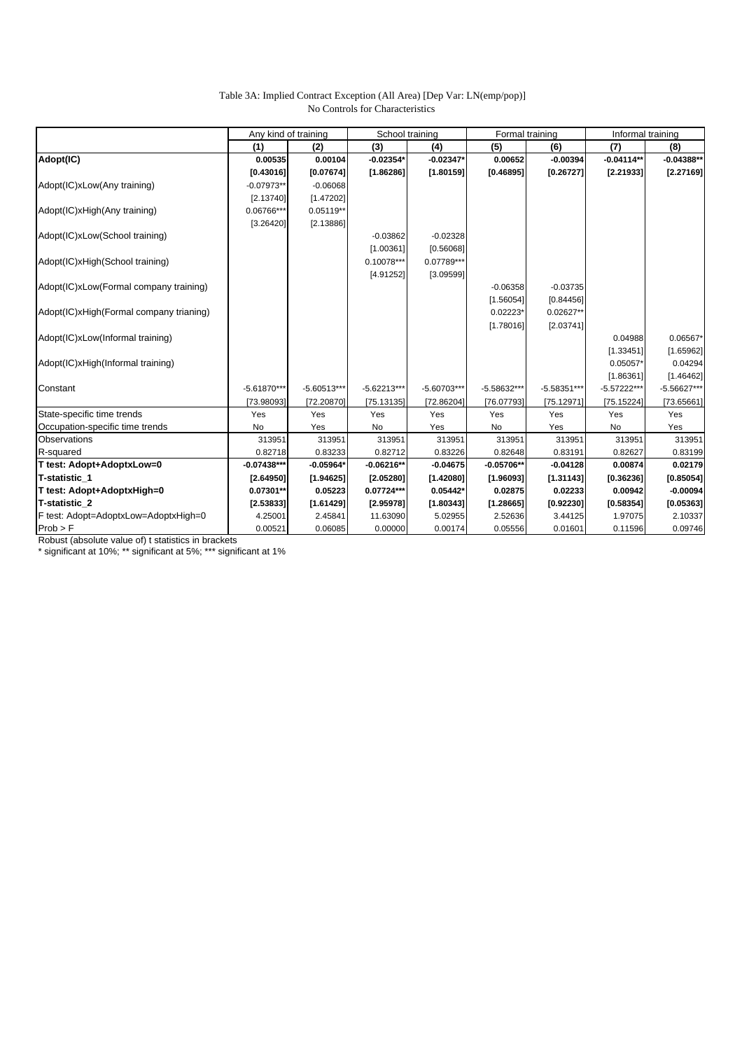Table 3A: Implied Contract Exception (All Area) [Dep Var: LN(emp/pop)]
No Controls for Characteristics

| | Any kind of training | | School training | | Formal training | | Informal training | |
|---|---|---|---|---|---|---|---|---|
| | (1) | (2) | (3) | (4) | (5) | (6) | (7) | (8) |
| **Adopt(IC)** | **0.00535** | **0.00104** | **-0.02354*** | **-0.02347*** | **0.00652** | **-0.00394** | **-0.04114**** | **-0.04388**** |
| | **[0.43016]** | **[0.07674]** | **[1.86286]** | **[1.80159]** | **[0.46895]** | **[0.26727]** | **[2.21933]** | **[2.27169]** |
| Adopt(IC)xLow(Any training) | -0.07973** | -0.06068 | | | | | | |
| | [2.13740] | [1.47202] | | | | | | |
| Adopt(IC)xHigh(Any training) | 0.06766*** | 0.05119** | | | | | | |
| | [3.26420] | [2.13886] | | | | | | |
| Adopt(IC)xLow(School training) | | | -0.03862 | -0.02328 | | | | |
| | | | [1.00361] | [0.56068] | | | | |
| Adopt(IC)xHigh(School training) | | | 0.10078*** | 0.07789*** | | | | |
| | | | [4.91252] | [3.09599] | | | | |
| Adopt(IC)xLow(Formal company training) | | | | | -0.06358 | -0.03735 | | |
| | | | | | [1.56054] | [0.84456] | | |
| Adopt(IC)xHigh(Formal company trianing) | | | | | 0.02223* | 0.02627** | | |
| | | | | | [1.78016] | [2.03741] | | |
| Adopt(IC)xLow(Informal training) | | | | | | | 0.04988 | 0.06567* |
| | | | | | | | [1.33451] | [1.65962] |
| Adopt(IC)xHigh(Informal training) | | | | | | | 0.05057* | 0.04294 |
| | | | | | | | [1.86361] | [1.46462] |
| Constant | -5.61870*** | -5.60513*** | -5.62213*** | -5.60703*** | -5.58632*** | -5.58351*** | -5.57222*** | -5.56627*** |
| | [73.98093] | [72.20870] | [75.13135] | [72.86204] | [76.07793] | [75.12971] | [75.15224] | [73.65661] |
| State-specific time trends | Yes | Yes | Yes | Yes | Yes | Yes | Yes | Yes |
| Occupation-specific time trends | No | Yes | No | Yes | No | Yes | No | Yes |
| Observations | 313951 | 313951 | 313951 | 313951 | 313951 | 313951 | 313951 | 313951 |
| R-squared | 0.82718 | 0.83233 | 0.82712 | 0.83226 | 0.82648 | 0.83191 | 0.82627 | 0.83199 |
| **T test: Adopt+AdoptxLow=0** | **-0.07438***** | **-0.05964*** | **-0.06216**** | **-0.04675** | **-0.05706**** | **-0.04128** | **0.00874** | **0.02179** |
| **T-statistic_1** | **[2.64950]** | **[1.94625]** | **[2.05280]** | **[1.42080]** | **[1.96093]** | **[1.31143]** | **[0.36236]** | **[0.85054]** |
| **T test: Adopt+AdoptxHigh=0** | **0.07301**** | **0.05223** | **0.07724***** | **0.05442*** | **0.02875** | **0.02233** | **0.00942** | **-0.00094** |
| **T-statistic_2** | **[2.53833]** | **[1.61429]** | **[2.95978]** | **[1.80343]** | **[1.28665]** | **[0.92230]** | **[0.58354]** | **[0.05363]** |
| F test: Adopt=AdoptxLow=AdoptxHigh=0 | 4.25001 | 2.45841 | 11.63090 | 5.02955 | 2.52636 | 3.44125 | 1.97075 | 2.10337 |
| Prob > F | 0.00521 | 0.06085 | 0.00000 | 0.00174 | 0.05556 | 0.01601 | 0.11596 | 0.09746 |

Robust (absolute value of) t statistics in brackets
* significant at 10%; ** significant at 5%; *** significant at 1%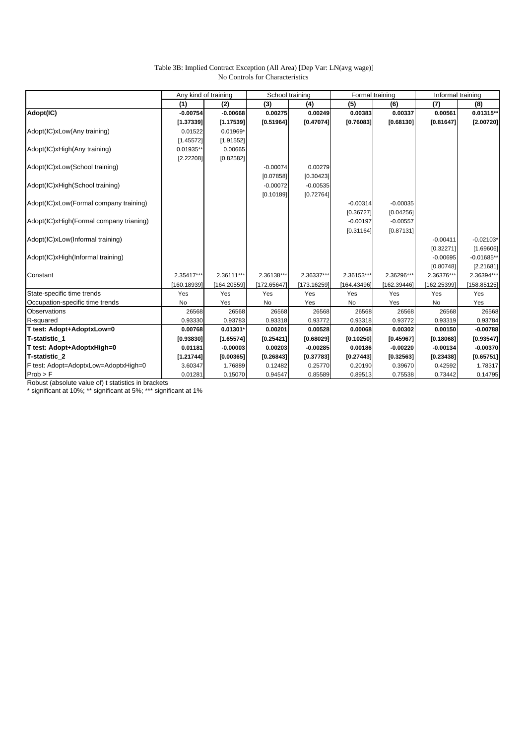Table 3B: Implied Contract Exception (All Area) [Dep Var: LN(avg wage)]
No Controls for Characteristics

| | Any kind of training | | School training | | Formal training | | Informal training | |
|---|---|---|---|---|---|---|---|---|
| | (1) | (2) | (3) | (4) | (5) | (6) | (7) | (8) |
| **Adopt(IC)** | **-0.00754** | **-0.00668** | **0.00275** | **0.00249** | **0.00383** | **0.00337** | **0.00561** | **0.01315**** |
| | **[1.37339]** | **[1.17539]** | **[0.51964]** | **[0.47074]** | **[0.76083]** | **[0.68130]** | **[0.81647]** | **[2.00720]** |
| Adopt(IC)xLow(Any training) | 0.01522 | 0.01969* | | | | | | |
| | [1.45572] | [1.91552] | | | | | | |
| Adopt(IC)xHigh(Any training) | 0.01935** | 0.00665 | | | | | | |
| | [2.22208] | [0.82582] | | | | | | |
| Adopt(IC)xLow(School training) | | | -0.00074 | 0.00279 | | | | |
| | | | [0.07858] | [0.30423] | | | | |
| Adopt(IC)xHigh(School training) | | | -0.00072 | -0.00535 | | | | |
| | | | [0.10189] | [0.72764] | | | | |
| Adopt(IC)xLow(Formal company training) | | | | | -0.00314 | -0.00035 | | |
| | | | | | [0.36727] | [0.04256] | | |
| Adopt(IC)xHigh(Formal company trianing) | | | | | -0.00197 | -0.00557 | | |
| | | | | | [0.31164] | [0.87131] | | |
| Adopt(IC)xLow(Informal training) | | | | | | | -0.00411 | -0.02103* |
| | | | | | | | [0.32271] | [1.69606] |
| Adopt(IC)xHigh(Informal training) | | | | | | | -0.00695 | -0.01685** |
| | | | | | | | [0.80748] | [2.21681] |
| Constant | 2.35417*** | 2.36111*** | 2.36138*** | 2.36337*** | 2.36153*** | 2.36296*** | 2.36376*** | 2.36394*** |
| | [160.18939] | [164.20559] | [172.65647] | [173.16259] | [164.43496] | [162.39446] | [162.25399] | [158.85125] |
| State-specific time trends | Yes | Yes | Yes | Yes | Yes | Yes | Yes | Yes |
| Occupation-specific time trends | No | Yes | No | Yes | No | Yes | No | Yes |
| Observations | 26568 | 26568 | 26568 | 26568 | 26568 | 26568 | 26568 | 26568 |
| R-squared | 0.93330 | 0.93783 | 0.93318 | 0.93772 | 0.93318 | 0.93772 | 0.93319 | 0.93784 |
| **T test: Adopt+AdoptxLow=0** | **0.00768** | **0.01301*** | **0.00201** | **0.00528** | **0.00068** | **0.00302** | **0.00150** | **-0.00788** |
| **T-statistic_1** | **[0.93830]** | **[1.65574]** | **[0.25421]** | **[0.68029]** | **[0.10250]** | **[0.45967]** | **[0.18068]** | **[0.93547]** |
| **T test: Adopt+AdoptxHigh=0** | **0.01181** | **-0.00003** | **0.00203** | **-0.00285** | **0.00186** | **-0.00220** | **-0.00134** | **-0.00370** |
| **T-statistic_2** | **[1.21744]** | **[0.00365]** | **[0.26843]** | **[0.37783]** | **[0.27443]** | **[0.32563]** | **[0.23438]** | **[0.65751]** |
| F test: Adopt=AdoptxLow=AdoptxHigh=0 | 3.60347 | 1.76889 | 0.12482 | 0.25770 | 0.20190 | 0.39670 | 0.42592 | 1.78317 |
| Prob > F | 0.01281 | 0.15070 | 0.94547 | 0.85589 | 0.89513 | 0.75538 | 0.73442 | 0.14795 |

Robust (absolute value of) t statistics in brackets
* significant at 10%; ** significant at 5%; *** significant at 1%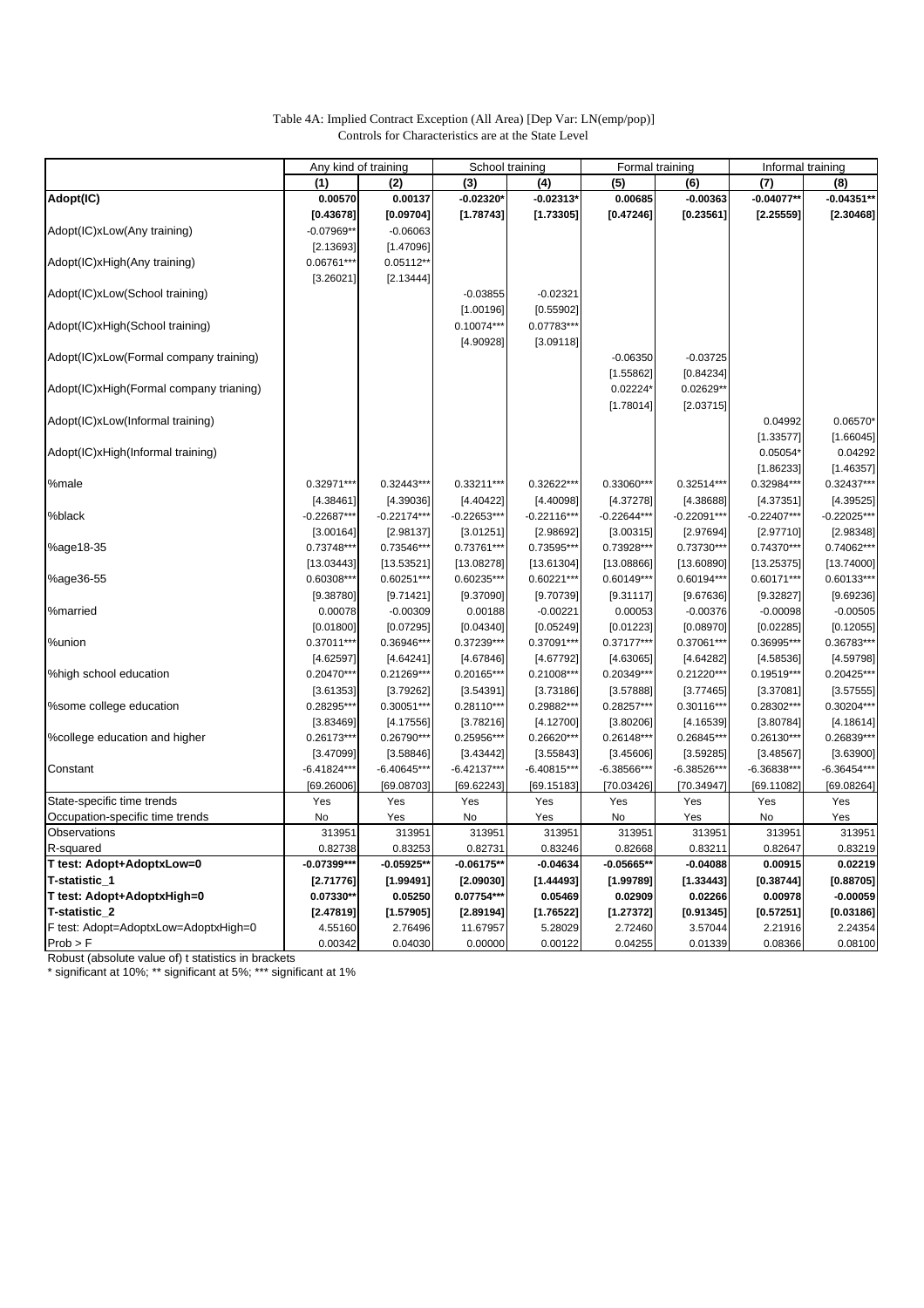Table 4A: Implied Contract Exception (All Area) [Dep Var: LN(emp/pop)]
Controls for Characteristics are at the State Level

| | Any kind of training | | School training | | Formal training | | Informal training | |
|---|---|---|---|---|---|---|---|---|
| | **(1)** | **(2)** | **(3)** | **(4)** | **(5)** | **(6)** | **(7)** | **(8)** |
| **Adopt(IC)** | **0.00570** | **0.00137** | **-0.02320*** | **-0.02313*** | **0.00685** | **-0.00363** | **-0.04077**** | **-0.04351**** |
| | **[0.43678]** | **[0.09704]** | **[1.78743]** | **[1.73305]** | **[0.47246]** | **[0.23561]** | **[2.25559]** | **[2.30468]** |
| Adopt(IC)xLow(Any training) | -0.07969** | -0.06063 | | | | | | |
| | [2.13693] | [1.47096] | | | | | | |
| Adopt(IC)xHigh(Any training) | 0.06761*** | 0.05112** | | | | | | |
| | [3.26021] | [2.13444] | | | | | | |
| Adopt(IC)xLow(School training) | | | -0.03855 | -0.02321 | | | | |
| | | | [1.00196] | [0.55902] | | | | |
| Adopt(IC)xHigh(School training) | | | 0.10074*** | 0.07783*** | | | | |
| | | | [4.90928] | [3.09118] | | | | |
| Adopt(IC)xLow(Formal company training) | | | | | -0.06350 | -0.03725 | | |
| | | | | | [1.55862] | [0.84234] | | |
| Adopt(IC)xHigh(Formal company trianing) | | | | | 0.02224* | 0.02629** | | |
| | | | | | [1.78014] | [2.03715] | | |
| Adopt(IC)xLow(Informal training) | | | | | | | 0.04992 | 0.06570* |
| | | | | | | | [1.33577] | [1.66045] |
| Adopt(IC)xHigh(Informal training) | | | | | | | 0.05054* | 0.04292 |
| | | | | | | | [1.86233] | [1.46357] |
| %male | 0.32971*** | 0.32443*** | 0.33211*** | 0.32622*** | 0.33060*** | 0.32514*** | 0.32984*** | 0.32437*** |
| | [4.38461] | [4.39036] | [4.40422] | [4.40098] | [4.37278] | [4.38688] | [4.37351] | [4.39525] |
| %black | -0.22687*** | -0.22174*** | -0.22653*** | -0.22116*** | -0.22644*** | -0.22091*** | -0.22407*** | -0.22025*** |
| | [3.00164] | [2.98137] | [3.01251] | [2.98692] | [3.00315] | [2.97694] | [2.97710] | [2.98348] |
| %age18-35 | 0.73748*** | 0.73546*** | 0.73761*** | 0.73595*** | 0.73928*** | 0.73730*** | 0.74370*** | 0.74062*** |
| | [13.03443] | [13.53521] | [13.08278] | [13.61304] | [13.08866] | [13.60890] | [13.25375] | [13.74000] |
| %age36-55 | 0.60308*** | 0.60251*** | 0.60235*** | 0.60221*** | 0.60149*** | 0.60194*** | 0.60171*** | 0.60133*** |
| | [9.38780] | [9.71421] | [9.37090] | [9.70739] | [9.31117] | [9.67636] | [9.32827] | [9.69236] |
| %married | 0.00078 | -0.00309 | 0.00188 | -0.00221 | 0.00053 | -0.00376 | -0.00098 | -0.00505 |
| | [0.01800] | [0.07295] | [0.04340] | [0.05249] | [0.01223] | [0.08970] | [0.02285] | [0.12055] |
| %union | 0.37011*** | 0.36946*** | 0.37239*** | 0.37091*** | 0.37177*** | 0.37061*** | 0.36995*** | 0.36783*** |
| | [4.62597] | [4.64241] | [4.67846] | [4.67792] | [4.63065] | [4.64282] | [4.58536] | [4.59798] |
| %high school education | 0.20470*** | 0.21269*** | 0.20165*** | 0.21008*** | 0.20349*** | 0.21220*** | 0.19519*** | 0.20425*** |
| | [3.61353] | [3.79262] | [3.54391] | [3.73186] | [3.57888] | [3.77465] | [3.37081] | [3.57555] |
| %some college education | 0.28295*** | 0.30051*** | 0.28110*** | 0.29882*** | 0.28257*** | 0.30116*** | 0.28302*** | 0.30204*** |
| | [3.83469] | [4.17556] | [3.78216] | [4.12700] | [3.80206] | [4.16539] | [3.80784] | [4.18614] |
| %college education and higher | 0.26173*** | 0.26790*** | 0.25956*** | 0.26620*** | 0.26148*** | 0.26845*** | 0.26130*** | 0.26839*** |
| | [3.47099] | [3.58846] | [3.43442] | [3.55843] | [3.45606] | [3.59285] | [3.48567] | [3.63900] |
| Constant | -6.41824*** | -6.40645*** | -6.42137*** | -6.40815*** | -6.38566*** | -6.38526*** | -6.36838*** | -6.36454*** |
| | [69.26006] | [69.08703] | [69.62243] | [69.15183] | [70.03426] | [70.34947] | [69.11082] | [69.08264] |
| State-specific time trends | Yes | Yes | Yes | Yes | Yes | Yes | Yes | Yes |
| Occupation-specific time trends | No | Yes | No | Yes | No | Yes | No | Yes |
| Observations | 313951 | 313951 | 313951 | 313951 | 313951 | 313951 | 313951 | 313951 |
| R-squared | 0.82738 | 0.83253 | 0.82731 | 0.83246 | 0.82668 | 0.83211 | 0.82647 | 0.83219 |
| **T test: Adopt+AdoptxLow=0** | **-0.07399***** | **-0.05925**** | **-0.06175**** | **-0.04634** | **-0.05665**** | **-0.04088** | **0.00915** | **0.02219** |
| **T-statistic_1** | **[2.71776]** | **[1.99491]** | **[2.09030]** | **[1.44493]** | **[1.99789]** | **[1.33443]** | **[0.38744]** | **[0.88705]** |
| **T test: Adopt+AdoptxHigh=0** | **0.07330**** | **0.05250** | **0.07754***** | **0.05469** | **0.02909** | **0.02266** | **0.00978** | **-0.00059** |
| **T-statistic_2** | **[2.47819]** | **[1.57905]** | **[2.89194]** | **[1.76522]** | **[1.27372]** | **[0.91345]** | **[0.57251]** | **[0.03186]** |
| F test: Adopt=AdoptxLow=AdoptxHigh=0 | 4.55160 | 2.76496 | 11.67957 | 5.28029 | 2.72460 | 3.57044 | 2.21916 | 2.24354 |
| Prob > F | 0.00342 | 0.04030 | 0.00000 | 0.00122 | 0.04255 | 0.01339 | 0.08366 | 0.08100 |

Robust (absolute value of) t statistics in brackets
* significant at 10%; ** significant at 5%; *** significant at 1%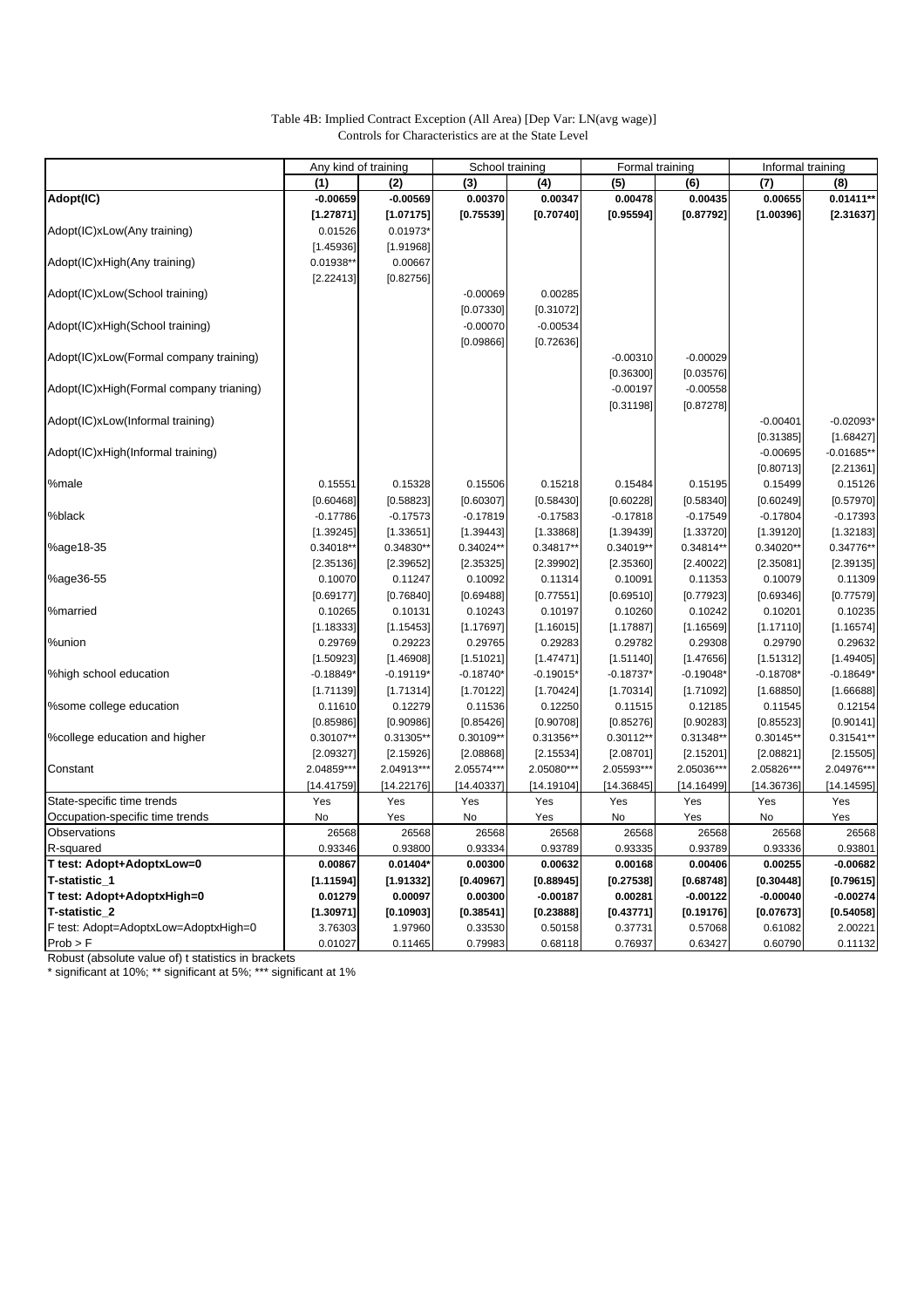Table 4B: Implied Contract Exception (All Area) [Dep Var: LN(avg wage)]
Controls for Characteristics are at the State Level

| | Any kind of training | | School training | | Formal training | | Informal training | |
|---|---|---|---|---|---|---|---|---|
| | (1) | (2) | (3) | (4) | (5) | (6) | (7) | (8) |
| **Adopt(IC)** | **-0.00659** | **-0.00569** | **0.00370** | **0.00347** | **0.00478** | **0.00435** | **0.00655** | **0.01411**** |
| | **[1.27871]** | **[1.07175]** | **[0.75539]** | **[0.70740]** | **[0.95594]** | **[0.87792]** | **[1.00396]** | **[2.31637]** |
| Adopt(IC)xLow(Any training) | 0.01526 | 0.01973* | | | | | | |
| | [1.45936] | [1.91968] | | | | | | |
| Adopt(IC)xHigh(Any training) | 0.01938** | 0.00667 | | | | | | |
| | [2.22413] | [0.82756] | | | | | | |
| Adopt(IC)xLow(School training) | | | -0.00069 | 0.00285 | | | | |
| | | | [0.07330] | [0.31072] | | | | |
| Adopt(IC)xHigh(School training) | | | -0.00070 | -0.00534 | | | | |
| | | | [0.09866] | [0.72636] | | | | |
| Adopt(IC)xLow(Formal company training) | | | | | -0.00310 | -0.00029 | | |
| | | | | | [0.36300] | [0.03576] | | |
| Adopt(IC)xHigh(Formal company trianing) | | | | | -0.00197 | -0.00558 | | |
| | | | | | [0.31198] | [0.87278] | | |
| Adopt(IC)xLow(Informal training) | | | | | | | -0.00401 | -0.02093* |
| | | | | | | | [0.31385] | [1.68427] |
| Adopt(IC)xHigh(Informal training) | | | | | | | -0.00695 | -0.01685** |
| | | | | | | | [0.80713] | [2.21361] |
| %male | 0.15551 | 0.15328 | 0.15506 | 0.15218 | 0.15484 | 0.15195 | 0.15499 | 0.15126 |
| | [0.60468] | [0.58823] | [0.60307] | [0.58430] | [0.60228] | [0.58340] | [0.60249] | [0.57970] |
| %black | -0.17786 | -0.17573 | -0.17819 | -0.17583 | -0.17818 | -0.17549 | -0.17804 | -0.17393 |
| | [1.39245] | [1.33651] | [1.39443] | [1.33868] | [1.39439] | [1.33720] | [1.39120] | [1.32183] |
| %age18-35 | 0.34018** | 0.34830** | 0.34024** | 0.34817** | 0.34019** | 0.34814** | 0.34020** | 0.34776** |
| | [2.35136] | [2.39652] | [2.35325] | [2.39902] | [2.35360] | [2.40022] | [2.35081] | [2.39135] |
| %age36-55 | 0.10070 | 0.11247 | 0.10092 | 0.11314 | 0.10091 | 0.11353 | 0.10079 | 0.11309 |
| | [0.69177] | [0.76840] | [0.69488] | [0.77551] | [0.69510] | [0.77923] | [0.69346] | [0.77579] |
| %married | 0.10265 | 0.10131 | 0.10243 | 0.10197 | 0.10260 | 0.10242 | 0.10201 | 0.10235 |
| | [1.18333] | [1.15453] | [1.17697] | [1.16015] | [1.17887] | [1.16569] | [1.17110] | [1.16574] |
| %union | 0.29769 | 0.29223 | 0.29765 | 0.29283 | 0.29782 | 0.29308 | 0.29790 | 0.29632 |
| | [1.50923] | [1.46908] | [1.51021] | [1.47471] | [1.51140] | [1.47656] | [1.51312] | [1.49405] |
| %high school education | -0.18849* | -0.19119* | -0.18740* | -0.19015* | -0.18737* | -0.19048* | -0.18708* | -0.18649* |
| | [1.71139] | [1.71314] | [1.70122] | [1.70424] | [1.70314] | [1.71092] | [1.68850] | [1.66688] |
| %some college education | 0.11610 | 0.12279 | 0.11536 | 0.12250 | 0.11515 | 0.12185 | 0.11545 | 0.12154 |
| | [0.85986] | [0.90986] | [0.85426] | [0.90708] | [0.85276] | [0.90283] | [0.85523] | [0.90141] |
| %college education and higher | 0.30107** | 0.31305** | 0.30109** | 0.31356** | 0.30112** | 0.31348** | 0.30145** | 0.31541** |
| | [2.09327] | [2.15926] | [2.08868] | [2.15534] | [2.08701] | [2.15201] | [2.08821] | [2.15505] |
| Constant | 2.04859*** | 2.04913*** | 2.05574*** | 2.05080*** | 2.05593*** | 2.05036*** | 2.05826*** | 2.04976*** |
| | [14.41759] | [14.22176] | [14.40337] | [14.19104] | [14.36845] | [14.16499] | [14.36736] | [14.14595] |
| State-specific time trends | Yes | Yes | Yes | Yes | Yes | Yes | Yes | Yes |
| Occupation-specific time trends | No | Yes | No | Yes | No | Yes | No | Yes |
| Observations | 26568 | 26568 | 26568 | 26568 | 26568 | 26568 | 26568 | 26568 |
| R-squared | 0.93346 | 0.93800 | 0.93334 | 0.93789 | 0.93335 | 0.93789 | 0.93336 | 0.93801 |
| **T test: Adopt+AdoptxLow=0** | **0.00867** | **0.01404*** | **0.00300** | **0.00632** | **0.00168** | **0.00406** | **0.00255** | **-0.00682** |
| **T-statistic_1** | **[1.11594]** | **[1.91332]** | **[0.40967]** | **[0.88945]** | **[0.27538]** | **[0.68748]** | **[0.30448]** | **[0.79615]** |
| **T test: Adopt+AdoptxHigh=0** | **0.01279** | **0.00097** | **0.00300** | **-0.00187** | **0.00281** | **-0.00122** | **-0.00040** | **-0.00274** |
| **T-statistic_2** | **[1.30971]** | **[0.10903]** | **[0.38541]** | **[0.23888]** | **[0.43771]** | **[0.19176]** | **[0.07673]** | **[0.54058]** |
| F test: Adopt=AdoptxLow=AdoptxHigh=0 | 3.76303 | 1.97960 | 0.33530 | 0.50158 | 0.37731 | 0.57068 | 0.61082 | 2.00221 |
| Prob > F | 0.01027 | 0.11465 | 0.79983 | 0.68118 | 0.76937 | 0.63427 | 0.60790 | 0.11132 |

Robust (absolute value of) t statistics in brackets
* significant at 10%; ** significant at 5%; *** significant at 1%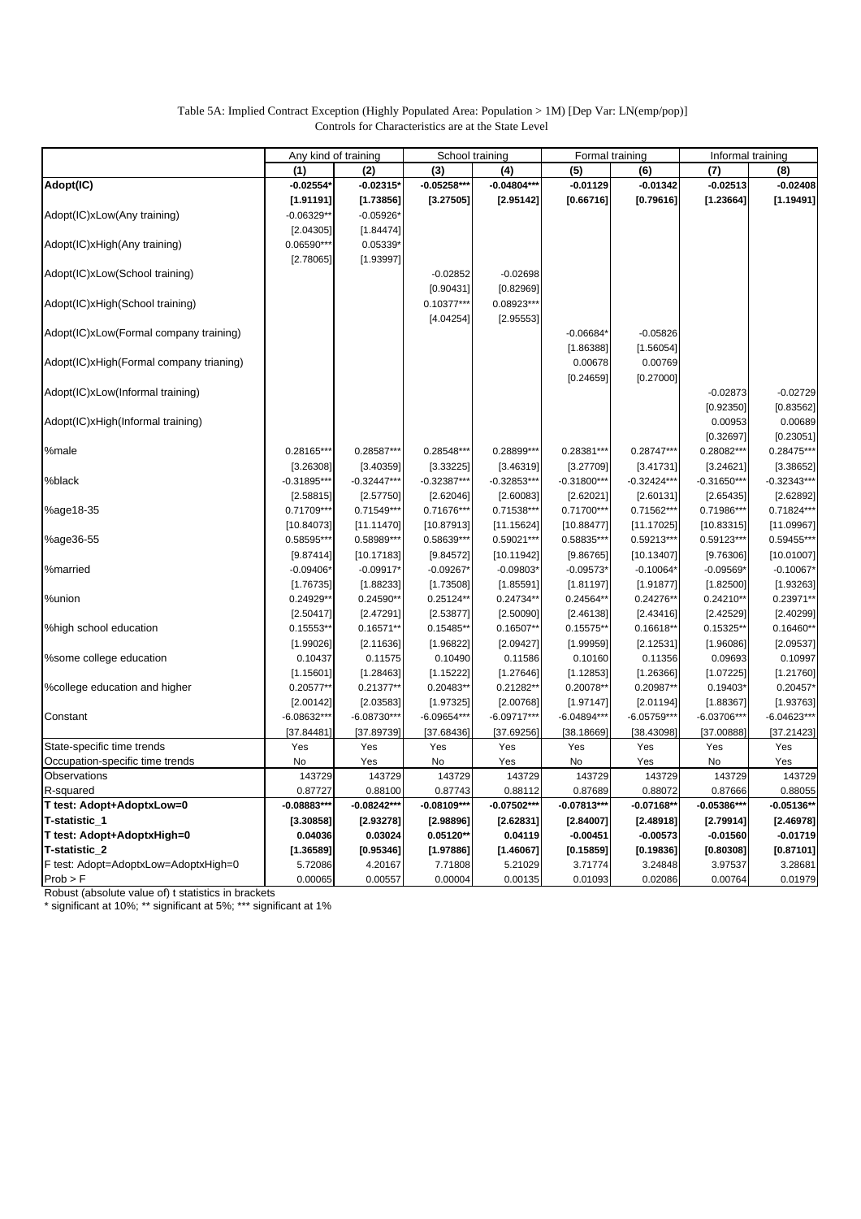Table 5A: Implied Contract Exception (Highly Populated Area: Population > 1M) [Dep Var: LN(emp/pop)]
Controls for Characteristics are at the State Level

| | Any kind of training | | School training | | Formal training | | Informal training | |
|---|---|---|---|---|---|---|---|---|
| | **(1)** | **(2)** | **(3)** | **(4)** | **(5)** | **(6)** | **(7)** | **(8)** |
| **Adopt(IC)** | **-0.02554*** | **-0.02315*** | **-0.05258***** | **-0.04804***** | **-0.01129** | **-0.01342** | **-0.02513** | **-0.02408** |
| | **[1.91191]** | **[1.73856]** | **[3.27505]** | **[2.95142]** | **[0.66716]** | **[0.79616]** | **[1.23664]** | **[1.19491]** |
| Adopt(IC)xLow(Any training) | -0.06329** | -0.05926* | | | | | | |
| | [2.04305] | [1.84474] | | | | | | |
| Adopt(IC)xHigh(Any training) | 0.06590*** | 0.05339* | | | | | | |
| | [2.78065] | [1.93997] | | | | | | |
| Adopt(IC)xLow(School training) | | | -0.02852 | -0.02698 | | | | |
| | | | [0.90431] | [0.82969] | | | | |
| Adopt(IC)xHigh(School training) | | | 0.10377*** | 0.08923*** | | | | |
| | | | [4.04254] | [2.95553] | | | | |
| Adopt(IC)xLow(Formal company training) | | | | | -0.06684* | -0.05826 | | |
| | | | | | [1.86388] | [1.56054] | | |
| Adopt(IC)xHigh(Formal company trianing) | | | | | 0.00678 | 0.00769 | | |
| | | | | | [0.24659] | [0.27000] | | |
| Adopt(IC)xLow(Informal training) | | | | | | | -0.02873 | -0.02729 |
| | | | | | | | [0.92350] | [0.83562] |
| Adopt(IC)xHigh(Informal training) | | | | | | | 0.00953 | 0.00689 |
| | | | | | | | [0.32697] | [0.23051] |
| %male | 0.28165*** | 0.28587*** | 0.28548*** | 0.28899*** | 0.28381*** | 0.28747*** | 0.28082*** | 0.28475*** |
| | [3.26308] | [3.40359] | [3.33225] | [3.46319] | [3.27709] | [3.41731] | [3.24621] | [3.38652] |
| %black | -0.31895*** | -0.32447*** | -0.32387*** | -0.32853*** | -0.31800*** | -0.32424*** | -0.31650*** | -0.32343*** |
| | [2.58815] | [2.57750] | [2.62046] | [2.60083] | [2.62021] | [2.60131] | [2.65435] | [2.62892] |
| %age18-35 | 0.71709*** | 0.71549*** | 0.71676*** | 0.71538*** | 0.71700*** | 0.71562*** | 0.71986*** | 0.71824*** |
| | [10.84073] | [11.11470] | [10.87913] | [11.15624] | [10.88477] | [11.17025] | [10.83315] | [11.09967] |
| %age36-55 | 0.58595*** | 0.58989*** | 0.58639*** | 0.59021*** | 0.58835*** | 0.59213*** | 0.59123*** | 0.59455*** |
| | [9.87414] | [10.17183] | [9.84572] | [10.11942] | [9.86765] | [10.13407] | [9.76306] | [10.01007] |
| %married | -0.09406* | -0.09917* | -0.09267* | -0.09803* | -0.09573* | -0.10064* | -0.09569* | -0.10067* |
| | [1.76735] | [1.88233] | [1.73508] | [1.85591] | [1.81197] | [1.91877] | [1.82500] | [1.93263] |
| %union | 0.24929** | 0.24590** | 0.25124** | 0.24734** | 0.24564** | 0.24276** | 0.24210** | 0.23971** |
| | [2.50417] | [2.47291] | [2.53877] | [2.50090] | [2.46138] | [2.43416] | [2.42529] | [2.40299] |
| %high school education | 0.15553** | 0.16571** | 0.15485** | 0.16507** | 0.15575** | 0.16618** | 0.15325** | 0.16460** |
| | [1.99026] | [2.11636] | [1.96822] | [2.09427] | [1.99959] | [2.12531] | [1.96086] | [2.09537] |
| %some college education | 0.10437 | 0.11575 | 0.10490 | 0.11586 | 0.10160 | 0.11356 | 0.09693 | 0.10997 |
| | [1.15601] | [1.28463] | [1.15222] | [1.27646] | [1.12853] | [1.26366] | [1.07225] | [1.21760] |
| %college education and higher | 0.20577** | 0.21377** | 0.20483** | 0.21282** | 0.20078** | 0.20987** | 0.19403* | 0.20457* |
| | [2.00142] | [2.03583] | [1.97325] | [2.00768] | [1.97147] | [2.01194] | [1.88367] | [1.93763] |
| Constant | -6.08632*** | -6.08730*** | -6.09654*** | -6.09717*** | -6.04894*** | -6.05759*** | -6.03706*** | -6.04623*** |
| | [37.84481] | [37.89739] | [37.68436] | [37.69256] | [38.18669] | [38.43098] | [37.00888] | [37.21423] |
| State-specific time trends | Yes | Yes | Yes | Yes | Yes | Yes | Yes | Yes |
| Occupation-specific time trends | No | Yes | No | Yes | No | Yes | No | Yes |
| Observations | 143729 | 143729 | 143729 | 143729 | 143729 | 143729 | 143729 | 143729 |
| R-squared | 0.87727 | 0.88100 | 0.87743 | 0.88112 | 0.87689 | 0.88072 | 0.87666 | 0.88055 |
| **T test: Adopt+AdoptxLow=0** | **-0.08883***** | **-0.08242***** | **-0.08109***** | **-0.07502***** | **-0.07813***** | **-0.07168**** | **-0.05386***** | **-0.05136**** |
| **T-statistic_1** | **[3.30858]** | **[2.93278]** | **[2.98896]** | **[2.62831]** | **[2.84007]** | **[2.48918]** | **[2.79914]** | **[2.46978]** |
| **T test: Adopt+AdoptxHigh=0** | **0.04036** | **0.03024** | **0.05120**** | **0.04119** | **-0.00451** | **-0.00573** | **-0.01560** | **-0.01719** |
| **T-statistic_2** | **[1.36589]** | **[0.95346]** | **[1.97886]** | **[1.46067]** | **[0.15859]** | **[0.19836]** | **[0.80308]** | **[0.87101]** |
| F test: Adopt=AdoptxLow=AdoptxHigh=0 | 5.72086 | 4.20167 | 7.71808 | 5.21029 | 3.71774 | 3.24848 | 3.97537 | 3.28681 |
| Prob > F | 0.00065 | 0.00557 | 0.00004 | 0.00135 | 0.01093 | 0.02086 | 0.00764 | 0.01979 |

Robust (absolute value of) t statistics in brackets
* significant at 10%; ** significant at 5%; *** significant at 1%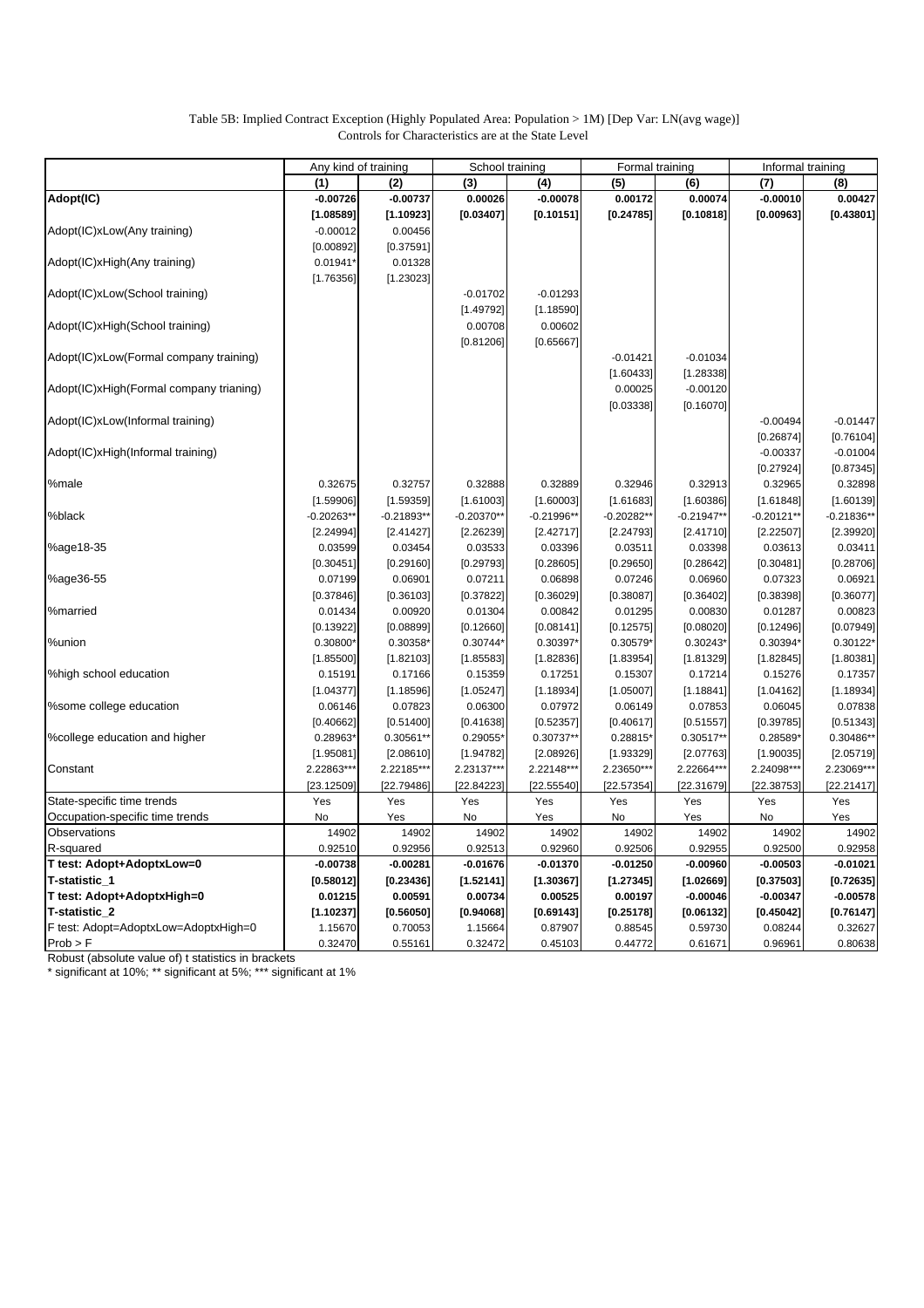Table 5B: Implied Contract Exception (Highly Populated Area: Population > 1M) [Dep Var: LN(avg wage)]
Controls for Characteristics are at the State Level

| | Any kind of training | | School training | | Formal training | | Informal training | |
|---|---|---|---|---|---|---|---|---|
| | (1) | (2) | (3) | (4) | (5) | (6) | (7) | (8) |
| **Adopt(IC)** | **-0.00726** | **-0.00737** | **0.00026** | **-0.00078** | **0.00172** | **0.00074** | **-0.00010** | **0.00427** |
| | **[1.08589]** | **[1.10923]** | **[0.03407]** | **[0.10151]** | **[0.24785]** | **[0.10818]** | **[0.00963]** | **[0.43801]** |
| Adopt(IC)xLow(Any training) | -0.00012 | 0.00456 | | | | | | |
| | [0.00892] | [0.37591] | | | | | | |
| Adopt(IC)xHigh(Any training) | 0.01941* | 0.01328 | | | | | | |
| | [1.76356] | [1.23023] | | | | | | |
| Adopt(IC)xLow(School training) | | | -0.01702 | -0.01293 | | | | |
| | | | [1.49792] | [1.18590] | | | | |
| Adopt(IC)xHigh(School training) | | | 0.00708 | 0.00602 | | | | |
| | | | [0.81206] | [0.65667] | | | | |
| Adopt(IC)xLow(Formal company training) | | | | | -0.01421 | -0.01034 | | |
| | | | | | [1.60433] | [1.28338] | | |
| Adopt(IC)xHigh(Formal company trianing) | | | | | 0.00025 | -0.00120 | | |
| | | | | | [0.03338] | [0.16070] | | |
| Adopt(IC)xLow(Informal training) | | | | | | | -0.00494 | -0.01447 |
| | | | | | | | [0.26874] | [0.76104] |
| Adopt(IC)xHigh(Informal training) | | | | | | | -0.00337 | -0.01004 |
| | | | | | | | [0.27924] | [0.87345] |
| %male | 0.32675 | 0.32757 | 0.32888 | 0.32889 | 0.32946 | 0.32913 | 0.32965 | 0.32898 |
| | [1.59906] | [1.59359] | [1.61003] | [1.60003] | [1.61683] | [1.60386] | [1.61848] | [1.60139] |
| %black | -0.20263** | -0.21893** | -0.20370** | -0.21996** | -0.20282** | -0.21947** | -0.20121** | -0.21836** |
| | [2.24994] | [2.41427] | [2.26239] | [2.42717] | [2.24793] | [2.41710] | [2.22507] | [2.39920] |
| %age18-35 | 0.03599 | 0.03454 | 0.03533 | 0.03396 | 0.03511 | 0.03398 | 0.03613 | 0.03411 |
| | [0.30451] | [0.29160] | [0.29793] | [0.28605] | [0.29650] | [0.28642] | [0.30481] | [0.28706] |
| %age36-55 | 0.07199 | 0.06901 | 0.07211 | 0.06898 | 0.07246 | 0.06960 | 0.07323 | 0.06921 |
| | [0.37846] | [0.36103] | [0.37822] | [0.36029] | [0.38087] | [0.36402] | [0.38398] | [0.36077] |
| %married | 0.01434 | 0.00920 | 0.01304 | 0.00842 | 0.01295 | 0.00830 | 0.01287 | 0.00823 |
| | [0.13922] | [0.08899] | [0.12660] | [0.08141] | [0.12575] | [0.08020] | [0.12496] | [0.07949] |
| %union | 0.30800* | 0.30358* | 0.30744* | 0.30397* | 0.30579* | 0.30243* | 0.30394* | 0.30122* |
| | [1.85500] | [1.82103] | [1.85583] | [1.82836] | [1.83954] | [1.81329] | [1.82845] | [1.80381] |
| %high school education | 0.15191 | 0.17166 | 0.15359 | 0.17251 | 0.15307 | 0.17214 | 0.15276 | 0.17357 |
| | [1.04377] | [1.18596] | [1.05247] | [1.18934] | [1.05007] | [1.18841] | [1.04162] | [1.18934] |
| %some college education | 0.06146 | 0.07823 | 0.06300 | 0.07972 | 0.06149 | 0.07853 | 0.06045 | 0.07838 |
| | [0.40662] | [0.51400] | [0.41638] | [0.52357] | [0.40617] | [0.51557] | [0.39785] | [0.51343] |
| %college education and higher | 0.28963* | 0.30561** | 0.29055* | 0.30737** | 0.28815* | 0.30517** | 0.28589* | 0.30486** |
| | [1.95081] | [2.08610] | [1.94782] | [2.08926] | [1.93329] | [2.07763] | [1.90035] | [2.05719] |
| Constant | 2.22863*** | 2.22185*** | 2.23137*** | 2.22148*** | 2.23650*** | 2.22664*** | 2.24098*** | 2.23069*** |
| | [23.12509] | [22.79486] | [22.84223] | [22.55540] | [22.57354] | [22.31679] | [22.38753] | [22.21417] |
| State-specific time trends | Yes | Yes | Yes | Yes | Yes | Yes | Yes | Yes |
| Occupation-specific time trends | No | Yes | No | Yes | No | Yes | No | Yes |
| Observations | 14902 | 14902 | 14902 | 14902 | 14902 | 14902 | 14902 | 14902 |
| R-squared | 0.92510 | 0.92956 | 0.92513 | 0.92960 | 0.92506 | 0.92955 | 0.92500 | 0.92958 |
| **T test: Adopt+AdoptxLow=0** | **-0.00738** | **-0.00281** | **-0.01676** | **-0.01370** | **-0.01250** | **-0.00960** | **-0.00503** | **-0.01021** |
| **T-statistic_1** | **[0.58012]** | **[0.23436]** | **[1.52141]** | **[1.30367]** | **[1.27345]** | **[1.02669]** | **[0.37503]** | **[0.72635]** |
| **T test: Adopt+AdoptxHigh=0** | **0.01215** | **0.00591** | **0.00734** | **0.00525** | **0.00197** | **-0.00046** | **-0.00347** | **-0.00578** |
| **T-statistic_2** | **[1.10237]** | **[0.56050]** | **[0.94068]** | **[0.69143]** | **[0.25178]** | **[0.06132]** | **[0.45042]** | **[0.76147]** |
| F test: Adopt=AdoptxLow=AdoptxHigh=0 | 1.15670 | 0.70053 | 1.15664 | 0.87907 | 0.88545 | 0.59730 | 0.08244 | 0.32627 |
| Prob > F | 0.32470 | 0.55161 | 0.32472 | 0.45103 | 0.44772 | 0.61671 | 0.96961 | 0.80638 |

Robust (absolute value of) t statistics in brackets
* significant at 10%; ** significant at 5%; *** significant at 1%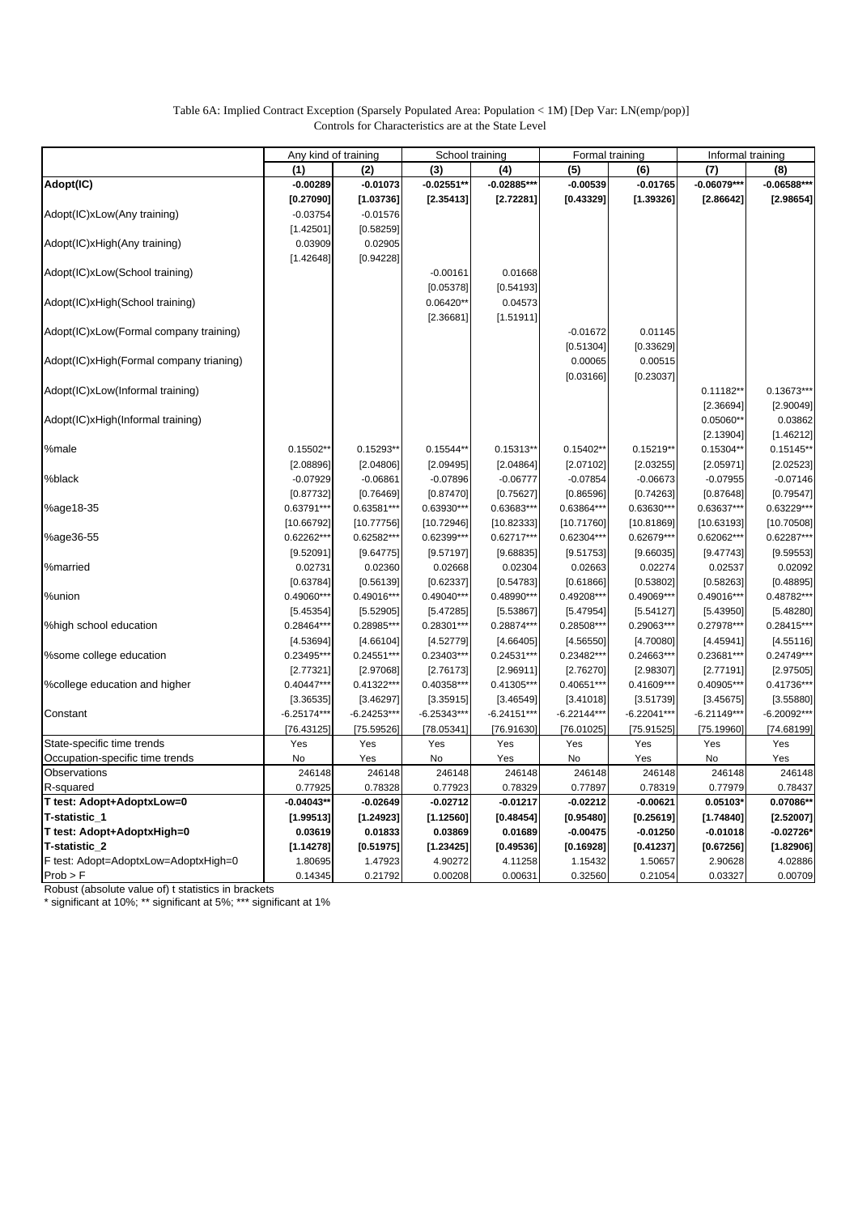Table 6A: Implied Contract Exception (Sparsely Populated Area: Population < 1M) [Dep Var: LN(emp/pop)]
Controls for Characteristics are at the State Level

| | Any kind of training | | School training | | Formal training | | Informal training | |
|---|---|---|---|---|---|---|---|---|
| | (1) | (2) | (3) | (4) | (5) | (6) | (7) | (8) |
| **Adopt(IC)** | **-0.00289** | **-0.01073** | **-0.02551\*\*** | **-0.02885\*\*\*** | **-0.00539** | **-0.01765** | **-0.06079\*\*\*** | **-0.06588\*\*\*** |
| | **[0.27090]** | **[1.03736]** | **[2.35413]** | **[2.72281]** | **[0.43329]** | **[1.39326]** | **[2.86642]** | **[2.98654]** |
| Adopt(IC)xLow(Any training) | -0.03754 | -0.01576 | | | | | | |
| | [1.42501] | [0.58259] | | | | | | |
| Adopt(IC)xHigh(Any training) | 0.03909 | 0.02905 | | | | | | |
| | [1.42648] | [0.94228] | | | | | | |
| Adopt(IC)xLow(School training) | | | -0.00161 | 0.01668 | | | | |
| | | | [0.05378] | [0.54193] | | | | |
| Adopt(IC)xHigh(School training) | | | 0.06420\*\* | 0.04573 | | | | |
| | | | [2.36681] | [1.51911] | | | | |
| Adopt(IC)xLow(Formal company training) | | | | | -0.01672 | 0.01145 | | |
| | | | | | [0.51304] | [0.33629] | | |
| Adopt(IC)xHigh(Formal company trianing) | | | | | 0.00065 | 0.00515 | | |
| | | | | | [0.03166] | [0.23037] | | |
| Adopt(IC)xLow(Informal training) | | | | | | | 0.11182\*\* | 0.13673\*\*\* |
| | | | | | | | [2.36694] | [2.90049] |
| Adopt(IC)xHigh(Informal training) | | | | | | | 0.05060\*\* | 0.03862 |
| | | | | | | | [2.13904] | [1.46212] |
| %male | 0.15502\*\* | 0.15293\*\* | 0.15544\*\* | 0.15313\*\* | 0.15402\*\* | 0.15219\*\* | 0.15304\*\* | 0.15145\*\* |
| | [2.08896] | [2.04806] | [2.09495] | [2.04864] | [2.07102] | [2.03255] | [2.05971] | [2.02523] |
| %black | -0.07929 | -0.06861 | -0.07896 | -0.06777 | -0.07854 | -0.06673 | -0.07955 | -0.07146 |
| | [0.87732] | [0.76469] | [0.87470] | [0.75627] | [0.86596] | [0.74263] | [0.87648] | [0.79547] |
| %age18-35 | 0.63791\*\*\* | 0.63581\*\*\* | 0.63930\*\*\* | 0.63683\*\*\* | 0.63864\*\*\* | 0.63630\*\*\* | 0.63637\*\*\* | 0.63229\*\*\* |
| | [10.66792] | [10.77756] | [10.72946] | [10.82333] | [10.71760] | [10.81869] | [10.63193] | [10.70508] |
| %age36-55 | 0.62262\*\*\* | 0.62582\*\*\* | 0.62399\*\*\* | 0.62717\*\*\* | 0.62304\*\*\* | 0.62679\*\*\* | 0.62062\*\*\* | 0.62287\*\*\* |
| | [9.52091] | [9.64775] | [9.57197] | [9.68835] | [9.51753] | [9.66035] | [9.47743] | [9.59553] |
| %married | 0.02731 | 0.02360 | 0.02668 | 0.02304 | 0.02663 | 0.02274 | 0.02537 | 0.02092 |
| | [0.63784] | [0.56139] | [0.62337] | [0.54783] | [0.61866] | [0.53802] | [0.58263] | [0.48895] |
| %union | 0.49060\*\*\* | 0.49016\*\*\* | 0.49040\*\*\* | 0.48990\*\*\* | 0.49208\*\*\* | 0.49069\*\*\* | 0.49016\*\*\* | 0.48782\*\*\* |
| | [5.45354] | [5.52905] | [5.47285] | [5.53867] | [5.47954] | [5.54127] | [5.43950] | [5.48280] |
| %high school education | 0.28464\*\*\* | 0.28985\*\*\* | 0.28301\*\*\* | 0.28874\*\*\* | 0.28508\*\*\* | 0.29063\*\*\* | 0.27978\*\*\* | 0.28415\*\*\* |
| | [4.53694] | [4.66104] | [4.52779] | [4.66405] | [4.56550] | [4.70080] | [4.45941] | [4.55116] |
| %some college education | 0.23495\*\*\* | 0.24551\*\*\* | 0.23403\*\*\* | 0.24531\*\*\* | 0.23482\*\*\* | 0.24663\*\*\* | 0.23681\*\*\* | 0.24749\*\*\* |
| | [2.77321] | [2.97068] | [2.76173] | [2.96911] | [2.76270] | [2.98307] | [2.77191] | [2.97505] |
| %college education and higher | 0.40447\*\*\* | 0.41322\*\*\* | 0.40358\*\*\* | 0.41305\*\*\* | 0.40651\*\*\* | 0.41609\*\*\* | 0.40905\*\*\* | 0.41736\*\*\* |
| | [3.36535] | [3.46297] | [3.35915] | [3.46549] | [3.41018] | [3.51739] | [3.45675] | [3.55880] |
| Constant | -6.25174\*\*\* | -6.24253\*\*\* | -6.25343\*\*\* | -6.24151\*\*\* | -6.22144\*\*\* | -6.22041\*\*\* | -6.21149\*\*\* | -6.20092\*\*\* |
| | [76.43125] | [75.59526] | [78.05341] | [76.91630] | [76.01025] | [75.91525] | [75.19960] | [74.68199] |
| State-specific time trends | Yes | Yes | Yes | Yes | Yes | Yes | Yes | Yes |
| Occupation-specific time trends | No | Yes | No | Yes | No | Yes | No | Yes |
| Observations | 246148 | 246148 | 246148 | 246148 | 246148 | 246148 | 246148 | 246148 |
| R-squared | 0.77925 | 0.78328 | 0.77923 | 0.78329 | 0.77897 | 0.78319 | 0.77979 | 0.78437 |
| **T test: Adopt+AdoptxLow=0** | **-0.04043\*\*** | **-0.02649** | **-0.02712** | **-0.01217** | **-0.02212** | **-0.00621** | **0.05103\*** | **0.07086\*\*** |
| **T-statistic_1** | **[1.99513]** | **[1.24923]** | **[1.12560]** | **[0.48454]** | **[0.95480]** | **[0.25619]** | **[1.74840]** | **[2.52007]** |
| **T test: Adopt+AdoptxHigh=0** | **0.03619** | **0.01833** | **0.03869** | **0.01689** | **-0.00475** | **-0.01250** | **-0.01018** | **-0.02726\*** |
| **T-statistic_2** | **[1.14278]** | **[0.51975]** | **[1.23425]** | **[0.49536]** | **[0.16928]** | **[0.41237]** | **[0.67256]** | **[1.82906]** |
| F test: Adopt=AdoptxLow=AdoptxHigh=0 | 1.80695 | 1.47923 | 4.90272 | 4.11258 | 1.15432 | 1.50657 | 2.90628 | 4.02886 |
| Prob > F | 0.14345 | 0.21792 | 0.00208 | 0.00631 | 0.32560 | 0.21054 | 0.03327 | 0.00709 |

Robust (absolute value of) t statistics in brackets
\* significant at 10%; \*\* significant at 5%; \*\*\* significant at 1%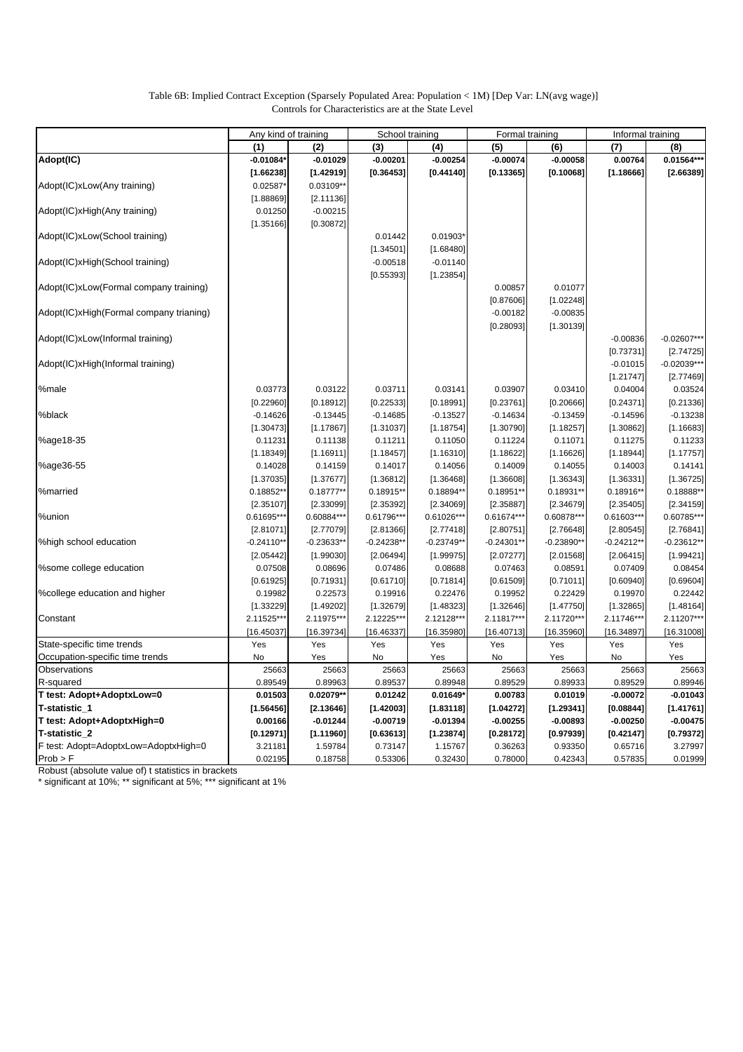Table 6B: Implied Contract Exception (Sparsely Populated Area: Population < 1M) [Dep Var: LN(avg wage)]
Controls for Characteristics are at the State Level

| | Any kind of training | | School training | | Formal training | | Informal training | |
|---|---|---|---|---|---|---|---|---|
| | (1) | (2) | (3) | (4) | (5) | (6) | (7) | (8) |
| **Adopt(IC)** | **-0.01084*** | **-0.01029** | **-0.00201** | **-0.00254** | **-0.00074** | **-0.00058** | **0.00764** | **0.01564***** |
| | **[1.66238]** | **[1.42919]** | **[0.36453]** | **[0.44140]** | **[0.13365]** | **[0.10068]** | **[1.18666]** | **[2.66389]** |
| Adopt(IC)xLow(Any training) | 0.02587* | 0.03109** | | | | | | |
| | [1.88869] | [2.11136] | | | | | | |
| Adopt(IC)xHigh(Any training) | 0.01250 | -0.00215 | | | | | | |
| | [1.35166] | [0.30872] | | | | | | |
| Adopt(IC)xLow(School training) | | | 0.01442 | 0.01903* | | | | |
| | | | [1.34501] | [1.68480] | | | | |
| Adopt(IC)xHigh(School training) | | | -0.00518 | -0.01140 | | | | |
| | | | [0.55393] | [1.23854] | | | | |
| Adopt(IC)xLow(Formal company training) | | | | | 0.00857 | 0.01077 | | |
| | | | | | [0.87606] | [1.02248] | | |
| Adopt(IC)xHigh(Formal company trianing) | | | | | -0.00182 | -0.00835 | | |
| | | | | | [0.28093] | [1.30139] | | |
| Adopt(IC)xLow(Informal training) | | | | | | | -0.00836 | -0.02607*** |
| | | | | | | | [0.73731] | [2.74725] |
| Adopt(IC)xHigh(Informal training) | | | | | | | -0.01015 | -0.02039*** |
| | | | | | | | [1.21747] | [2.77469] |
| %male | 0.03773 | 0.03122 | 0.03711 | 0.03141 | 0.03907 | 0.03410 | 0.04004 | 0.03524 |
| | [0.22960] | [0.18912] | [0.22533] | [0.18991] | [0.23761] | [0.20666] | [0.24371] | [0.21336] |
| %black | -0.14626 | -0.13445 | -0.14685 | -0.13527 | -0.14634 | -0.13459 | -0.14596 | -0.13238 |
| | [1.30473] | [1.17867] | [1.31037] | [1.18754] | [1.30790] | [1.18257] | [1.30862] | [1.16683] |
| %age18-35 | 0.11231 | 0.11138 | 0.11211 | 0.11050 | 0.11224 | 0.11071 | 0.11275 | 0.11233 |
| | [1.18349] | [1.16911] | [1.18457] | [1.16310] | [1.18622] | [1.16626] | [1.18944] | [1.17757] |
| %age36-55 | 0.14028 | 0.14159 | 0.14017 | 0.14056 | 0.14009 | 0.14055 | 0.14003 | 0.14141 |
| | [1.37035] | [1.37677] | [1.36812] | [1.36468] | [1.36608] | [1.36343] | [1.36331] | [1.36725] |
| %married | 0.18852** | 0.18777** | 0.18915** | 0.18894** | 0.18951** | 0.18931** | 0.18916** | 0.18888** |
| | [2.35107] | [2.33099] | [2.35392] | [2.34069] | [2.35887] | [2.34679] | [2.35405] | [2.34159] |
| %union | 0.61695*** | 0.60884*** | 0.61796*** | 0.61026*** | 0.61674*** | 0.60878*** | 0.61603*** | 0.60785*** |
| | [2.81071] | [2.77079] | [2.81366] | [2.77418] | [2.80751] | [2.76648] | [2.80545] | [2.76841] |
| %high school education | -0.24110** | -0.23633** | -0.24238** | -0.23749** | -0.24301** | -0.23890** | -0.24212** | -0.23612** |
| | [2.05442] | [1.99030] | [2.06494] | [1.99975] | [2.07277] | [2.01568] | [2.06415] | [1.99421] |
| %some college education | 0.07508 | 0.08696 | 0.07486 | 0.08688 | 0.07463 | 0.08591 | 0.07409 | 0.08454 |
| | [0.61925] | [0.71931] | [0.61710] | [0.71814] | [0.61509] | [0.71011] | [0.60940] | [0.69604] |
| %college education and higher | 0.19982 | 0.22573 | 0.19916 | 0.22476 | 0.19952 | 0.22429 | 0.19970 | 0.22442 |
| | [1.33229] | [1.49202] | [1.32679] | [1.48323] | [1.32646] | [1.47750] | [1.32865] | [1.48164] |
| Constant | 2.11525*** | 2.11975*** | 2.12225*** | 2.12128*** | 2.11817*** | 2.11720*** | 2.11746*** | 2.11207*** |
| | [16.45037] | [16.39734] | [16.46337] | [16.35980] | [16.40713] | [16.35960] | [16.34897] | [16.31008] |
| State-specific time trends | Yes | Yes | Yes | Yes | Yes | Yes | Yes | Yes |
| Occupation-specific time trends | No | Yes | No | Yes | No | Yes | No | Yes |
| Observations | 25663 | 25663 | 25663 | 25663 | 25663 | 25663 | 25663 | 25663 |
| R-squared | 0.89549 | 0.89963 | 0.89537 | 0.89948 | 0.89529 | 0.89933 | 0.89529 | 0.89946 |
| **T test: Adopt+AdoptxLow=0** | **0.01503** | **0.02079**** | **0.01242** | **0.01649*** | **0.00783** | **0.01019** | **-0.00072** | **-0.01043** |
| **T-statistic_1** | **[1.56456]** | **[2.13646]** | **[1.42003]** | **[1.83118]** | **[1.04272]** | **[1.29341]** | **[0.08844]** | **[1.41761]** |
| **T test: Adopt+AdoptxHigh=0** | **0.00166** | **-0.01244** | **-0.00719** | **-0.01394** | **-0.00255** | **-0.00893** | **-0.00250** | **-0.00475** |
| **T-statistic_2** | **[0.12971]** | **[1.11960]** | **[0.63613]** | **[1.23874]** | **[0.28172]** | **[0.97939]** | **[0.42147]** | **[0.79372]** |
| F test: Adopt=AdoptxLow=AdoptxHigh=0 | 3.21181 | 1.59784 | 0.73147 | 1.15767 | 0.36263 | 0.93350 | 0.65716 | 3.27997 |
| Prob > F | 0.02195 | 0.18758 | 0.53306 | 0.32430 | 0.78000 | 0.42343 | 0.57835 | 0.01999 |

Robust (absolute value of) t statistics in brackets
* significant at 10%; ** significant at 5%; *** significant at 1%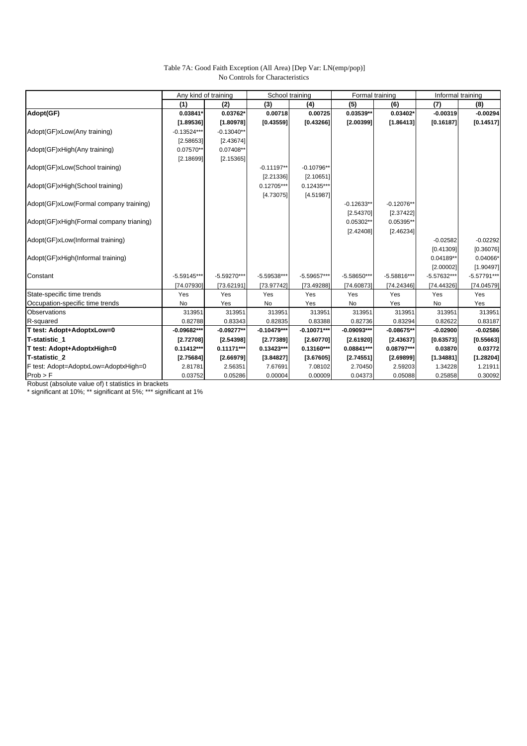Table 7A: Good Faith Exception (All Area) [Dep Var: LN(emp/pop)]
No Controls for Characteristics

| | Any kind of training | | School training | | Formal training | | Informal training | |
|---|---|---|---|---|---|---|---|---|
| | (1) | (2) | (3) | (4) | (5) | (6) | (7) | (8) |
| **Adopt(GF)** | **0.03841*** | **0.03762*** | **0.00718** | **0.00725** | **0.03539**** | **0.03402*** | **-0.00319** | **-0.00294** |
| | **[1.89536]** | **[1.80978]** | **[0.43559]** | **[0.43266]** | **[2.00399]** | **[1.86413]** | **[0.16187]** | **[0.14517]** |
| Adopt(GF)xLow(Any training) | -0.13524*** | -0.13040** | | | | | | |
| | [2.58653] | [2.43674] | | | | | | |
| Adopt(GF)xHigh(Any training) | 0.07570** | 0.07408** | | | | | | |
| | [2.18699] | [2.15365] | | | | | | |
| Adopt(GF)xLow(School training) | | | -0.11197** | -0.10796** | | | | |
| | | | [2.21336] | [2.10651] | | | | |
| Adopt(GF)xHigh(School training) | | | 0.12705*** | 0.12435*** | | | | |
| | | | [4.73075] | [4.51987] | | | | |
| Adopt(GF)xLow(Formal company training) | | | | | -0.12633** | -0.12076** | | |
| | | | | | [2.54370] | [2.37422] | | |
| Adopt(GF)xHigh(Formal company trianing) | | | | | 0.05302** | 0.05395** | | |
| | | | | | [2.42408] | [2.46234] | | |
| Adopt(GF)xLow(Informal training) | | | | | | | -0.02582 | -0.02292 |
| | | | | | | | [0.41309] | [0.36076] |
| Adopt(GF)xHigh(Informal training) | | | | | | | 0.04189** | 0.04066* |
| | | | | | | | [2.00002] | [1.90497] |
| Constant | -5.59145*** | -5.59270*** | -5.59538*** | -5.59657*** | -5.58650*** | -5.58816*** | -5.57632*** | -5.57791*** |
| | [74.07930] | [73.62191] | [73.97742] | [73.49288] | [74.60873] | [74.24346] | [74.44326] | [74.04579] |
| State-specific time trends | Yes | Yes | Yes | Yes | Yes | Yes | Yes | Yes |
| Occupation-specific time trends | No | Yes | No | Yes | No | Yes | No | Yes |
| Observations | 313951 | 313951 | 313951 | 313951 | 313951 | 313951 | 313951 | 313951 |
| R-squared | 0.82788 | 0.83343 | 0.82835 | 0.83388 | 0.82736 | 0.83294 | 0.82622 | 0.83187 |
| **T test: Adopt+AdoptxLow=0** | **-0.09682***** | **-0.09277**** | **-0.10479***** | **-0.10071***** | **-0.09093***** | **-0.08675**** | **-0.02900** | **-0.02586** |
| **T-statistic_1** | **[2.72708]** | **[2.54398]** | **[2.77389]** | **[2.60770]** | **[2.61920]** | **[2.43637]** | **[0.63573]** | **[0.55663]** |
| **T test: Adopt+AdoptxHigh=0** | **0.11412***** | **0.11171***** | **0.13423***** | **0.13160***** | **0.08841***** | **0.08797***** | **0.03870** | **0.03772** |
| **T-statistic_2** | **[2.75684]** | **[2.66979]** | **[3.84827]** | **[3.67605]** | **[2.74551]** | **[2.69899]** | **[1.34881]** | **[1.28204]** |
| F test: Adopt=AdoptxLow=AdoptxHigh=0 | 2.81781 | 2.56351 | 7.67691 | 7.08102 | 2.70450 | 2.59203 | 1.34228 | 1.21911 |
| Prob > F | 0.03752 | 0.05286 | 0.00004 | 0.00009 | 0.04373 | 0.05088 | 0.25858 | 0.30092 |

Robust (absolute value of) t statistics in brackets
* significant at 10%; ** significant at 5%; *** significant at 1%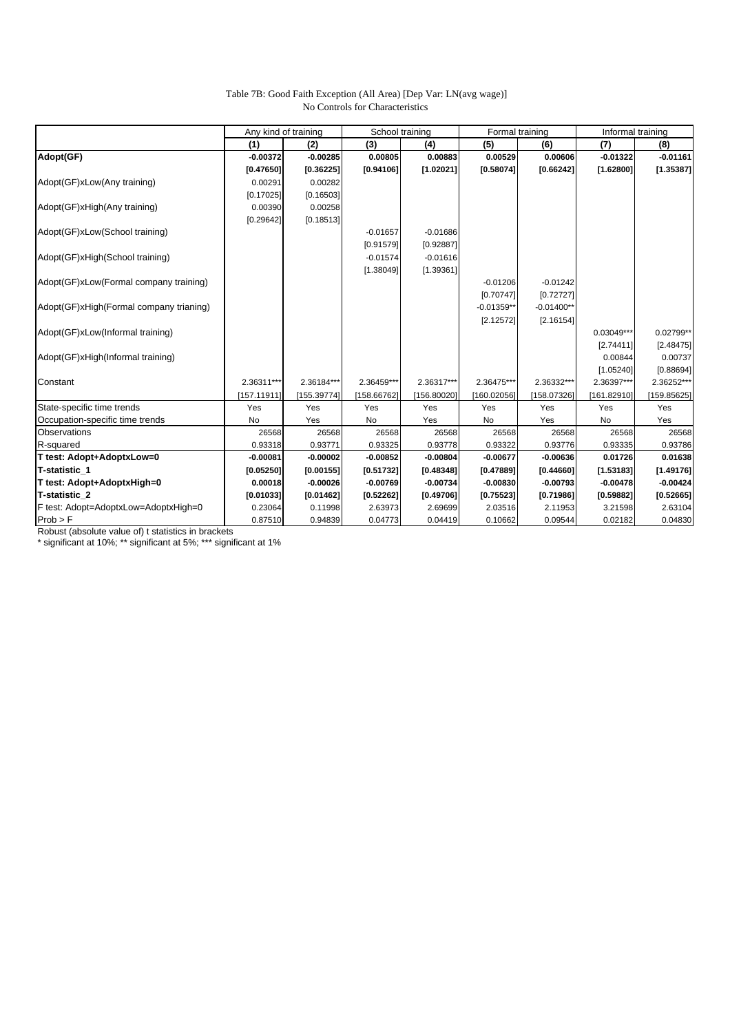Table 7B: Good Faith Exception (All Area) [Dep Var: LN(avg wage)]
No Controls for Characteristics

| | Any kind of training | | School training | | Formal training | | Informal training | |
|---|---|---|---|---|---|---|---|---|
| | **(1)** | **(2)** | **(3)** | **(4)** | **(5)** | **(6)** | **(7)** | **(8)** |
| **Adopt(GF)** | **-0.00372** | **-0.00285** | **0.00805** | **0.00883** | **0.00529** | **0.00606** | **-0.01322** | **-0.01161** |
| | **[0.47650]** | **[0.36225]** | **[0.94106]** | **[1.02021]** | **[0.58074]** | **[0.66242]** | **[1.62800]** | **[1.35387]** |
| Adopt(GF)xLow(Any training) | 0.00291 | 0.00282 | | | | | | |
| | [0.17025] | [0.16503] | | | | | | |
| Adopt(GF)xHigh(Any training) | 0.00390 | 0.00258 | | | | | | |
| | [0.29642] | [0.18513] | | | | | | |
| Adopt(GF)xLow(School training) | | | -0.01657 | -0.01686 | | | | |
| | | | [0.91579] | [0.92887] | | | | |
| Adopt(GF)xHigh(School training) | | | -0.01574 | -0.01616 | | | | |
| | | | [1.38049] | [1.39361] | | | | |
| Adopt(GF)xLow(Formal company training) | | | | | -0.01206 | -0.01242 | | |
| | | | | | [0.70747] | [0.72727] | | |
| Adopt(GF)xHigh(Formal company trianing) | | | | | -0.01359** | -0.01400** | | |
| | | | | | [2.12572] | [2.16154] | | |
| Adopt(GF)xLow(Informal training) | | | | | | | 0.03049*** | 0.02799** |
| | | | | | | | [2.74411] | [2.48475] |
| Adopt(GF)xHigh(Informal training) | | | | | | | 0.00844 | 0.00737 |
| | | | | | | | [1.05240] | [0.88694] |
| Constant | 2.36311*** | 2.36184*** | 2.36459*** | 2.36317*** | 2.36475*** | 2.36332*** | 2.36397*** | 2.36252*** |
| | [157.11911] | [155.39774] | [158.66762] | [156.80020] | [160.02056] | [158.07326] | [161.82910] | [159.85625] |
| State-specific time trends | Yes | Yes | Yes | Yes | Yes | Yes | Yes | Yes |
| Occupation-specific time trends | No | Yes | No | Yes | No | Yes | No | Yes |
| Observations | 26568 | 26568 | 26568 | 26568 | 26568 | 26568 | 26568 | 26568 |
| R-squared | 0.93318 | 0.93771 | 0.93325 | 0.93778 | 0.93322 | 0.93776 | 0.93335 | 0.93786 |
| **T test: Adopt+AdoptxLow=0** | **-0.00081** | **-0.00002** | **-0.00852** | **-0.00804** | **-0.00677** | **-0.00636** | **0.01726** | **0.01638** |
| **T-statistic_1** | **[0.05250]** | **[0.00155]** | **[0.51732]** | **[0.48348]** | **[0.47889]** | **[0.44660]** | **[1.53183]** | **[1.49176]** |
| **T test: Adopt+AdoptxHigh=0** | **0.00018** | **-0.00026** | **-0.00769** | **-0.00734** | **-0.00830** | **-0.00793** | **-0.00478** | **-0.00424** |
| **T-statistic_2** | **[0.01033]** | **[0.01462]** | **[0.52262]** | **[0.49706]** | **[0.75523]** | **[0.71986]** | **[0.59882]** | **[0.52665]** |
| F test: Adopt=AdoptxLow=AdoptxHigh=0 | 0.23064 | 0.11998 | 2.63973 | 2.69699 | 2.03516 | 2.11953 | 3.21598 | 2.63104 |
| Prob > F | 0.87510 | 0.94839 | 0.04773 | 0.04419 | 0.10662 | 0.09544 | 0.02182 | 0.04830 |

Robust (absolute value of) t statistics in brackets
* significant at 10%; ** significant at 5%; *** significant at 1%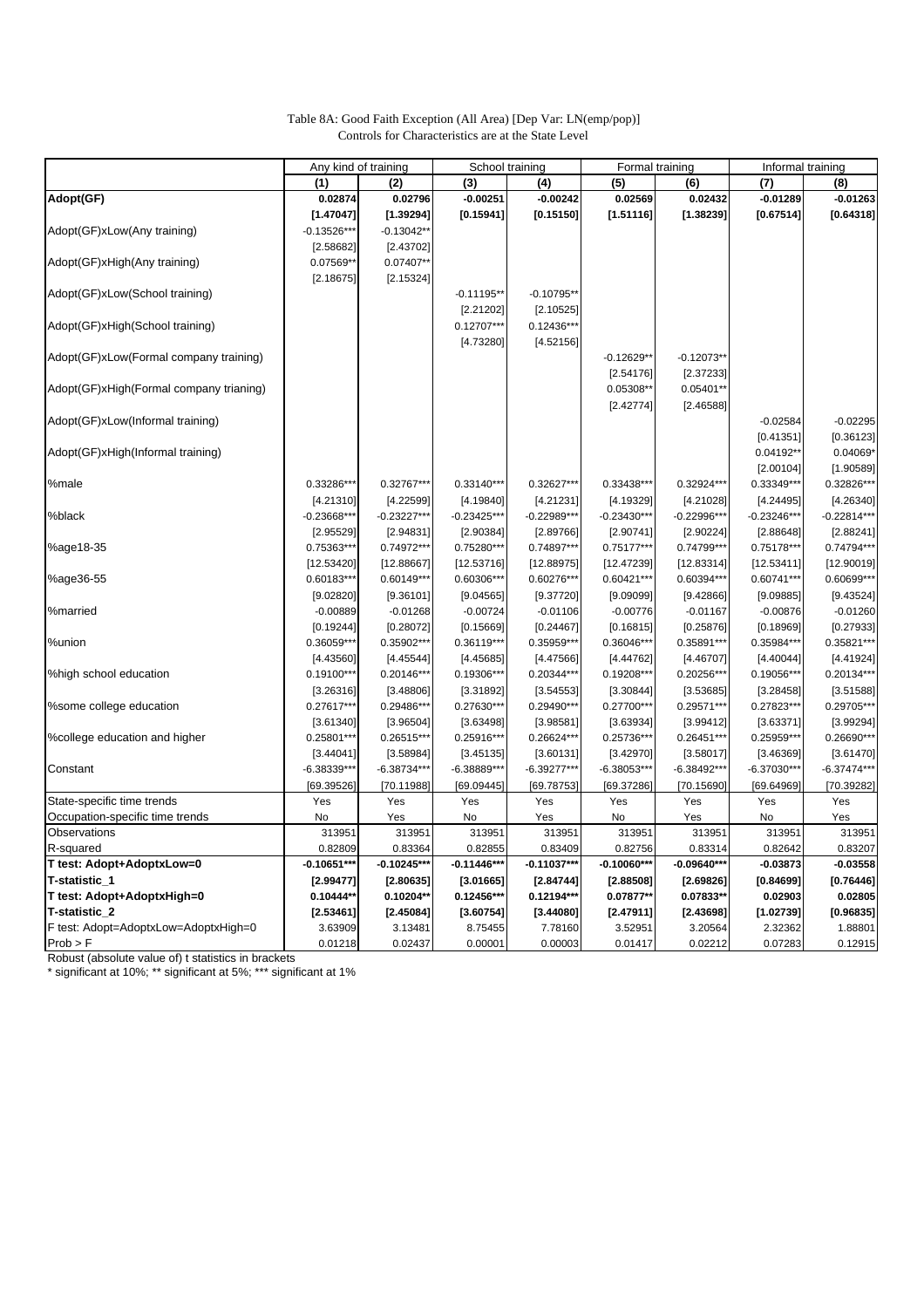Table 8A: Good Faith Exception (All Area) [Dep Var: LN(emp/pop)]
Controls for Characteristics are at the State Level

| | Any kind of training | | School training | | Formal training | | Informal training | |
|---|---|---|---|---|---|---|---|---|
| | (1) | (2) | (3) | (4) | (5) | (6) | (7) | (8) |
| **Adopt(GF)** | **0.02874** | **0.02796** | **-0.00251** | **-0.00242** | **0.02569** | **0.02432** | **-0.01289** | **-0.01263** |
| | **[1.47047]** | **[1.39294]** | **[0.15941]** | **[0.15150]** | **[1.51116]** | **[1.38239]** | **[0.67514]** | **[0.64318]** |
| Adopt(GF)xLow(Any training) | -0.13526*** | -0.13042** | | | | | | |
| | [2.58682] | [2.43702] | | | | | | |
| Adopt(GF)xHigh(Any training) | 0.07569** | 0.07407** | | | | | | |
| | [2.18675] | [2.15324] | | | | | | |
| Adopt(GF)xLow(School training) | | | -0.11195** | -0.10795** | | | | |
| | | | [2.21202] | [2.10525] | | | | |
| Adopt(GF)xHigh(School training) | | | 0.12707*** | 0.12436*** | | | | |
| | | | [4.73280] | [4.52156] | | | | |
| Adopt(GF)xLow(Formal company training) | | | | | -0.12629** | -0.12073** | | |
| | | | | | [2.54176] | [2.37233] | | |
| Adopt(GF)xHigh(Formal company trianing) | | | | | 0.05308** | 0.05401** | | |
| | | | | | [2.42774] | [2.46588] | | |
| Adopt(GF)xLow(Informal training) | | | | | | | -0.02584 | -0.02295 |
| | | | | | | | [0.41351] | [0.36123] |
| Adopt(GF)xHigh(Informal training) | | | | | | | 0.04192** | 0.04069* |
| | | | | | | | [2.00104] | [1.90589] |
| %male | 0.33286*** | 0.32767*** | 0.33140*** | 0.32627*** | 0.33438*** | 0.32924*** | 0.33349*** | 0.32826*** |
| | [4.21310] | [4.22599] | [4.19840] | [4.21231] | [4.19329] | [4.21028] | [4.24495] | [4.26340] |
| %black | -0.23668*** | -0.23227*** | -0.23425*** | -0.22989*** | -0.23430*** | -0.22996*** | -0.23246*** | -0.22814*** |
| | [2.95529] | [2.94831] | [2.90384] | [2.89766] | [2.90741] | [2.90224] | [2.88648] | [2.88241] |
| %age18-35 | 0.75363*** | 0.74972*** | 0.75280*** | 0.74897*** | 0.75177*** | 0.74799*** | 0.75178*** | 0.74794*** |
| | [12.53420] | [12.88667] | [12.53716] | [12.88975] | [12.47239] | [12.83314] | [12.53411] | [12.90019] |
| %age36-55 | 0.60183*** | 0.60149*** | 0.60306*** | 0.60276*** | 0.60421*** | 0.60394*** | 0.60741*** | 0.60699*** |
| | [9.02820] | [9.36101] | [9.04565] | [9.37720] | [9.09099] | [9.42866] | [9.09885] | [9.43524] |
| %married | -0.00889 | -0.01268 | -0.00724 | -0.01106 | -0.00776 | -0.01167 | -0.00876 | -0.01260 |
| | [0.19244] | [0.28072] | [0.15669] | [0.24467] | [0.16815] | [0.25876] | [0.18969] | [0.27933] |
| %union | 0.36059*** | 0.35902*** | 0.36119*** | 0.35959*** | 0.36046*** | 0.35891*** | 0.35984*** | 0.35821*** |
| | [4.43560] | [4.45544] | [4.45685] | [4.47566] | [4.44762] | [4.46707] | [4.40044] | [4.41924] |
| %high school education | 0.19100*** | 0.20146*** | 0.19306*** | 0.20344*** | 0.19208*** | 0.20256*** | 0.19056*** | 0.20134*** |
| | [3.26316] | [3.48806] | [3.31892] | [3.54553] | [3.30844] | [3.53685] | [3.28458] | [3.51588] |
| %some college education | 0.27617*** | 0.29486*** | 0.27630*** | 0.29490*** | 0.27700*** | 0.29571*** | 0.27823*** | 0.29705*** |
| | [3.61340] | [3.96504] | [3.63498] | [3.98581] | [3.63934] | [3.99412] | [3.63371] | [3.99294] |
| %college education and higher | 0.25801*** | 0.26515*** | 0.25916*** | 0.26624*** | 0.25736*** | 0.26451*** | 0.25959*** | 0.26690*** |
| | [3.44041] | [3.58984] | [3.45135] | [3.60131] | [3.42970] | [3.58017] | [3.46369] | [3.61470] |
| Constant | -6.38339*** | -6.38734*** | -6.38889*** | -6.39277*** | -6.38053*** | -6.38492*** | -6.37030*** | -6.37474*** |
| | [69.39526] | [70.11988] | [69.09445] | [69.78753] | [69.37286] | [70.15690] | [69.64969] | [70.39282] |
| State-specific time trends | Yes | Yes | Yes | Yes | Yes | Yes | Yes | Yes |
| Occupation-specific time trends | No | Yes | No | Yes | No | Yes | No | Yes |
| Observations | 313951 | 313951 | 313951 | 313951 | 313951 | 313951 | 313951 | 313951 |
| R-squared | 0.82809 | 0.83364 | 0.82855 | 0.83409 | 0.82756 | 0.83314 | 0.82642 | 0.83207 |
| **T test: Adopt+AdoptxLow=0** | **-0.10651*** | **-0.10245*** | **-0.11446*** | **-0.11037*** | **-0.10060*** | **-0.09640*** | **-0.03873** | **-0.03558** |
| **T-statistic_1** | **[2.99477]** | **[2.80635]** | **[3.01665]** | **[2.84744]** | **[2.88508]** | **[2.69826]** | **[0.84699]** | **[0.76446]** |
| **T test: Adopt+AdoptxHigh=0** | **0.10444** | **0.10204** | **0.12456*** | **0.12194*** | **0.07877** | **0.07833** | **0.02903** | **0.02805** |
| **T-statistic_2** | **[2.53461]** | **[2.45084]** | **[3.60754]** | **[3.44080]** | **[2.47911]** | **[2.43698]** | **[1.02739]** | **[0.96835]** |
| F test: Adopt=AdoptxLow=AdoptxHigh=0 | 3.63909 | 3.13481 | 8.75455 | 7.78160 | 3.52951 | 3.20564 | 2.32362 | 1.88801 |
| Prob > F | 0.01218 | 0.02437 | 0.00001 | 0.00003 | 0.01417 | 0.02212 | 0.07283 | 0.12915 |

Robust (absolute value of) t statistics in brackets
* significant at 10%; ** significant at 5%; *** significant at 1%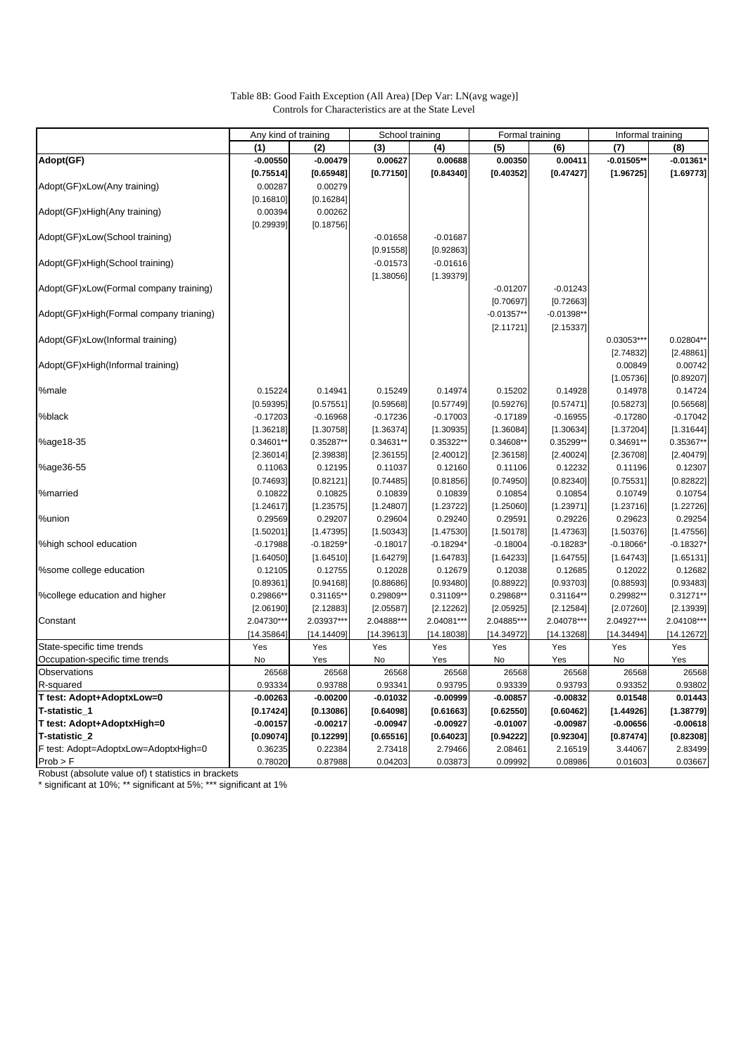Table 8B: Good Faith Exception (All Area) [Dep Var: LN(avg wage)]
Controls for Characteristics are at the State Level

| | Any kind of training | | School training | | Formal training | | Informal training | |
|---|---|---|---|---|---|---|---|---|
| | (1) | (2) | (3) | (4) | (5) | (6) | (7) | (8) |
| **Adopt(GF)** | **-0.00550** | **-0.00479** | **0.00627** | **0.00688** | **0.00350** | **0.00411** | **-0.01505\*\*** | **-0.01361\*** |
| | **[0.75514]** | **[0.65948]** | **[0.77150]** | **[0.84340]** | **[0.40352]** | **[0.47427]** | **[1.96725]** | **[1.69773]** |
| Adopt(GF)xLow(Any training) | 0.00287 | 0.00279 | | | | | | |
| | [0.16810] | [0.16284] | | | | | | |
| Adopt(GF)xHigh(Any training) | 0.00394 | 0.00262 | | | | | | |
| | [0.29939] | [0.18756] | | | | | | |
| Adopt(GF)xLow(School training) | | | -0.01658 | -0.01687 | | | | |
| | | | [0.91558] | [0.92863] | | | | |
| Adopt(GF)xHigh(School training) | | | -0.01573 | -0.01616 | | | | |
| | | | [1.38056] | [1.39379] | | | | |
| Adopt(GF)xLow(Formal company training) | | | | | -0.01207 | -0.01243 | | |
| | | | | | [0.70697] | [0.72663] | | |
| Adopt(GF)xHigh(Formal company trianing) | | | | | -0.01357\*\* | -0.01398\*\* | | |
| | | | | | [2.11721] | [2.15337] | | |
| Adopt(GF)xLow(Informal training) | | | | | | | 0.03053\*\*\* | 0.02804\*\* |
| | | | | | | | [2.74832] | [2.48861] |
| Adopt(GF)xHigh(Informal training) | | | | | | | 0.00849 | 0.00742 |
| | | | | | | | [1.05736] | [0.89207] |
| %male | 0.15224 | 0.14941 | 0.15249 | 0.14974 | 0.15202 | 0.14928 | 0.14978 | 0.14724 |
| | [0.59395] | [0.57551] | [0.59568] | [0.57749] | [0.59276] | [0.57471] | [0.58273] | [0.56568] |
| %black | -0.17203 | -0.16968 | -0.17236 | -0.17003 | -0.17189 | -0.16955 | -0.17280 | -0.17042 |
| | [1.36218] | [1.30758] | [1.36374] | [1.30935] | [1.36084] | [1.30634] | [1.37204] | [1.31644] |
| %age18-35 | 0.34601\*\* | 0.35287\*\* | 0.34631\*\* | 0.35322\*\* | 0.34608\*\* | 0.35299\*\* | 0.34691\*\* | 0.35367\*\* |
| | [2.36014] | [2.39838] | [2.36155] | [2.40012] | [2.36158] | [2.40024] | [2.36708] | [2.40479] |
| %age36-55 | 0.11063 | 0.12195 | 0.11037 | 0.12160 | 0.11106 | 0.12232 | 0.11196 | 0.12307 |
| | [0.74693] | [0.82121] | [0.74485] | [0.81856] | [0.74950] | [0.82340] | [0.75531] | [0.82822] |
| %married | 0.10822 | 0.10825 | 0.10839 | 0.10839 | 0.10854 | 0.10854 | 0.10749 | 0.10754 |
| | [1.24617] | [1.23575] | [1.24807] | [1.23722] | [1.25060] | [1.23971] | [1.23716] | [1.22726] |
| %union | 0.29569 | 0.29207 | 0.29604 | 0.29240 | 0.29591 | 0.29226 | 0.29623 | 0.29254 |
| | [1.50201] | [1.47395] | [1.50343] | [1.47530] | [1.50178] | [1.47363] | [1.50376] | [1.47556] |
| %high school education | -0.17988 | -0.18259\* | -0.18017 | -0.18294\* | -0.18004 | -0.18283\* | -0.18066\* | -0.18327\* |
| | [1.64050] | [1.64510] | [1.64279] | [1.64783] | [1.64233] | [1.64755] | [1.64743] | [1.65131] |
| %some college education | 0.12105 | 0.12755 | 0.12028 | 0.12679 | 0.12038 | 0.12685 | 0.12022 | 0.12682 |
| | [0.89361] | [0.94168] | [0.88686] | [0.93480] | [0.88922] | [0.93703] | [0.88593] | [0.93483] |
| %college education and higher | 0.29866\*\* | 0.31165\*\* | 0.29809\*\* | 0.31109\*\* | 0.29868\*\* | 0.31164\*\* | 0.29982\*\* | 0.31271\*\* |
| | [2.06190] | [2.12883] | [2.05587] | [2.12262] | [2.05925] | [2.12584] | [2.07260] | [2.13939] |
| Constant | 2.04730\*\*\* | 2.03937\*\*\* | 2.04888\*\*\* | 2.04081\*\*\* | 2.04885\*\*\* | 2.04078\*\*\* | 2.04927\*\*\* | 2.04108\*\*\* |
| | [14.35864] | [14.14409] | [14.39613] | [14.18038] | [14.34972] | [14.13268] | [14.34494] | [14.12672] |
| State-specific time trends | Yes | Yes | Yes | Yes | Yes | Yes | Yes | Yes |
| Occupation-specific time trends | No | Yes | No | Yes | No | Yes | No | Yes |
| Observations | 26568 | 26568 | 26568 | 26568 | 26568 | 26568 | 26568 | 26568 |
| R-squared | 0.93334 | 0.93788 | 0.93341 | 0.93795 | 0.93339 | 0.93793 | 0.93352 | 0.93802 |
| **T test: Adopt+AdoptxLow=0** | **-0.00263** | **-0.00200** | **-0.01032** | **-0.00999** | **-0.00857** | **-0.00832** | **0.01548** | **0.01443** |
| **T-statistic_1** | **[0.17424]** | **[0.13086]** | **[0.64098]** | **[0.61663]** | **[0.62550]** | **[0.60462]** | **[1.44926]** | **[1.38779]** |
| **T test: Adopt+AdoptxHigh=0** | **-0.00157** | **-0.00217** | **-0.00947** | **-0.00927** | **-0.01007** | **-0.00987** | **-0.00656** | **-0.00618** |
| **T-statistic_2** | **[0.09074]** | **[0.12299]** | **[0.65516]** | **[0.64023]** | **[0.94222]** | **[0.92304]** | **[0.87474]** | **[0.82308]** |
| F test: Adopt=AdoptxLow=AdoptxHigh=0 | 0.36235 | 0.22384 | 2.73418 | 2.79466 | 2.08461 | 2.16519 | 3.44067 | 2.83499 |
| Prob > F | 0.78020 | 0.87988 | 0.04203 | 0.03873 | 0.09992 | 0.08986 | 0.01603 | 0.03667 |

Robust (absolute value of) t statistics in brackets
* significant at 10%; ** significant at 5%; *** significant at 1%